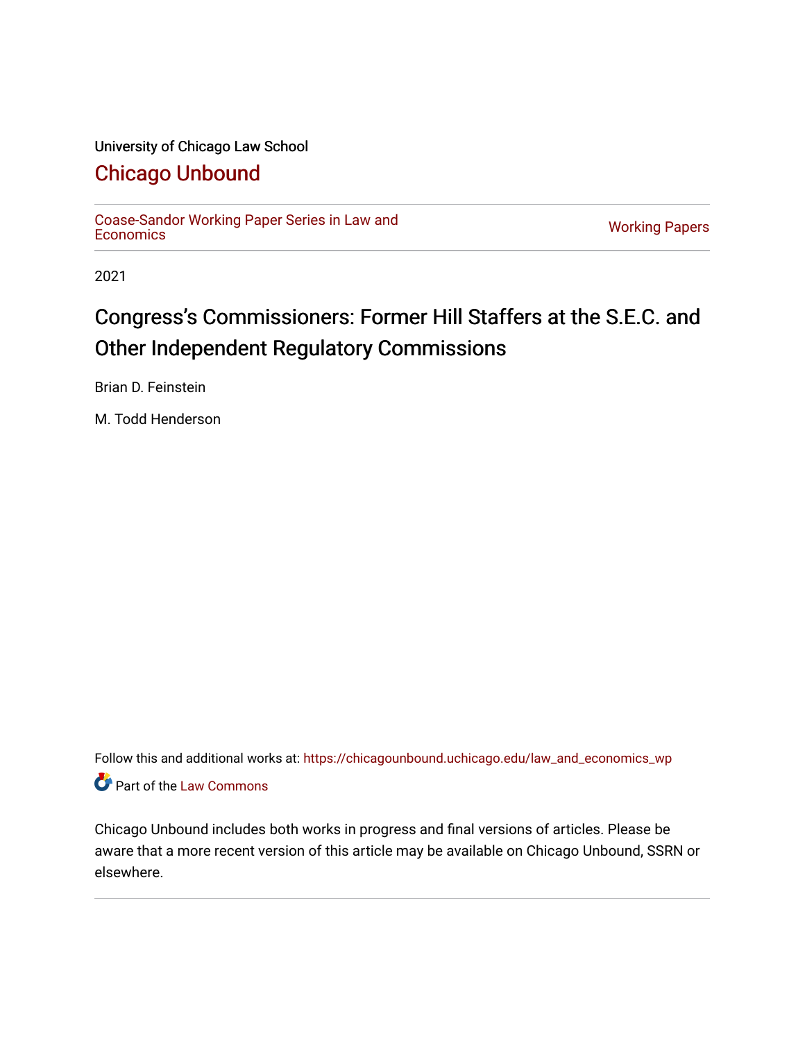University of Chicago Law School

# Chicago Unbound

Coase-Sandor Working Paper Series in Law and Economics | Working Papers

2021

# Congress's Commissioners: Former Hill Staffers at the S.E.C. and Other Independent Regulatory Commissions

Brian D. Feinstein

M. Todd Henderson

Follow this and additional works at: https://chicagounbound.uchicago.edu/law_and_economics_wp

Part of the Law Commons

Chicago Unbound includes both works in progress and final versions of articles. Please be aware that a more recent version of this article may be available on Chicago Unbound, SSRN or elsewhere.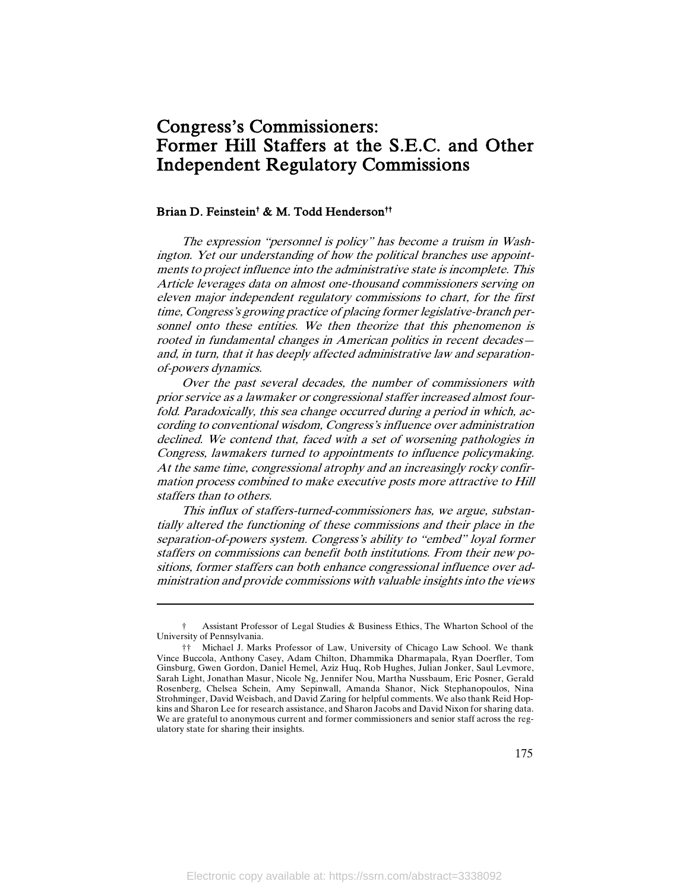# Congress's Commissioners: Former Hill Staffers at the S.E.C. and Other Independent Regulatory Commissions

**Brian D. Feinstein† & M. Todd Henderson††**

*The expression "personnel is policy" has become a truism in Washington. Yet our understanding of how the political branches use appointments to project influence into the administrative state is incomplete. This Article leverages data on almost one-thousand commissioners serving on eleven major independent regulatory commissions to chart, for the first time, Congress's growing practice of placing former legislative-branch personnel onto these entities. We then theorize that this phenomenon is rooted in fundamental changes in American politics in recent decades—and, in turn, that it has deeply affected administrative law and separation-of-powers dynamics.*

*Over the past several decades, the number of commissioners with prior service as a lawmaker or congressional staffer increased almost fourfold. Paradoxically, this sea change occurred during a period in which, according to conventional wisdom, Congress's influence over administration declined. We contend that, faced with a set of worsening pathologies in Congress, lawmakers turned to appointments to influence policymaking. At the same time, congressional atrophy and an increasingly rocky confirmation process combined to make executive posts more attractive to Hill staffers than to others.*

*This influx of staffers-turned-commissioners has, we argue, substantially altered the functioning of these commissions and their place in the separation-of-powers system. Congress's ability to "embed" loyal former staffers on commissions can benefit both institutions. From their new positions, former staffers can both enhance congressional influence over administration and provide commissions with valuable insights into the views*

---

† Assistant Professor of Legal Studies & Business Ethics, The Wharton School of the University of Pennsylvania.

†† Michael J. Marks Professor of Law, University of Chicago Law School. We thank Vince Buccola, Anthony Casey, Adam Chilton, Dhammika Dharmapala, Ryan Doerfler, Tom Ginsburg, Gwen Gordon, Daniel Hemel, Aziz Huq, Rob Hughes, Julian Jonker, Saul Levmore, Sarah Light, Jonathan Masur, Nicole Ng, Jennifer Nou, Martha Nussbaum, Eric Posner, Gerald Rosenberg, Chelsea Schein, Amy Sepinwall, Amanda Shanor, Nick Stephanopoulos, Nina Strohminger, David Weisbach, and David Zaring for helpful comments. We also thank Reid Hopkins and Sharon Lee for research assistance, and Sharon Jacobs and David Nixon for sharing data. We are grateful to anonymous current and former commissioners and senior staff across the regulatory state for sharing their insights.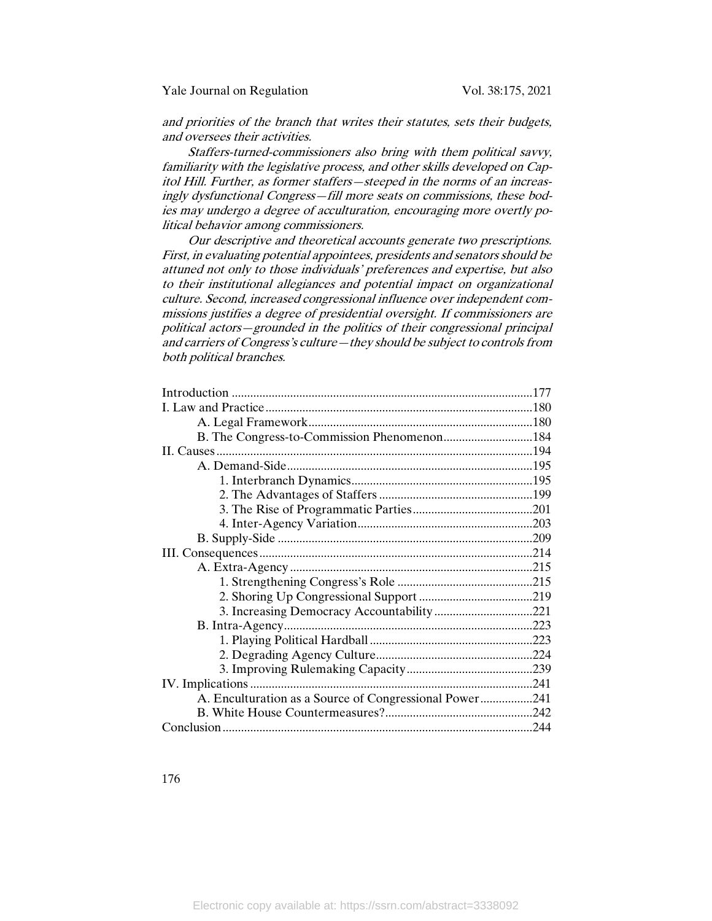*and priorities of the branch that writes their statutes, sets their budgets, and oversees their activities.*

*Staffers-turned-commissioners also bring with them political savvy, familiarity with the legislative process, and other skills developed on Capitol Hill. Further, as former staffers—steeped in the norms of an increasingly dysfunctional Congress—fill more seats on commissions, these bodies may undergo a degree of acculturation, encouraging more overtly political behavior among commissioners.*

*Our descriptive and theoretical accounts generate two prescriptions. First, in evaluating potential appointees, presidents and senators should be attuned not only to those individuals' preferences and expertise, but also to their institutional allegiances and potential impact on organizational culture. Second, increased congressional influence over independent commissions justifies a degree of presidential oversight. If commissioners are political actors—grounded in the politics of their congressional principal and carriers of Congress's culture—they should be subject to controls from both political branches.*

- Introduction ........ 177
- I. Law and Practice ........ 180
  - A. Legal Framework ........ 180
  - B. The Congress-to-Commission Phenomenon ........ 184
- II. Causes ........ 194
  - A. Demand-Side ........ 195
    - 1. Interbranch Dynamics ........ 195
    - 2. The Advantages of Staffers ........ 199
    - 3. The Rise of Programmatic Parties ........ 201
    - 4. Inter-Agency Variation ........ 203
  - B. Supply-Side ........ 209
- III. Consequences ........ 214
  - A. Extra-Agency ........ 215
    - 1. Strengthening Congress's Role ........ 215
    - 2. Shoring Up Congressional Support ........ 219
    - 3. Increasing Democracy Accountability ........ 221
  - B. Intra-Agency ........ 223
    - 1. Playing Political Hardball ........ 223
    - 2. Degrading Agency Culture ........ 224
    - 3. Improving Rulemaking Capacity ........ 239
- IV. Implications ........ 241
  - A. Enculturation as a Source of Congressional Power ........ 241
  - B. White House Countermeasures? ........ 242
- Conclusion ........ 244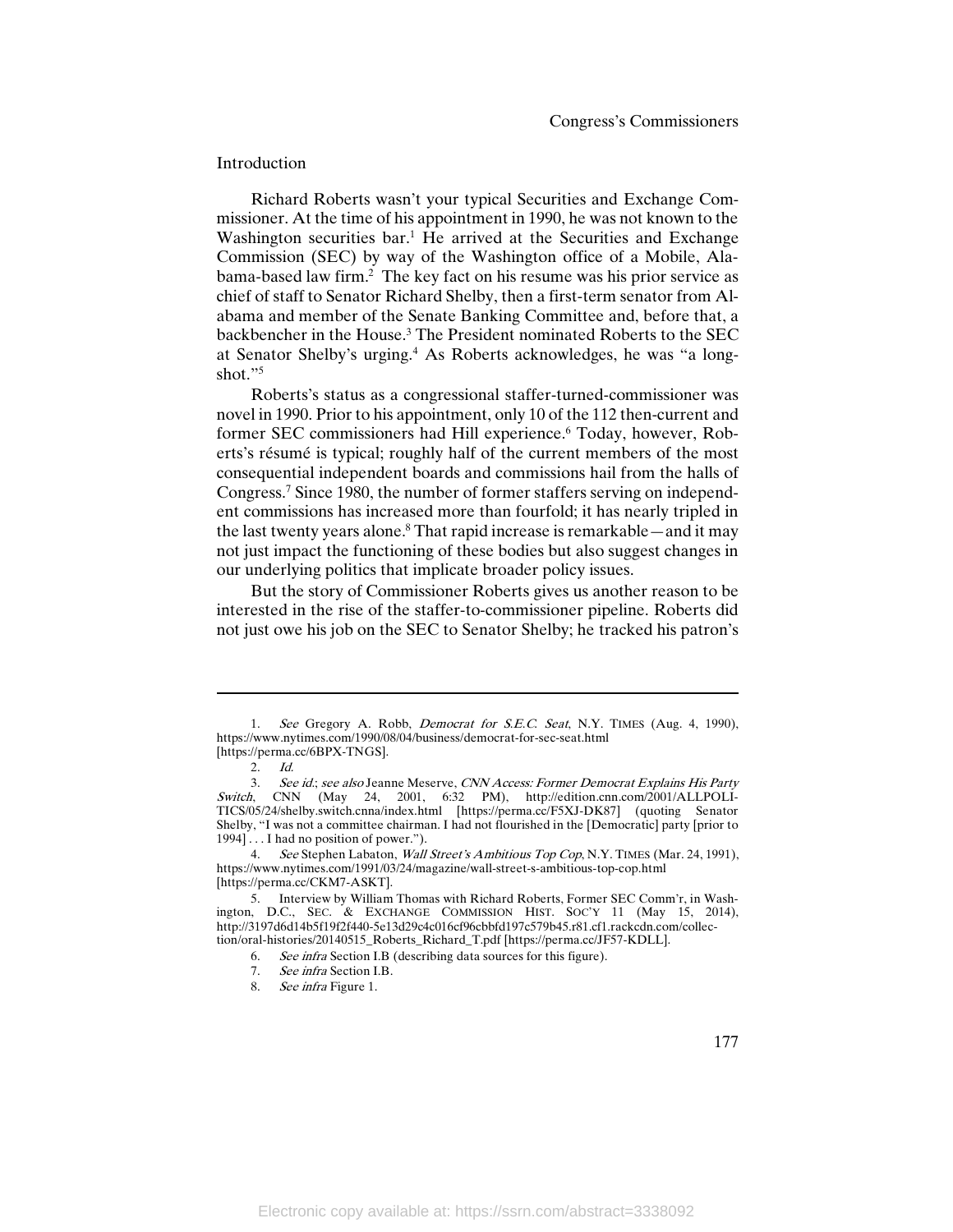## Introduction

Richard Roberts wasn't your typical Securities and Exchange Commissioner. At the time of his appointment in 1990, he was not known to the Washington securities bar.[1] He arrived at the Securities and Exchange Commission (SEC) by way of the Washington office of a Mobile, Alabama-based law firm.[2] The key fact on his resume was his prior service as chief of staff to Senator Richard Shelby, then a first-term senator from Alabama and member of the Senate Banking Committee and, before that, a backbencher in the House.[3] The President nominated Roberts to the SEC at Senator Shelby's urging.[4] As Roberts acknowledges, he was "a long-shot."[5]

Roberts's status as a congressional staffer-turned-commissioner was novel in 1990. Prior to his appointment, only 10 of the 112 then-current and former SEC commissioners had Hill experience.[6] Today, however, Roberts's résumé is typical; roughly half of the current members of the most consequential independent boards and commissions hail from the halls of Congress.[7] Since 1980, the number of former staffers serving on independent commissions has increased more than fourfold; it has nearly tripled in the last twenty years alone.[8] That rapid increase is remarkable—and it may not just impact the functioning of these bodies but also suggest changes in our underlying politics that implicate broader policy issues.

But the story of Commissioner Roberts gives us another reason to be interested in the rise of the staffer-to-commissioner pipeline. Roberts did not just owe his job on the SEC to Senator Shelby; he tracked his patron's

---

1. *See* Gregory A. Robb, *Democrat for S.E.C. Seat*, N.Y. TIMES (Aug. 4, 1990), https://www.nytimes.com/1990/08/04/business/democrat-for-sec-seat.html [https://perma.cc/6BPX-TNGS].

2. *Id.*

3. *See id.*; *see also* Jeanne Meserve, *CNN Access: Former Democrat Explains His Party Switch*, CNN (May 24, 2001, 6:32 PM), http://edition.cnn.com/2001/ALLPOLITICS/05/24/shelby.switch.cnna/index.html [https://perma.cc/F5XJ-DK87] (quoting Senator Shelby, "I was not a committee chairman. I had not flourished in the [Democratic] party [prior to 1994] . . . I had no position of power.").

4. *See* Stephen Labaton, *Wall Street's Ambitious Top Cop*, N.Y. TIMES (Mar. 24, 1991), https://www.nytimes.com/1991/03/24/magazine/wall-street-s-ambitious-top-cop.html [https://perma.cc/CKM7-ASKT].

5. Interview by William Thomas with Richard Roberts, Former SEC Comm'r, in Washington, D.C., SEC. & EXCHANGE COMMISSION HIST. SOC'Y 11 (May 15, 2014), http://3197d6d14b5f19f2f440-5e13d29c4c016cf96cbbfd197c579b45.r81.cf1.rackcdn.com/collection/oral-histories/20140515_Roberts_Richard_T.pdf [https://perma.cc/JF57-KDLL].

6. *See infra* Section I.B (describing data sources for this figure).

7. *See infra* Section I.B.

8. *See infra* Figure 1.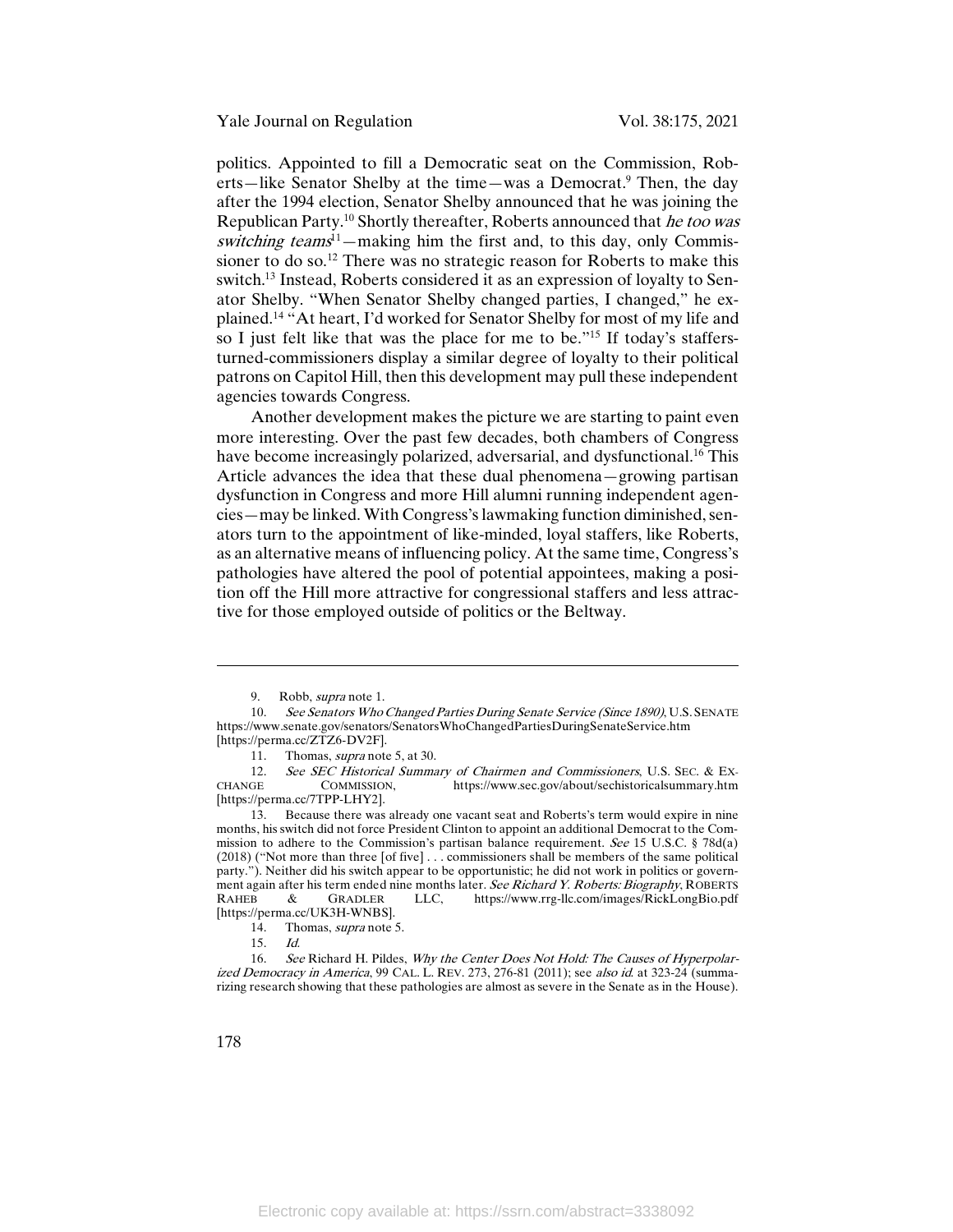politics. Appointed to fill a Democratic seat on the Commission, Roberts—like Senator Shelby at the time—was a Democrat.[9] Then, the day after the 1994 election, Senator Shelby announced that he was joining the Republican Party.[10] Shortly thereafter, Roberts announced that *he too was switching teams*[11]—making him the first and, to this day, only Commissioner to do so.[12] There was no strategic reason for Roberts to make this switch.[13] Instead, Roberts considered it as an expression of loyalty to Senator Shelby. "When Senator Shelby changed parties, I changed," he explained.[14] "At heart, I'd worked for Senator Shelby for most of my life and so I just felt like that was the place for me to be."[15] If today's staffers-turned-commissioners display a similar degree of loyalty to their political patrons on Capitol Hill, then this development may pull these independent agencies towards Congress.

Another development makes the picture we are starting to paint even more interesting. Over the past few decades, both chambers of Congress have become increasingly polarized, adversarial, and dysfunctional.[16] This Article advances the idea that these dual phenomena—growing partisan dysfunction in Congress and more Hill alumni running independent agencies—may be linked. With Congress's lawmaking function diminished, senators turn to the appointment of like-minded, loyal staffers, like Roberts, as an alternative means of influencing policy. At the same time, Congress's pathologies have altered the pool of potential appointees, making a position off the Hill more attractive for congressional staffers and less attractive for those employed outside of politics or the Beltway.

---

9. Robb, *supra* note 1.

10. *See Senators Who Changed Parties During Senate Service (Since 1890)*, U.S. SENATE https://www.senate.gov/senators/SenatorsWhoChangedPartiesDuringSenateService.htm [https://perma.cc/ZTZ6-DV2F].

11. Thomas, *supra* note 5, at 30.

12. *See SEC Historical Summary of Chairmen and Commissioners*, U.S. SEC. & EXCHANGE COMMISSION, https://www.sec.gov/about/sechistoricalsummary.htm [https://perma.cc/7TPP-LHY2].

13. Because there was already one vacant seat and Roberts's term would expire in nine months, his switch did not force President Clinton to appoint an additional Democrat to the Commission to adhere to the Commission's partisan balance requirement. *See* 15 U.S.C. § 78d(a) (2018) ("Not more than three [of five] . . . commissioners shall be members of the same political party."). Neither did his switch appear to be opportunistic; he did not work in politics or government again after his term ended nine months later. *See Richard Y. Roberts: Biography*, ROBERTS RAHEB & GRADLER LLC, https://www.rrg-llc.com/images/RickLongBio.pdf [https://perma.cc/UK3H-WNBS].

14. Thomas, *supra* note 5.

15. *Id.*

16. *See* Richard H. Pildes, *Why the Center Does Not Hold: The Causes of Hyperpolarized Democracy in America*, 99 CAL. L. REV. 273, 276-81 (2011); see *also id.* at 323-24 (summarizing research showing that these pathologies are almost as severe in the Senate as in the House).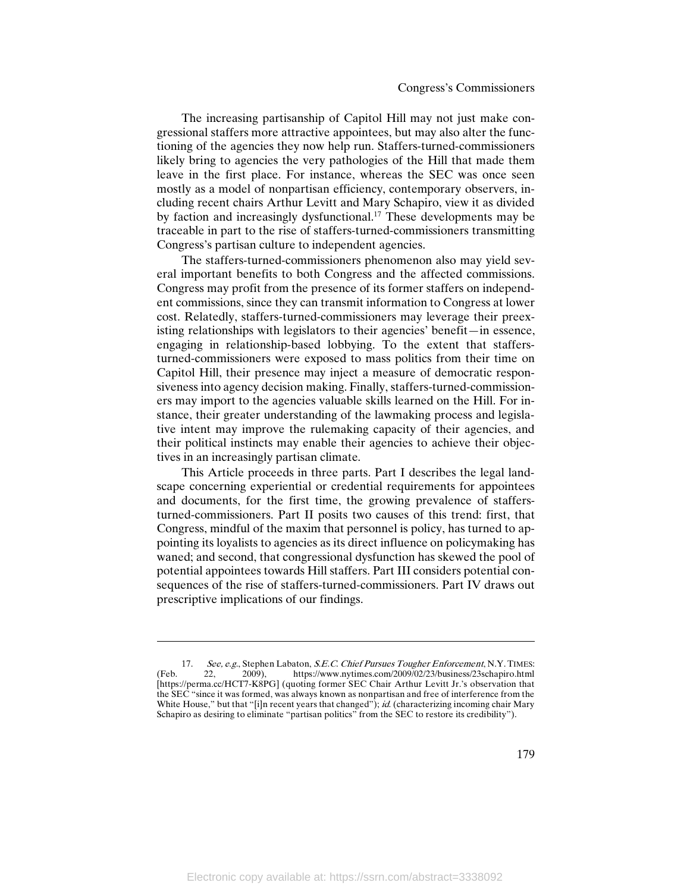The increasing partisanship of Capitol Hill may not just make congressional staffers more attractive appointees, but may also alter the functioning of the agencies they now help run. Staffers-turned-commissioners likely bring to agencies the very pathologies of the Hill that made them leave in the first place. For instance, whereas the SEC was once seen mostly as a model of nonpartisan efficiency, contemporary observers, including recent chairs Arthur Levitt and Mary Schapiro, view it as divided by faction and increasingly dysfunctional.[17] These developments may be traceable in part to the rise of staffers-turned-commissioners transmitting Congress's partisan culture to independent agencies.

The staffers-turned-commissioners phenomenon also may yield several important benefits to both Congress and the affected commissions. Congress may profit from the presence of its former staffers on independent commissions, since they can transmit information to Congress at lower cost. Relatedly, staffers-turned-commissioners may leverage their preexisting relationships with legislators to their agencies' benefit—in essence, engaging in relationship-based lobbying. To the extent that staffers-turned-commissioners were exposed to mass politics from their time on Capitol Hill, their presence may inject a measure of democratic responsiveness into agency decision making. Finally, staffers-turned-commissioners may import to the agencies valuable skills learned on the Hill. For instance, their greater understanding of the lawmaking process and legislative intent may improve the rulemaking capacity of their agencies, and their political instincts may enable their agencies to achieve their objectives in an increasingly partisan climate.

This Article proceeds in three parts. Part I describes the legal landscape concerning experiential or credential requirements for appointees and documents, for the first time, the growing prevalence of staffers-turned-commissioners. Part II posits two causes of this trend: first, that Congress, mindful of the maxim that personnel is policy, has turned to appointing its loyalists to agencies as its direct influence on policymaking has waned; and second, that congressional dysfunction has skewed the pool of potential appointees towards Hill staffers. Part III considers potential consequences of the rise of staffers-turned-commissioners. Part IV draws out prescriptive implications of our findings.

---

17. *See, e.g.*, Stephen Labaton, *S.E.C. Chief Pursues Tougher Enforcement*, N.Y. TIMES: (Feb. 22, 2009), https://www.nytimes.com/2009/02/23/business/23schapiro.html [https://perma.cc/HCT7-K8PG] (quoting former SEC Chair Arthur Levitt Jr.'s observation that the SEC "since it was formed, was always known as nonpartisan and free of interference from the White House," but that "[i]n recent years that changed"); *id.* (characterizing incoming chair Mary Schapiro as desiring to eliminate "partisan politics" from the SEC to restore its credibility").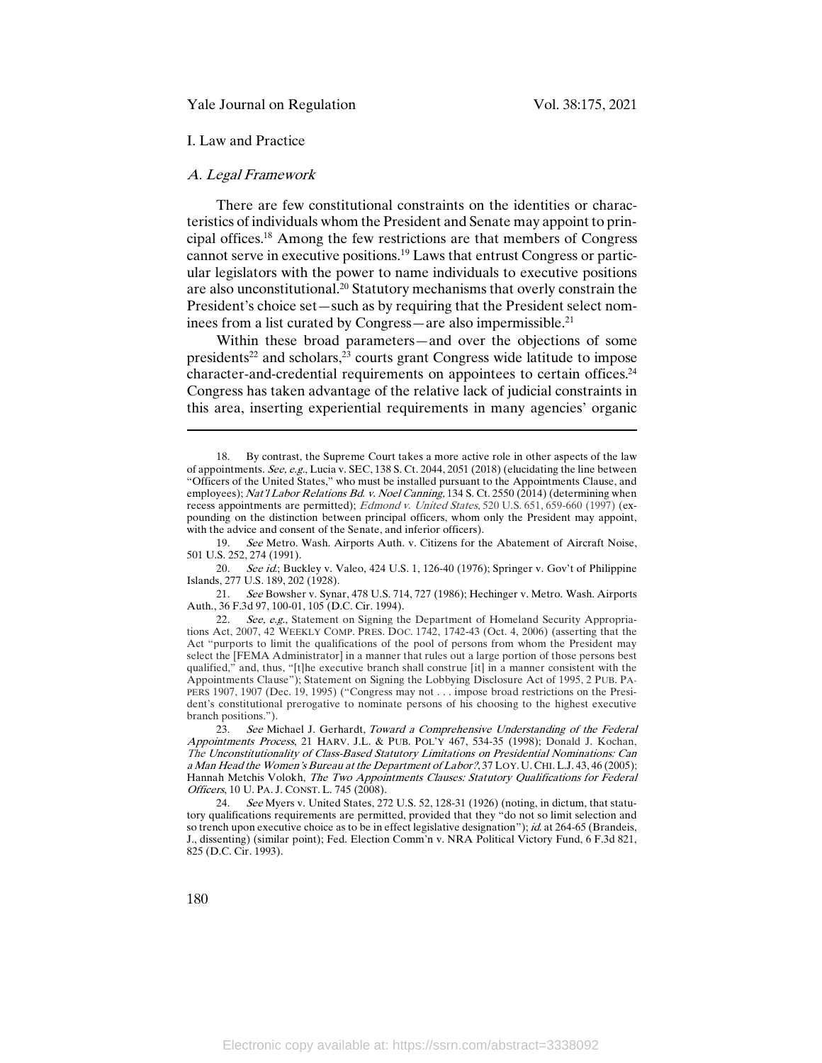# I. Law and Practice

## *A. Legal Framework*

There are few constitutional constraints on the identities or characteristics of individuals whom the President and Senate may appoint to principal offices.[18] Among the few restrictions are that members of Congress cannot serve in executive positions.[19] Laws that entrust Congress or particular legislators with the power to name individuals to executive positions are also unconstitutional.[20] Statutory mechanisms that overly constrain the President's choice set—such as by requiring that the President select nominees from a list curated by Congress—are also impermissible.[21]

Within these broad parameters—and over the objections of some presidents[22] and scholars,[23] courts grant Congress wide latitude to impose character-and-credential requirements on appointees to certain offices.[24] Congress has taken advantage of the relative lack of judicial constraints in this area, inserting experiential requirements in many agencies' organic

---

18. By contrast, the Supreme Court takes a more active role in other aspects of the law of appointments. *See, e.g.*, Lucia v. SEC, 138 S. Ct. 2044, 2051 (2018) (elucidating the line between "Officers of the United States," who must be installed pursuant to the Appointments Clause, and employees); *Nat'l Labor Relations Bd. v. Noel Canning*, 134 S. Ct. 2550 (2014) (determining when recess appointments are permitted); *Edmond v. United States*, 520 U.S. 651, 659-660 (1997) (expounding on the distinction between principal officers, whom only the President may appoint, with the advice and consent of the Senate, and inferior officers).

19. *See* Metro. Wash. Airports Auth. v. Citizens for the Abatement of Aircraft Noise, 501 U.S. 252, 274 (1991).

20. *See id.*; Buckley v. Valeo, 424 U.S. 1, 126-40 (1976); Springer v. Gov't of Philippine Islands, 277 U.S. 189, 202 (1928).

21. *See* Bowsher v. Synar, 478 U.S. 714, 727 (1986); Hechinger v. Metro. Wash. Airports Auth., 36 F.3d 97, 100-01, 105 (D.C. Cir. 1994).

22. *See, e.g.*, Statement on Signing the Department of Homeland Security Appropriations Act, 2007, 42 WEEKLY COMP. PRES. DOC. 1742, 1742-43 (Oct. 4, 2006) (asserting that the Act "purports to limit the qualifications of the pool of persons from whom the President may select the [FEMA Administrator] in a manner that rules out a large portion of those persons best qualified," and, thus, "[t]he executive branch shall construe [it] in a manner consistent with the Appointments Clause"); Statement on Signing the Lobbying Disclosure Act of 1995, 2 PUB. PAPERS 1907, 1907 (Dec. 19, 1995) ("Congress may not . . . impose broad restrictions on the President's constitutional prerogative to nominate persons of his choosing to the highest executive branch positions.").

23. *See* Michael J. Gerhardt, *Toward a Comprehensive Understanding of the Federal Appointments Process*, 21 HARV. J.L. & PUB. POL'Y 467, 534-35 (1998); Donald J. Kochan, *The Unconstitutionality of Class-Based Statutory Limitations on Presidential Nominations: Can a Man Head the Women's Bureau at the Department of Labor?*, 37 LOY. U. CHI. L.J. 43, 46 (2005); Hannah Metchis Volokh, *The Two Appointments Clauses: Statutory Qualifications for Federal Officers*, 10 U. PA. J. CONST. L. 745 (2008).

24. *See* Myers v. United States, 272 U.S. 52, 128-31 (1926) (noting, in dictum, that statutory qualifications requirements are permitted, provided that they "do not so limit selection and so trench upon executive choice as to be in effect legislative designation"); *id.* at 264-65 (Brandeis, J., dissenting) (similar point); Fed. Election Comm'n v. NRA Political Victory Fund, 6 F.3d 821, 825 (D.C. Cir. 1993).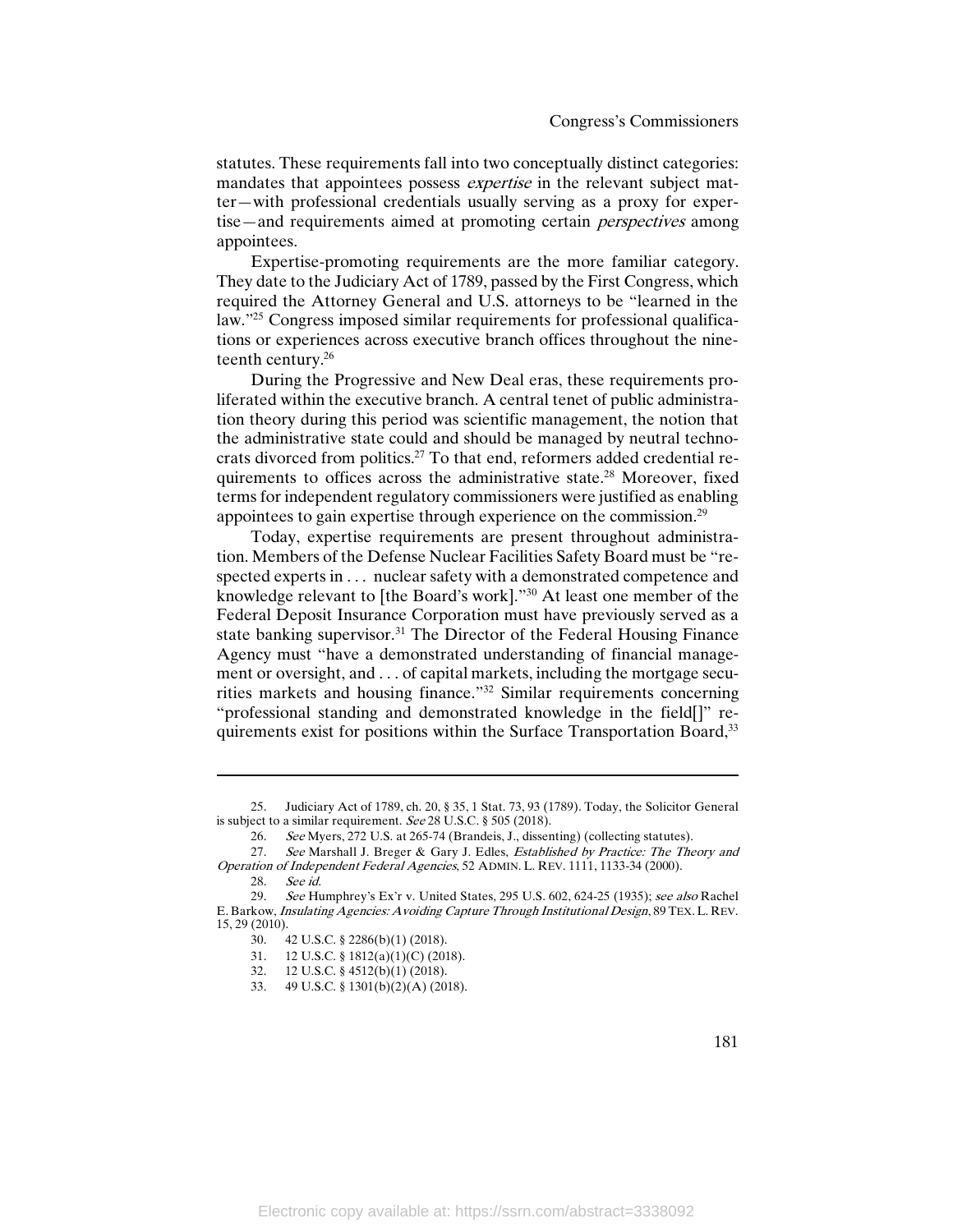statutes. These requirements fall into two conceptually distinct categories: mandates that appointees possess *expertise* in the relevant subject matter—with professional credentials usually serving as a proxy for expertise—and requirements aimed at promoting certain *perspectives* among appointees.

Expertise-promoting requirements are the more familiar category. They date to the Judiciary Act of 1789, passed by the First Congress, which required the Attorney General and U.S. attorneys to be "learned in the law."[25] Congress imposed similar requirements for professional qualifications or experiences across executive branch offices throughout the nineteenth century.[26]

During the Progressive and New Deal eras, these requirements proliferated within the executive branch. A central tenet of public administration theory during this period was scientific management, the notion that the administrative state could and should be managed by neutral technocrats divorced from politics.[27] To that end, reformers added credential requirements to offices across the administrative state.[28] Moreover, fixed terms for independent regulatory commissioners were justified as enabling appointees to gain expertise through experience on the commission.[29]

Today, expertise requirements are present throughout administration. Members of the Defense Nuclear Facilities Safety Board must be "respected experts in . . . nuclear safety with a demonstrated competence and knowledge relevant to [the Board's work]."[30] At least one member of the Federal Deposit Insurance Corporation must have previously served as a state banking supervisor.[31] The Director of the Federal Housing Finance Agency must "have a demonstrated understanding of financial management or oversight, and . . . of capital markets, including the mortgage securities markets and housing finance."[32] Similar requirements concerning "professional standing and demonstrated knowledge in the field[]" requirements exist for positions within the Surface Transportation Board,[33]

---

25. Judiciary Act of 1789, ch. 20, § 35, 1 Stat. 73, 93 (1789). Today, the Solicitor General is subject to a similar requirement. *See* 28 U.S.C. § 505 (2018).

26. *See* Myers, 272 U.S. at 265-74 (Brandeis, J., dissenting) (collecting statutes).

27. *See* Marshall J. Breger & Gary J. Edles, *Established by Practice: The Theory and Operation of Independent Federal Agencies*, 52 ADMIN. L. REV. 1111, 1133-34 (2000).

28. *See id.*

29. *See* Humphrey's Ex'r v. United States, 295 U.S. 602, 624-25 (1935); *see also* Rachel E. Barkow, *Insulating Agencies: Avoiding Capture Through Institutional Design*, 89 TEX. L. REV. 15, 29 (2010).

30. 42 U.S.C. § 2286(b)(1) (2018).

31. 12 U.S.C. § 1812(a)(1)(C) (2018).

32. 12 U.S.C. § 4512(b)(1) (2018).

33. 49 U.S.C. § 1301(b)(2)(A) (2018).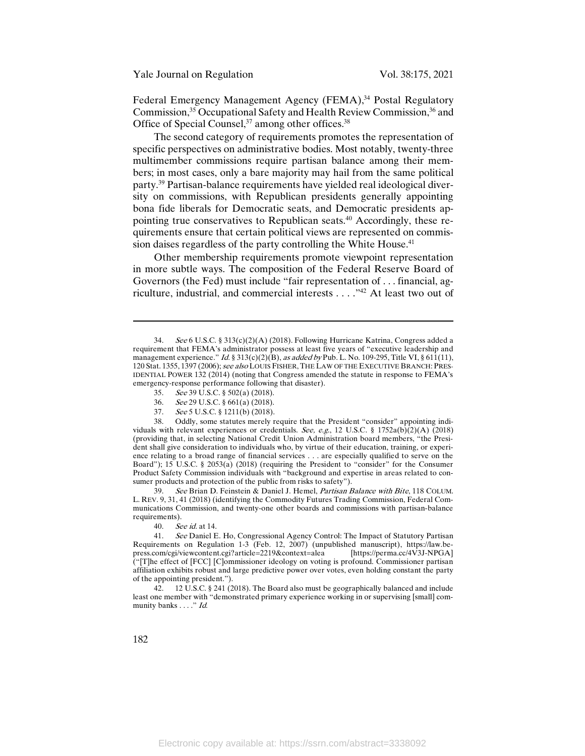Federal Emergency Management Agency (FEMA),[34] Postal Regulatory Commission,[35] Occupational Safety and Health Review Commission,[36] and Office of Special Counsel,[37] among other offices.[38]

The second category of requirements promotes the representation of specific perspectives on administrative bodies. Most notably, twenty-three multimember commissions require partisan balance among their members; in most cases, only a bare majority may hail from the same political party.[39] Partisan-balance requirements have yielded real ideological diversity on commissions, with Republican presidents generally appointing bona fide liberals for Democratic seats, and Democratic presidents appointing true conservatives to Republican seats.[40] Accordingly, these requirements ensure that certain political views are represented on commission daises regardless of the party controlling the White House.[41]

Other membership requirements promote viewpoint representation in more subtle ways. The composition of the Federal Reserve Board of Governors (the Fed) must include "fair representation of . . . financial, agriculture, industrial, and commercial interests . . . ."[42] At least two out of

---

34. *See* 6 U.S.C. § 313(c)(2)(A) (2018). Following Hurricane Katrina, Congress added a requirement that FEMA's administrator possess at least five years of "executive leadership and management experience." *Id.* § 313(c)(2)(B), *as added by* Pub. L. No. 109-295, Title VI, § 611(11), 120 Stat. 1355, 1397 (2006); *see also* LOUIS FISHER, THE LAW OF THE EXECUTIVE BRANCH: PRESIDENTIAL POWER 132 (2014) (noting that Congress amended the statute in response to FEMA's emergency-response performance following that disaster).

35. *See* 39 U.S.C. § 502(a) (2018).

36. *See* 29 U.S.C. § 661(a) (2018).

37. *See* 5 U.S.C. § 1211(b) (2018).

38. Oddly, some statutes merely require that the President "consider" appointing individuals with relevant experiences or credentials. *See, e.g.*, 12 U.S.C. § 1752a(b)(2)(A) (2018) (providing that, in selecting National Credit Union Administration board members, "the President shall give consideration to individuals who, by virtue of their education, training, or experience relating to a broad range of financial services . . . are especially qualified to serve on the Board"); 15 U.S.C. § 2053(a) (2018) (requiring the President to "consider" for the Consumer Product Safety Commission individuals with "background and expertise in areas related to consumer products and protection of the public from risks to safety").

39. *See* Brian D. Feinstein & Daniel J. Hemel, *Partisan Balance with Bite*, 118 COLUM. L. REV. 9, 31, 41 (2018) (identifying the Commodity Futures Trading Commission, Federal Communications Commission, and twenty-one other boards and commissions with partisan-balance requirements).

40. *See id.* at 14.

41. *See* Daniel E. Ho, Congressional Agency Control: The Impact of Statutory Partisan Requirements on Regulation 1-3 (Feb. 12, 2007) (unpublished manuscript), https://law.bepress.com/cgi/viewcontent.cgi?article=2219&context=alea [https://perma.cc/4V3J-NPGA] ("[T]he effect of [FCC] [C]ommissioner ideology on voting is profound. Commissioner partisan affiliation exhibits robust and large predictive power over votes, even holding constant the party of the appointing president.").

42. 12 U.S.C. § 241 (2018). The Board also must be geographically balanced and include least one member with "demonstrated primary experience working in or supervising [small] community banks . . . ." *Id.*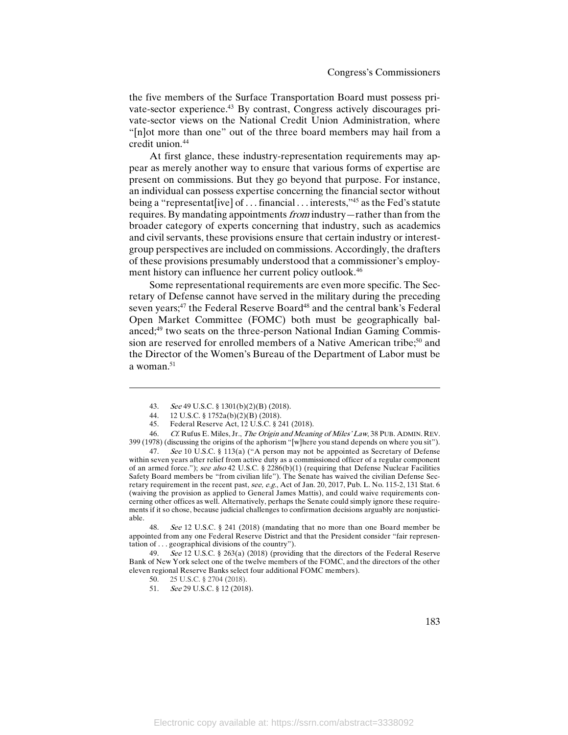the five members of the Surface Transportation Board must possess private-sector experience.[43] By contrast, Congress actively discourages private-sector views on the National Credit Union Administration, where "[n]ot more than one" out of the three board members may hail from a credit union.[44]

At first glance, these industry-representation requirements may appear as merely another way to ensure that various forms of expertise are present on commissions. But they go beyond that purpose. For instance, an individual can possess expertise concerning the financial sector without being a "representat[ive] of . . . financial . . . interests,"[45] as the Fed's statute requires. By mandating appointments *from* industry—rather than from the broader category of experts concerning that industry, such as academics and civil servants, these provisions ensure that certain industry or interest-group perspectives are included on commissions. Accordingly, the drafters of these provisions presumably understood that a commissioner's employment history can influence her current policy outlook.[46]

Some representational requirements are even more specific. The Secretary of Defense cannot have served in the military during the preceding seven years;[47] the Federal Reserve Board[48] and the central bank's Federal Open Market Committee (FOMC) both must be geographically balanced;[49] two seats on the three-person National Indian Gaming Commission are reserved for enrolled members of a Native American tribe;[50] and the Director of the Women's Bureau of the Department of Labor must be a woman.[51]

---

43. *See* 49 U.S.C. § 1301(b)(2)(B) (2018).

44. 12 U.S.C. § 1752a(b)(2)(B) (2018).

45. Federal Reserve Act, 12 U.S.C. § 241 (2018).

46. *Cf.* Rufus E. Miles, Jr., *The Origin and Meaning of Miles' Law*, 38 PUB. ADMIN. REV. 399 (1978) (discussing the origins of the aphorism "[w]here you stand depends on where you sit").

47. *See* 10 U.S.C. § 113(a) ("A person may not be appointed as Secretary of Defense within seven years after relief from active duty as a commissioned officer of a regular component of an armed force."); *see also* 42 U.S.C. § 2286(b)(1) (requiring that Defense Nuclear Facilities Safety Board members be "from civilian life"). The Senate has waived the civilian Defense Secretary requirement in the recent past, *see, e.g.*, Act of Jan. 20, 2017, Pub. L. No. 115-2, 131 Stat. 6 (waiving the provision as applied to General James Mattis), and could waive requirements concerning other offices as well. Alternatively, perhaps the Senate could simply ignore these requirements if it so chose, because judicial challenges to confirmation decisions arguably are nonjusticiable.

48. *See* 12 U.S.C. § 241 (2018) (mandating that no more than one Board member be appointed from any one Federal Reserve District and that the President consider "fair representation of . . . geographical divisions of the country").

49. *See* 12 U.S.C. § 263(a) (2018) (providing that the directors of the Federal Reserve Bank of New York select one of the twelve members of the FOMC, and the directors of the other eleven regional Reserve Banks select four additional FOMC members).

50. 25 U.S.C. § 2704 (2018).

51. *See* 29 U.S.C. § 12 (2018).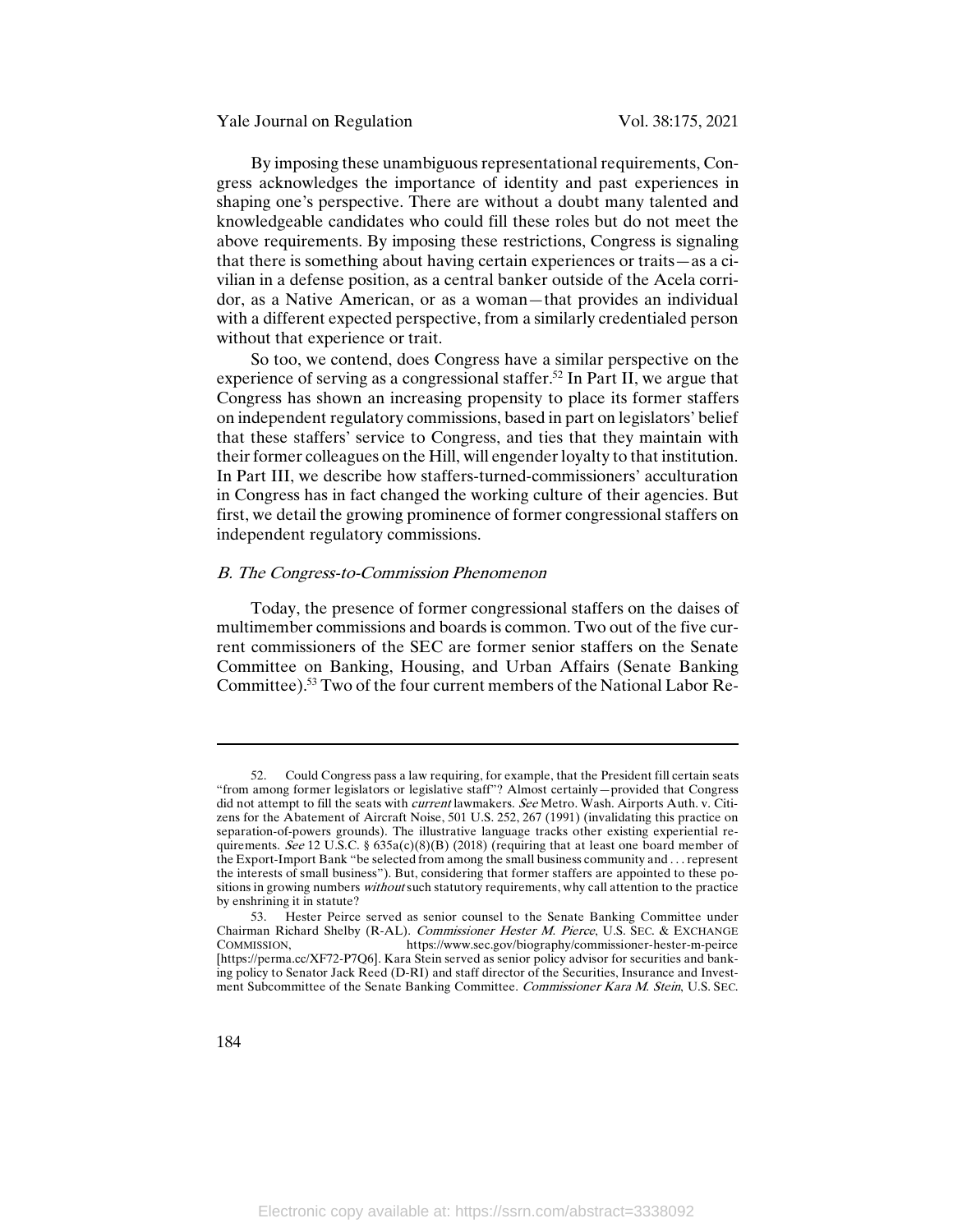By imposing these unambiguous representational requirements, Congress acknowledges the importance of identity and past experiences in shaping one's perspective. There are without a doubt many talented and knowledgeable candidates who could fill these roles but do not meet the above requirements. By imposing these restrictions, Congress is signaling that there is something about having certain experiences or traits—as a civilian in a defense position, as a central banker outside of the Acela corridor, as a Native American, or as a woman—that provides an individual with a different expected perspective, from a similarly credentialed person without that experience or trait.

So too, we contend, does Congress have a similar perspective on the experience of serving as a congressional staffer.[52] In Part II, we argue that Congress has shown an increasing propensity to place its former staffers on independent regulatory commissions, based in part on legislators' belief that these staffers' service to Congress, and ties that they maintain with their former colleagues on the Hill, will engender loyalty to that institution. In Part III, we describe how staffers-turned-commissioners' acculturation in Congress has in fact changed the working culture of their agencies. But first, we detail the growing prominence of former congressional staffers on independent regulatory commissions.

### *B. The Congress-to-Commission Phenomenon*

Today, the presence of former congressional staffers on the daises of multimember commissions and boards is common. Two out of the five current commissioners of the SEC are former senior staffers on the Senate Committee on Banking, Housing, and Urban Affairs (Senate Banking Committee).[53] Two of the four current members of the National Labor Re-

---

52. Could Congress pass a law requiring, for example, that the President fill certain seats "from among former legislators or legislative staff"? Almost certainly—provided that Congress did not attempt to fill the seats with *current* lawmakers. *See* Metro. Wash. Airports Auth. v. Citizens for the Abatement of Aircraft Noise, 501 U.S. 252, 267 (1991) (invalidating this practice on separation-of-powers grounds). The illustrative language tracks other existing experiential requirements. *See* 12 U.S.C. § 635a(c)(8)(B) (2018) (requiring that at least one board member of the Export-Import Bank "be selected from among the small business community and . . . represent the interests of small business"). But, considering that former staffers are appointed to these positions in growing numbers *without* such statutory requirements, why call attention to the practice by enshrining it in statute?

53. Hester Peirce served as senior counsel to the Senate Banking Committee under Chairman Richard Shelby (R-AL). *Commissioner Hester M. Peirce*, U.S. SEC. & EXCHANGE COMMISSION, https://www.sec.gov/biography/commissioner-hester-m-peirce [https://perma.cc/XF72-P7Q6]. Kara Stein served as senior policy advisor for securities and banking policy to Senator Jack Reed (D-RI) and staff director of the Securities, Insurance and Investment Subcommittee of the Senate Banking Committee. *Commissioner Kara M. Stein*, U.S. SEC.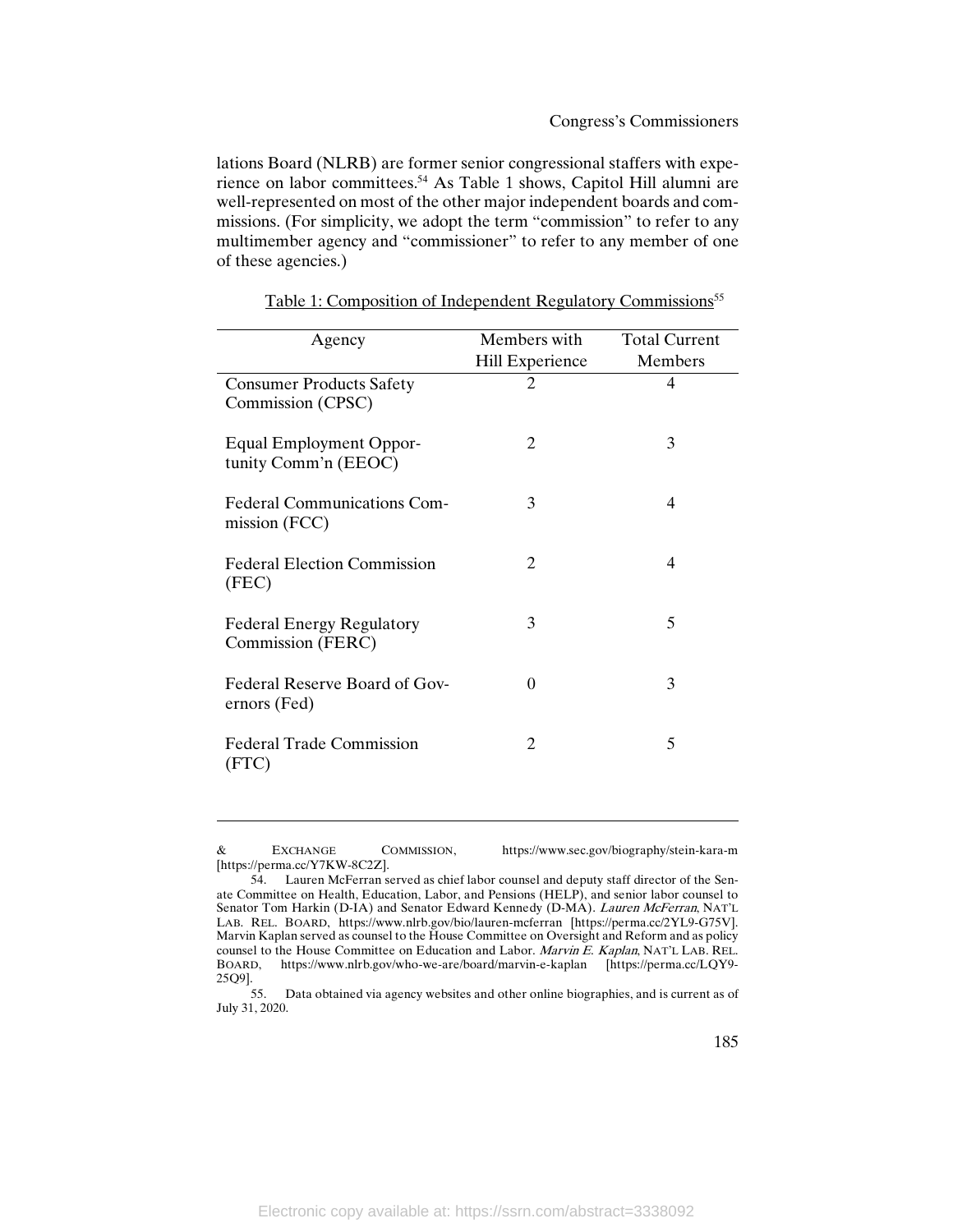lations Board (NLRB) are former senior congressional staffers with experience on labor committees.[54] As Table 1 shows, Capitol Hill alumni are well-represented on most of the other major independent boards and commissions. (For simplicity, we adopt the term "commission" to refer to any multimember agency and "commissioner" to refer to any member of one of these agencies.)

Table 1: Composition of Independent Regulatory Commissions[55]

| Agency | Members with Hill Experience | Total Current Members |
|---|---|---|
| Consumer Products Safety Commission (CPSC) | 2 | 4 |
| Equal Employment Opportunity Comm'n (EEOC) | 2 | 3 |
| Federal Communications Commission (FCC) | 3 | 4 |
| Federal Election Commission (FEC) | 2 | 4 |
| Federal Energy Regulatory Commission (FERC) | 3 | 5 |
| Federal Reserve Board of Governors (Fed) | 0 | 3 |
| Federal Trade Commission (FTC) | 2 | 5 |

---

& EXCHANGE COMMISSION, https://www.sec.gov/biography/stein-kara-m [https://perma.cc/Y7KW-8C2Z].

54. Lauren McFerran served as chief labor counsel and deputy staff director of the Senate Committee on Health, Education, Labor, and Pensions (HELP), and senior labor counsel to Senator Tom Harkin (D-IA) and Senator Edward Kennedy (D-MA). *Lauren McFerran*, NAT'L LAB. REL. BOARD, https://www.nlrb.gov/bio/lauren-mcferran [https://perma.cc/2YL9-G75V]. Marvin Kaplan served as counsel to the House Committee on Oversight and Reform and as policy counsel to the House Committee on Education and Labor. *Marvin E. Kaplan*, NAT'L LAB. REL. BOARD, https://www.nlrb.gov/who-we-are/board/marvin-e-kaplan [https://perma.cc/LQY9-25Q9].

55. Data obtained via agency websites and other online biographies, and is current as of July 31, 2020.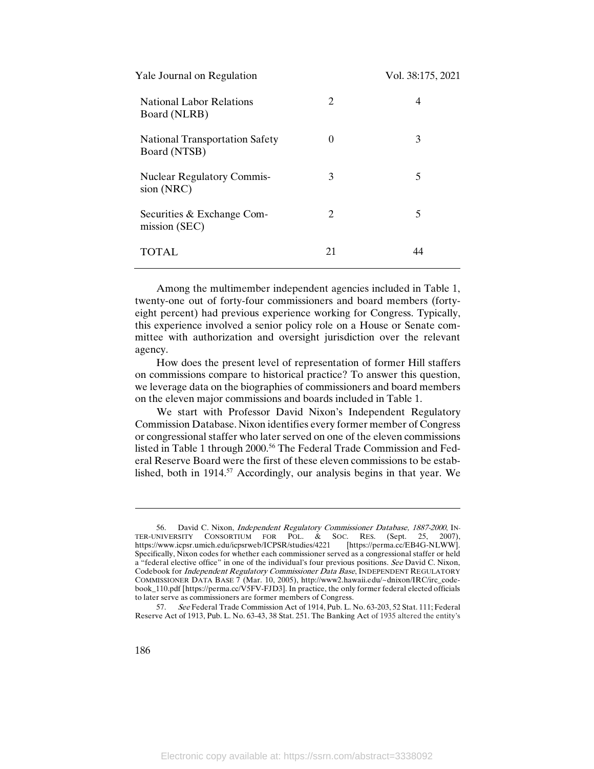| | | |
|---|---|---|
| National Labor Relations Board (NLRB) | 2 | 4 |
| National Transportation Safety Board (NTSB) | 0 | 3 |
| Nuclear Regulatory Commission (NRC) | 3 | 5 |
| Securities & Exchange Commission (SEC) | 2 | 5 |
| TOTAL | 21 | 44 |

Among the multimember independent agencies included in Table 1, twenty-one out of forty-four commissioners and board members (forty-eight percent) had previous experience working for Congress. Typically, this experience involved a senior policy role on a House or Senate committee with authorization and oversight jurisdiction over the relevant agency.

How does the present level of representation of former Hill staffers on commissions compare to historical practice? To answer this question, we leverage data on the biographies of commissioners and board members on the eleven major commissions and boards included in Table 1.

We start with Professor David Nixon's Independent Regulatory Commission Database. Nixon identifies every former member of Congress or congressional staffer who later served on one of the eleven commissions listed in Table 1 through 2000.[56] The Federal Trade Commission and Federal Reserve Board were the first of these eleven commissions to be established, both in 1914.[57] Accordingly, our analysis begins in that year. We

---

56. David C. Nixon, *Independent Regulatory Commissioner Database, 1887-2000*, INTER-UNIVERSITY CONSORTIUM FOR POL. & SOC. RES. (Sept. 25, 2007), https://www.icpsr.umich.edu/icpsrweb/ICPSR/studies/4221 [https://perma.cc/EB4G-NLWW]. Specifically, Nixon codes for whether each commissioner served as a congressional staffer or held a "federal elective office" in one of the individual's four previous positions. *See* David C. Nixon, Codebook for *Independent Regulatory Commissioner Data Base*, INDEPENDENT REGULATORY COMMISSIONER DATA BASE 7 (Mar. 10, 2005), http://www2.hawaii.edu/~dnixon/IRC/irc_codebook_110.pdf [https://perma.cc/V5FV-FJD3]. In practice, the only former federal elected officials to later serve as commissioners are former members of Congress.

57. *See* Federal Trade Commission Act of 1914, Pub. L. No. 63-203, 52 Stat. 111; Federal Reserve Act of 1913, Pub. L. No. 63-43, 38 Stat. 251. The Banking Act of 1935 altered the entity's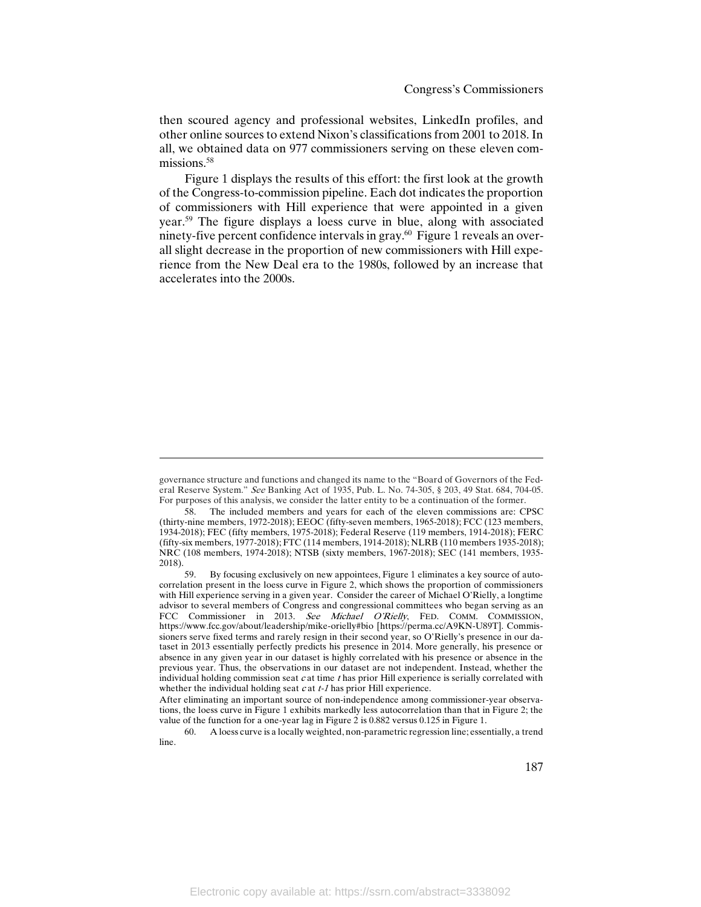then scoured agency and professional websites, LinkedIn profiles, and other online sources to extend Nixon's classifications from 2001 to 2018. In all, we obtained data on 977 commissioners serving on these eleven commissions.[58]

Figure 1 displays the results of this effort: the first look at the growth of the Congress-to-commission pipeline. Each dot indicates the proportion of commissioners with Hill experience that were appointed in a given year.[59] The figure displays a loess curve in blue, along with associated ninety-five percent confidence intervals in gray.[60] Figure 1 reveals an overall slight decrease in the proportion of new commissioners with Hill experience from the New Deal era to the 1980s, followed by an increase that accelerates into the 2000s.

---

governance structure and functions and changed its name to the "Board of Governors of the Federal Reserve System." *See* Banking Act of 1935, Pub. L. No. 74-305, § 203, 49 Stat. 684, 704-05. For purposes of this analysis, we consider the latter entity to be a continuation of the former.

58. The included members and years for each of the eleven commissions are: CPSC (thirty-nine members, 1972-2018); EEOC (fifty-seven members, 1965-2018); FCC (123 members, 1934-2018); FEC (fifty members, 1975-2018); Federal Reserve (119 members, 1914-2018); FERC (fifty-six members, 1977-2018); FTC (114 members, 1914-2018); NLRB (110 members 1935-2018); NRC (108 members, 1974-2018); NTSB (sixty members, 1967-2018); SEC (141 members, 1935-2018).

59. By focusing exclusively on new appointees, Figure 1 eliminates a key source of autocorrelation present in the loess curve in Figure 2, which shows the proportion of commissioners with Hill experience serving in a given year. Consider the career of Michael O'Rielly, a longtime advisor to several members of Congress and congressional committees who began serving as an FCC Commissioner in 2013. *See Michael O'Rielly*, FED. COMM. COMMISSION, https://www.fcc.gov/about/leadership/mike-orielly#bio [https://perma.cc/A9KN-U89T]. Commissioners serve fixed terms and rarely resign in their second year, so O'Rielly's presence in our dataset in 2013 essentially perfectly predicts his presence in 2014. More generally, his presence or absence in any given year in our dataset is highly correlated with his presence or absence in the previous year. Thus, the observations in our dataset are not independent. Instead, whether the individual holding commission seat $c$ at time $t$ has prior Hill experience is serially correlated with whether the individual holding seat $c$ at $t-1$ has prior Hill experience.

After eliminating an important source of non-independence among commissioner-year observations, the loess curve in Figure 1 exhibits markedly less autocorrelation than that in Figure 2; the value of the function for a one-year lag in Figure 2 is 0.882 versus 0.125 in Figure 1.

60. A loess curve is a locally weighted, non-parametric regression line; essentially, a trend line.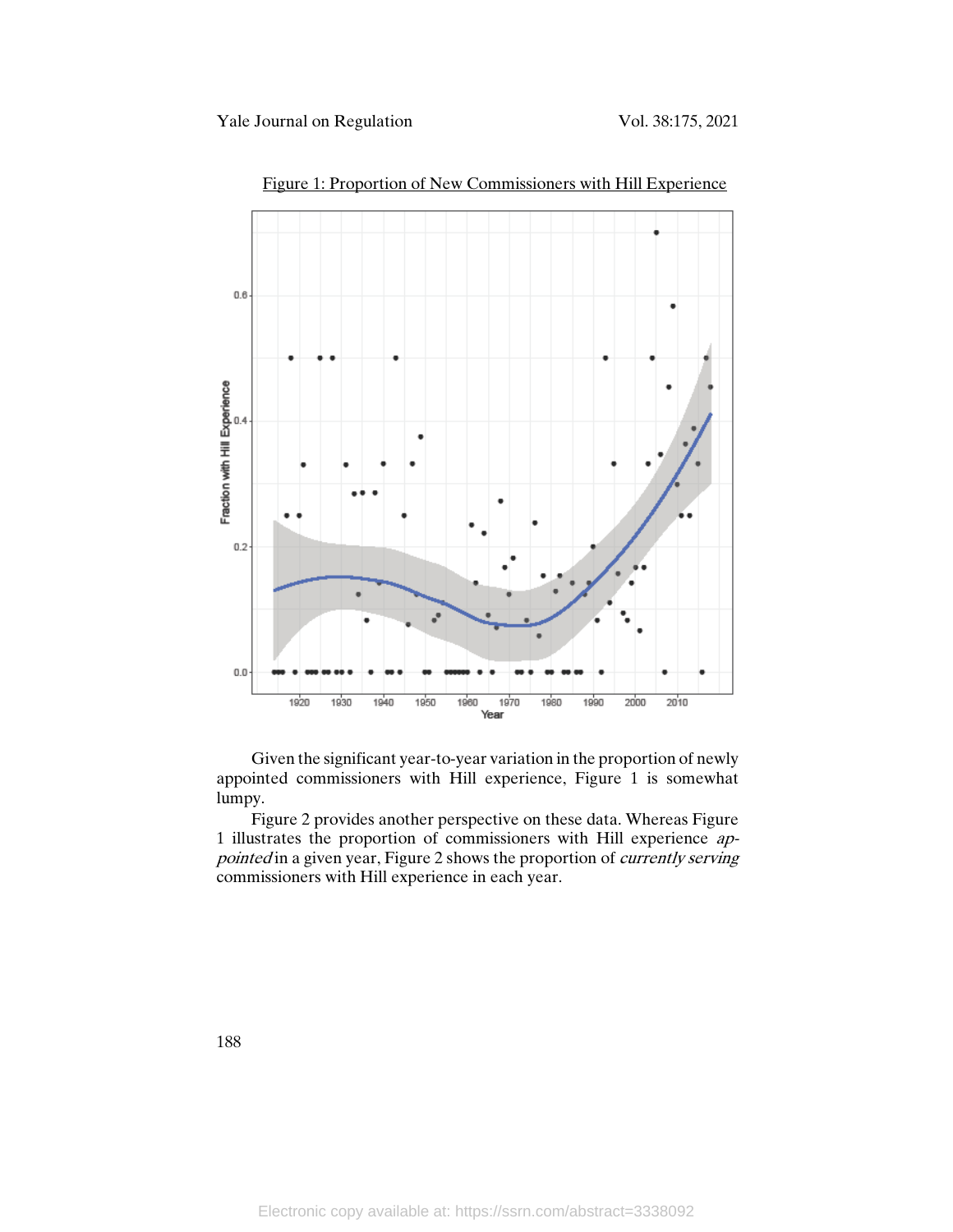Figure 1: Proportion of New Commissioners with Hill Experience

Given the significant year-to-year variation in the proportion of newly appointed commissioners with Hill experience, Figure 1 is somewhat lumpy.

Figure 2 provides another perspective on these data. Whereas Figure 1 illustrates the proportion of commissioners with Hill experience *appointed* in a given year, Figure 2 shows the proportion of *currently serving* commissioners with Hill experience in each year.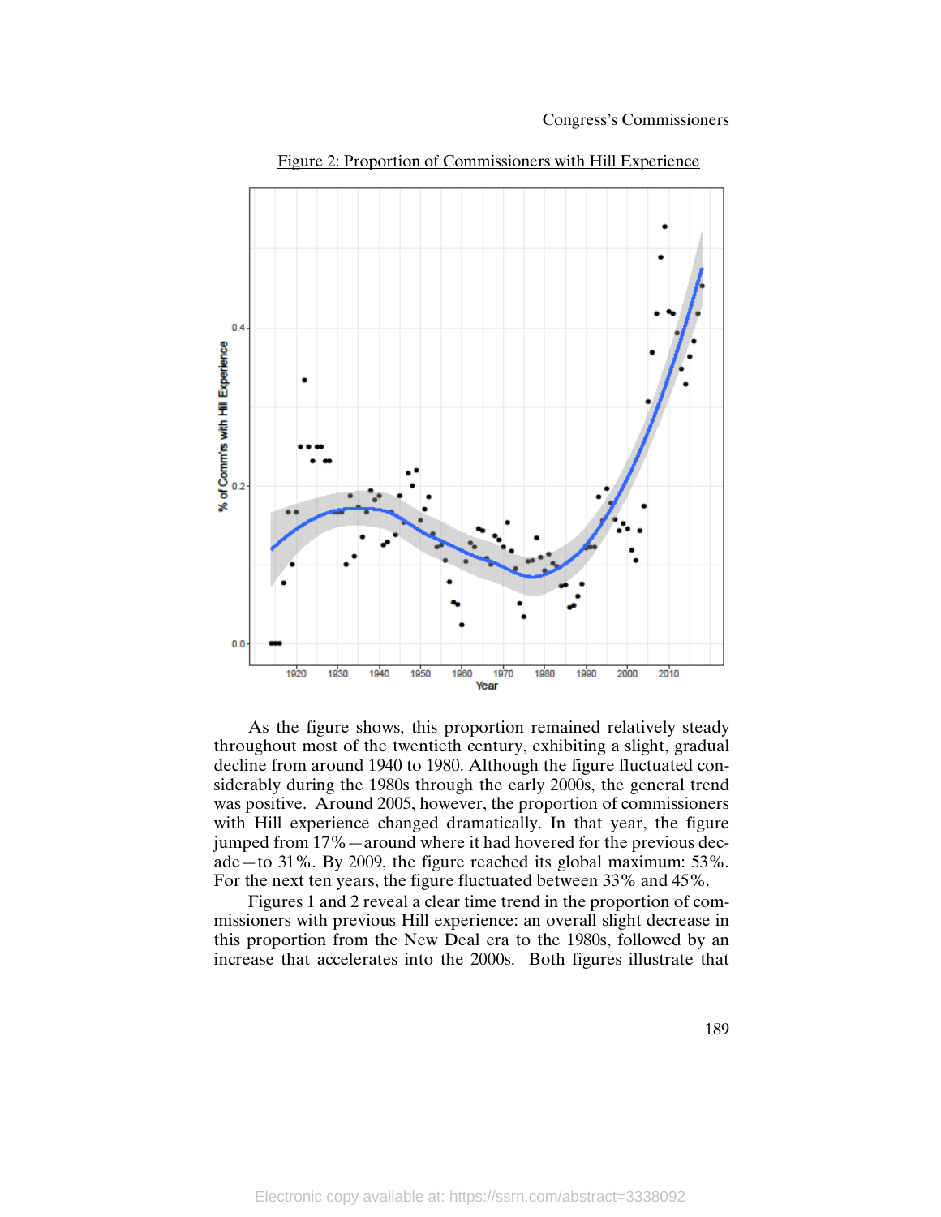Figure 2: Proportion of Commissioners with Hill Experience

As the figure shows, this proportion remained relatively steady throughout most of the twentieth century, exhibiting a slight, gradual decline from around 1940 to 1980. Although the figure fluctuated considerably during the 1980s through the early 2000s, the general trend was positive. Around 2005, however, the proportion of commissioners with Hill experience changed dramatically. In that year, the figure jumped from 17%—around where it had hovered for the previous decade—to 31%. By 2009, the figure reached its global maximum: 53%. For the next ten years, the figure fluctuated between 33% and 45%.

Figures 1 and 2 reveal a clear time trend in the proportion of commissioners with previous Hill experience: an overall slight decrease in this proportion from the New Deal era to the 1980s, followed by an increase that accelerates into the 2000s. Both figures illustrate that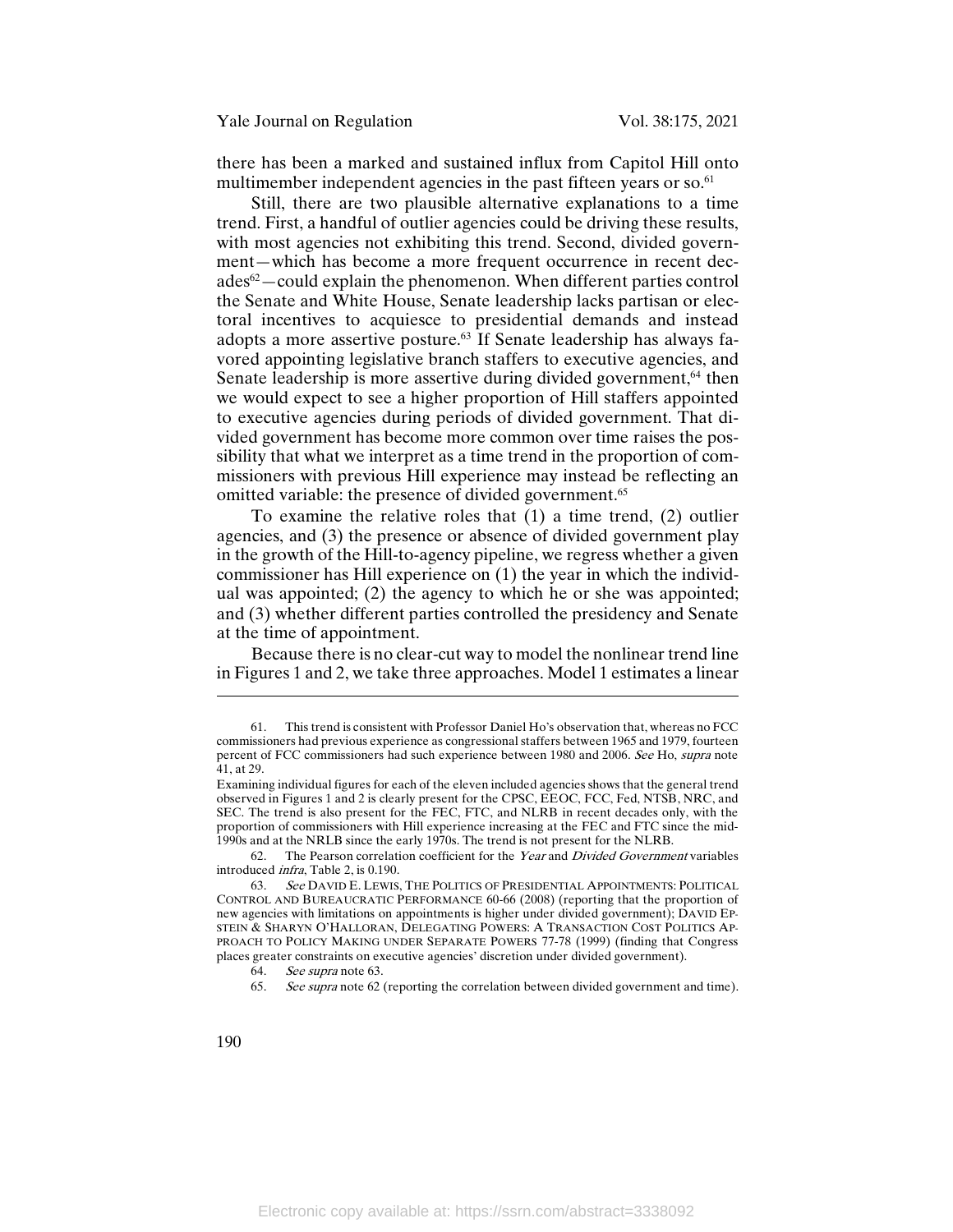there has been a marked and sustained influx from Capitol Hill onto multimember independent agencies in the past fifteen years or so.[61]

Still, there are two plausible alternative explanations to a time trend. First, a handful of outlier agencies could be driving these results, with most agencies not exhibiting this trend. Second, divided government—which has become a more frequent occurrence in recent decades[62]—could explain the phenomenon. When different parties control the Senate and White House, Senate leadership lacks partisan or electoral incentives to acquiesce to presidential demands and instead adopts a more assertive posture.[63] If Senate leadership has always favored appointing legislative branch staffers to executive agencies, and Senate leadership is more assertive during divided government,[64] then we would expect to see a higher proportion of Hill staffers appointed to executive agencies during periods of divided government. That divided government has become more common over time raises the possibility that what we interpret as a time trend in the proportion of commissioners with previous Hill experience may instead be reflecting an omitted variable: the presence of divided government.[65]

To examine the relative roles that (1) a time trend, (2) outlier agencies, and (3) the presence or absence of divided government play in the growth of the Hill-to-agency pipeline, we regress whether a given commissioner has Hill experience on (1) the year in which the individual was appointed; (2) the agency to which he or she was appointed; and (3) whether different parties controlled the presidency and Senate at the time of appointment.

Because there is no clear-cut way to model the nonlinear trend line in Figures 1 and 2, we take three approaches. Model 1 estimates a linear

---

61. This trend is consistent with Professor Daniel Ho's observation that, whereas no FCC commissioners had previous experience as congressional staffers between 1965 and 1979, fourteen percent of FCC commissioners had such experience between 1980 and 2006. *See* Ho, *supra* note 41, at 29.

Examining individual figures for each of the eleven included agencies shows that the general trend observed in Figures 1 and 2 is clearly present for the CPSC, EEOC, FCC, Fed, NTSB, NRC, and SEC. The trend is also present for the FEC, FTC, and NLRB in recent decades only, with the proportion of commissioners with Hill experience increasing at the FEC and FTC since the mid-1990s and at the NRLB since the early 1970s. The trend is not present for the NLRB.

62. The Pearson correlation coefficient for the *Year* and *Divided Government* variables introduced *infra*, Table 2, is 0.190.

63. *See* DAVID E. LEWIS, THE POLITICS OF PRESIDENTIAL APPOINTMENTS: POLITICAL CONTROL AND BUREAUCRATIC PERFORMANCE 60-66 (2008) (reporting that the proportion of new agencies with limitations on appointments is higher under divided government); DAVID EPSTEIN & SHARYN O'HALLORAN, DELEGATING POWERS: A TRANSACTION COST POLITICS APPROACH TO POLICY MAKING UNDER SEPARATE POWERS 77-78 (1999) (finding that Congress places greater constraints on executive agencies' discretion under divided government).

64. *See supra* note 63.

65. *See supra* note 62 (reporting the correlation between divided government and time).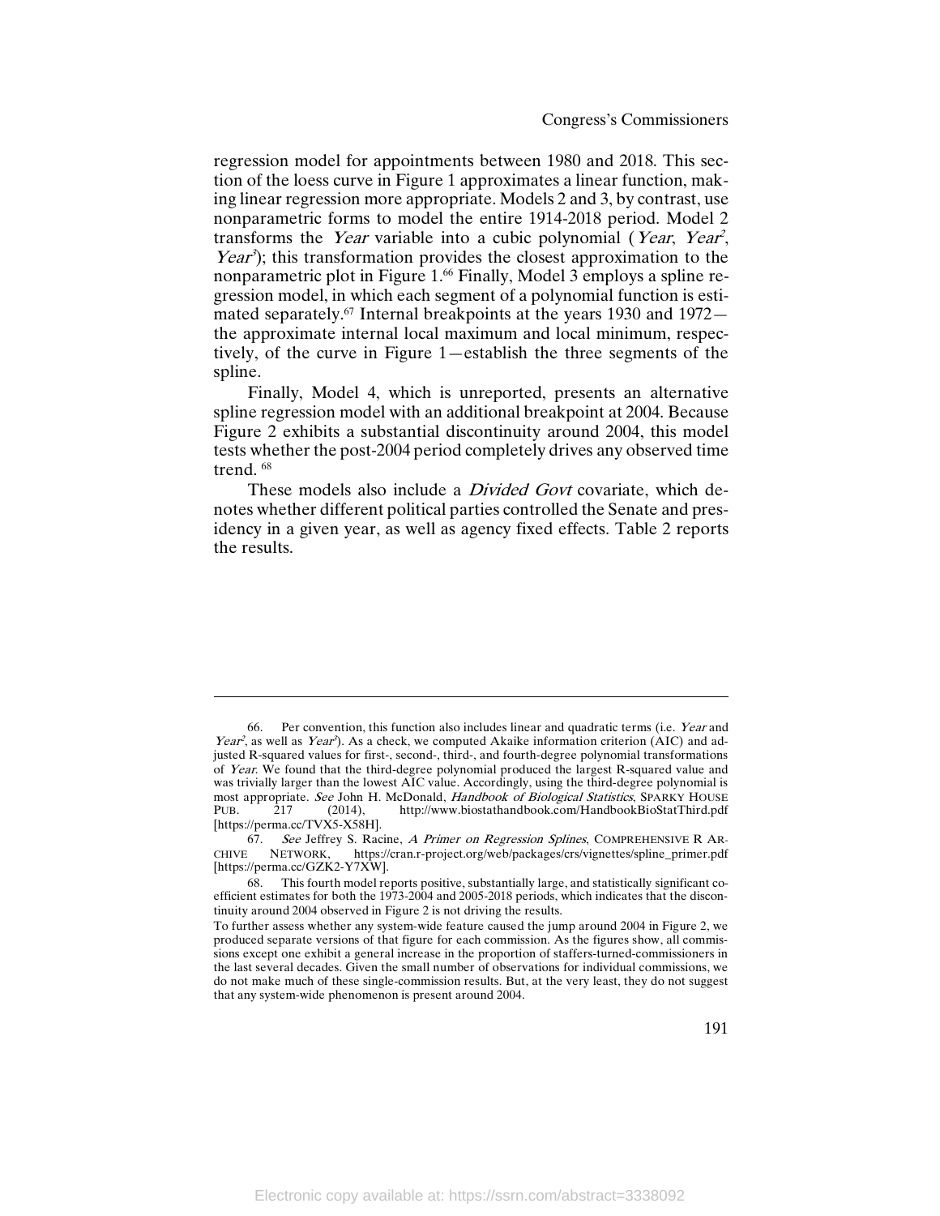regression model for appointments between 1980 and 2018. This section of the loess curve in Figure 1 approximates a linear function, making linear regression more appropriate. Models 2 and 3, by contrast, use nonparametric forms to model the entire 1914-2018 period. Model 2 transforms the *Year* variable into a cubic polynomial (*Year*, $Year^2$, $Year^3$); this transformation provides the closest approximation to the nonparametric plot in Figure 1.[66] Finally, Model 3 employs a spline regression model, in which each segment of a polynomial function is estimated separately.[67] Internal breakpoints at the years 1930 and 1972—the approximate internal local maximum and local minimum, respectively, of the curve in Figure 1—establish the three segments of the spline.

Finally, Model 4, which is unreported, presents an alternative spline regression model with an additional breakpoint at 2004. Because Figure 2 exhibits a substantial discontinuity around 2004, this model tests whether the post-2004 period completely drives any observed time trend. [68]

These models also include a *Divided Govt* covariate, which denotes whether different political parties controlled the Senate and presidency in a given year, as well as agency fixed effects. Table 2 reports the results.

---

66. Per convention, this function also includes linear and quadratic terms (i.e. *Year* and $Year^2$, as well as $Year^3$). As a check, we computed Akaike information criterion (AIC) and adjusted R-squared values for first-, second-, third-, and fourth-degree polynomial transformations of *Year*. We found that the third-degree polynomial produced the largest R-squared value and was trivially larger than the lowest AIC value. Accordingly, using the third-degree polynomial is most appropriate. *See* John H. McDonald, *Handbook of Biological Statistics*, SPARKY HOUSE PUB. 217 (2014), http://www.biostathandbook.com/HandbookBioStatThird.pdf [https://perma.cc/TVX5-X58H].

67. *See* Jeffrey S. Racine, *A Primer on Regression Splines*, COMPREHENSIVE R ARCHIVE NETWORK, https://cran.r-project.org/web/packages/crs/vignettes/spline_primer.pdf [https://perma.cc/GZK2-Y7XW].

68. This fourth model reports positive, substantially large, and statistically significant coefficient estimates for both the 1973-2004 and 2005-2018 periods, which indicates that the discontinuity around 2004 observed in Figure 2 is not driving the results.

To further assess whether any system-wide feature caused the jump around 2004 in Figure 2, we produced separate versions of that figure for each commission. As the figures show, all commissions except one exhibit a general increase in the proportion of staffers-turned-commissioners in the last several decades. Given the small number of observations for individual commissions, we do not make much of these single-commission results. But, at the very least, they do not suggest that any system-wide phenomenon is present around 2004.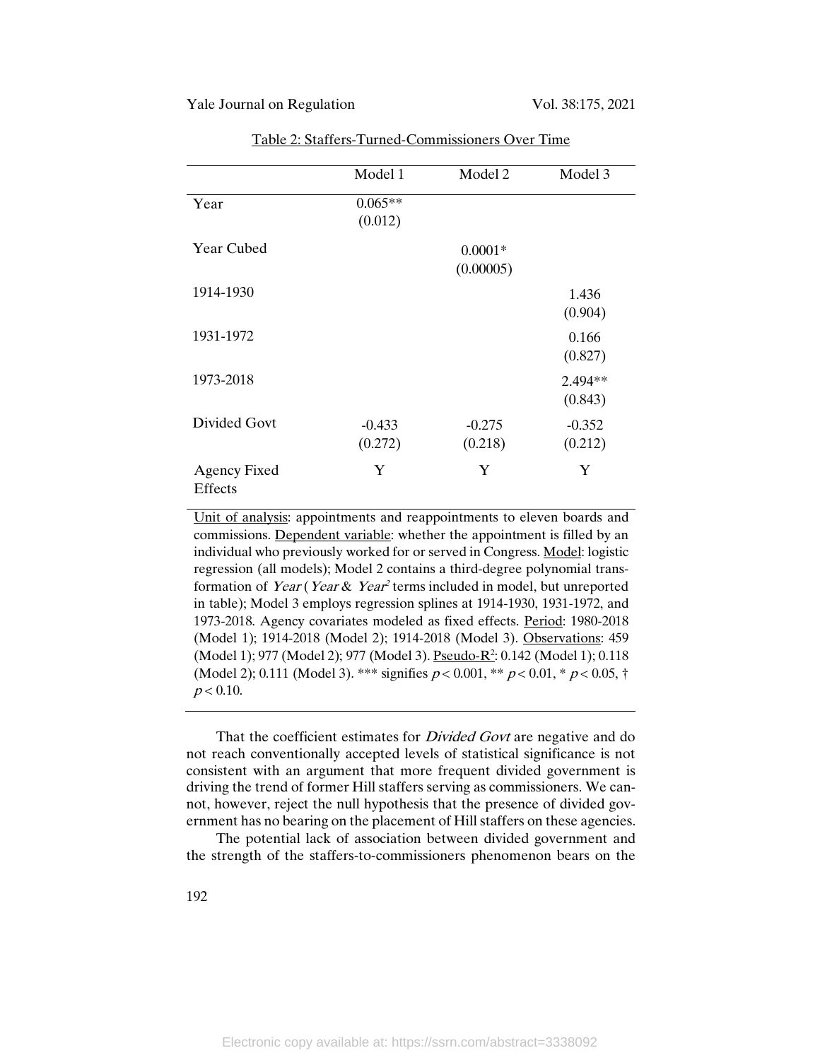Table 2: Staffers-Turned-Commissioners Over Time

| | Model 1 | Model 2 | Model 3 |
|---|---|---|---|
| Year | 0.065**<br>(0.012) | | |
| Year Cubed | | 0.0001*<br>(0.00005) | |
| 1914-1930 | | | 1.436<br>(0.904) |
| 1931-1972 | | | 0.166<br>(0.827) |
| 1973-2018 | | | 2.494**<br>(0.843) |
| Divided Govt | -0.433<br>(0.272) | -0.275<br>(0.218) | -0.352<br>(0.212) |
| Agency Fixed Effects | Y | Y | Y |

Unit of analysis: appointments and reappointments to eleven boards and commissions. Dependent variable: whether the appointment is filled by an individual who previously worked for or served in Congress. Model: logistic regression (all models); Model 2 contains a third-degree polynomial transformation of *Year* (*Year* & *Year*$^2$ terms included in model, but unreported in table); Model 3 employs regression splines at 1914-1930, 1931-1972, and 1973-2018. Agency covariates modeled as fixed effects. Period: 1980-2018 (Model 1); 1914-2018 (Model 2); 1914-2018 (Model 3). Observations: 459 (Model 1); 977 (Model 2); 977 (Model 3). Pseudo-$R^2$: 0.142 (Model 1); 0.118 (Model 2); 0.111 (Model 3). *** signifies $p < 0.001$, ** $p < 0.01$, * $p < 0.05$, † $p < 0.10$.

That the coefficient estimates for *Divided Govt* are negative and do not reach conventionally accepted levels of statistical significance is not consistent with an argument that more frequent divided government is driving the trend of former Hill staffers serving as commissioners. We cannot, however, reject the null hypothesis that the presence of divided government has no bearing on the placement of Hill staffers on these agencies.

The potential lack of association between divided government and the strength of the staffers-to-commissioners phenomenon bears on the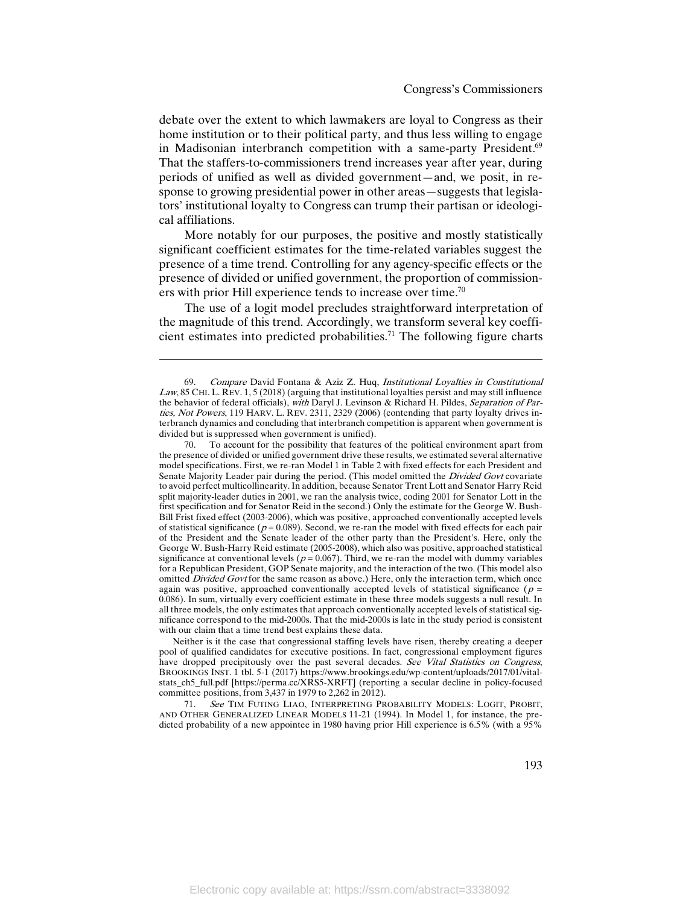debate over the extent to which lawmakers are loyal to Congress as their home institution or to their political party, and thus less willing to engage in Madisonian interbranch competition with a same-party President.[69] That the staffers-to-commissioners trend increases year after year, during periods of unified as well as divided government—and, we posit, in response to growing presidential power in other areas—suggests that legislators' institutional loyalty to Congress can trump their partisan or ideological affiliations.

More notably for our purposes, the positive and mostly statistically significant coefficient estimates for the time-related variables suggest the presence of a time trend. Controlling for any agency-specific effects or the presence of divided or unified government, the proportion of commissioners with prior Hill experience tends to increase over time.[70]

The use of a logit model precludes straightforward interpretation of the magnitude of this trend. Accordingly, we transform several key coefficient estimates into predicted probabilities.[71] The following figure charts

---

69. *Compare* David Fontana & Aziz Z. Huq, *Institutional Loyalties in Constitutional Law*, 85 CHI. L. REV. 1, 5 (2018) (arguing that institutional loyalties persist and may still influence the behavior of federal officials), *with* Daryl J. Levinson & Richard H. Pildes, *Separation of Parties, Not Powers*, 119 HARV. L. REV. 2311, 2329 (2006) (contending that party loyalty drives interbranch dynamics and concluding that interbranch competition is apparent when government is divided but is suppressed when government is unified).

70. To account for the possibility that features of the political environment apart from the presence of divided or unified government drive these results, we estimated several alternative model specifications. First, we re-ran Model 1 in Table 2 with fixed effects for each President and Senate Majority Leader pair during the period. (This model omitted the *Divided Govt* covariate to avoid perfect multicollinearity. In addition, because Senator Trent Lott and Senator Harry Reid split majority-leader duties in 2001, we ran the analysis twice, coding 2001 for Senator Lott in the first specification and for Senator Reid in the second.) Only the estimate for the George W. Bush-Bill Frist fixed effect (2003-2006), which was positive, approached conventionally accepted levels of statistical significance ($p = 0.089$). Second, we re-ran the model with fixed effects for each pair of the President and the Senate leader of the other party than the President's. Here, only the George W. Bush-Harry Reid estimate (2005-2008), which also was positive, approached statistical significance at conventional levels ($p = 0.067$). Third, we re-ran the model with dummy variables for a Republican President, GOP Senate majority, and the interaction of the two. (This model also omitted *Divided Govt* for the same reason as above.) Here, only the interaction term, which once again was positive, approached conventionally accepted levels of statistical significance ($p = 0.086$). In sum, virtually every coefficient estimate in these three models suggests a null result. In all three models, the only estimates that approach conventionally accepted levels of statistical significance correspond to the mid-2000s. That the mid-2000s is late in the study period is consistent with our claim that a time trend best explains these data.

Neither is it the case that congressional staffing levels have risen, thereby creating a deeper pool of qualified candidates for executive positions. In fact, congressional employment figures have dropped precipitously over the past several decades. *See Vital Statistics on Congress*, BROOKINGS INST. 1 tbl. 5-1 (2017) https://www.brookings.edu/wp-content/uploads/2017/01/vitalstats_ch5_full.pdf [https://perma.cc/XRS5-XRFT] (reporting a secular decline in policy-focused committee positions, from 3,437 in 1979 to 2,262 in 2012).

71. *See* TIM FUTING LIAO, INTERPRETING PROBABILITY MODELS: LOGIT, PROBIT, AND OTHER GENERALIZED LINEAR MODELS 11-21 (1994). In Model 1, for instance, the predicted probability of a new appointee in 1980 having prior Hill experience is 6.5% (with a 95%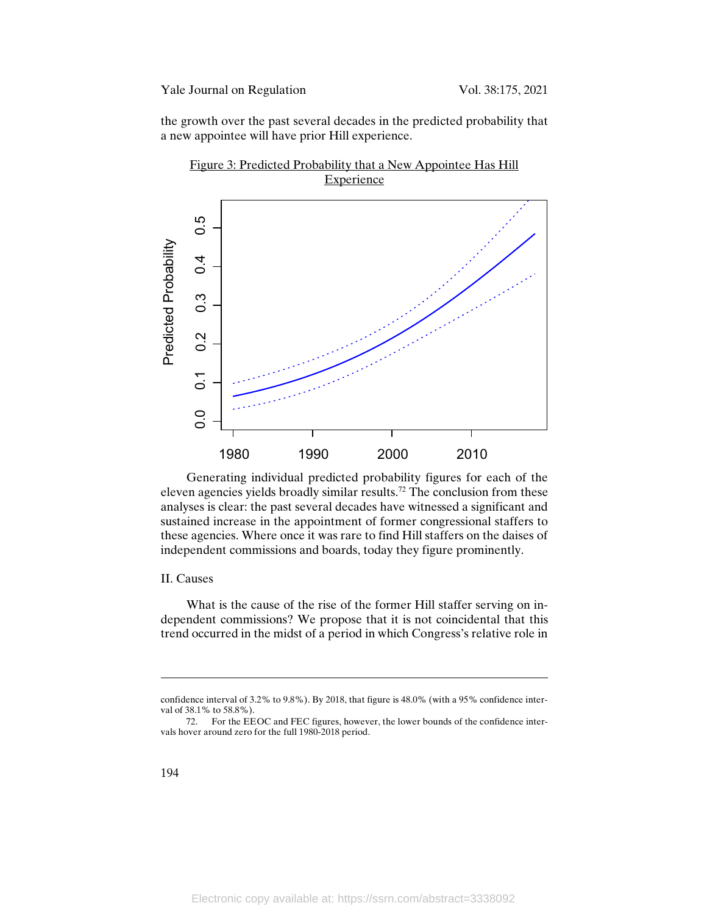the growth over the past several decades in the predicted probability that a new appointee will have prior Hill experience.

Figure 3: Predicted Probability that a New Appointee Has Hill Experience

Generating individual predicted probability figures for each of the eleven agencies yields broadly similar results.[72] The conclusion from these analyses is clear: the past several decades have witnessed a significant and sustained increase in the appointment of former congressional staffers to these agencies. Where once it was rare to find Hill staffers on the daises of independent commissions and boards, today they figure prominently.

## II. Causes

What is the cause of the rise of the former Hill staffer serving on independent commissions? We propose that it is not coincidental that this trend occurred in the midst of a period in which Congress's relative role in

---

confidence interval of 3.2% to 9.8%). By 2018, that figure is 48.0% (with a 95% confidence interval of 38.1% to 58.8%).

72. For the EEOC and FEC figures, however, the lower bounds of the confidence intervals hover around zero for the full 1980-2018 period.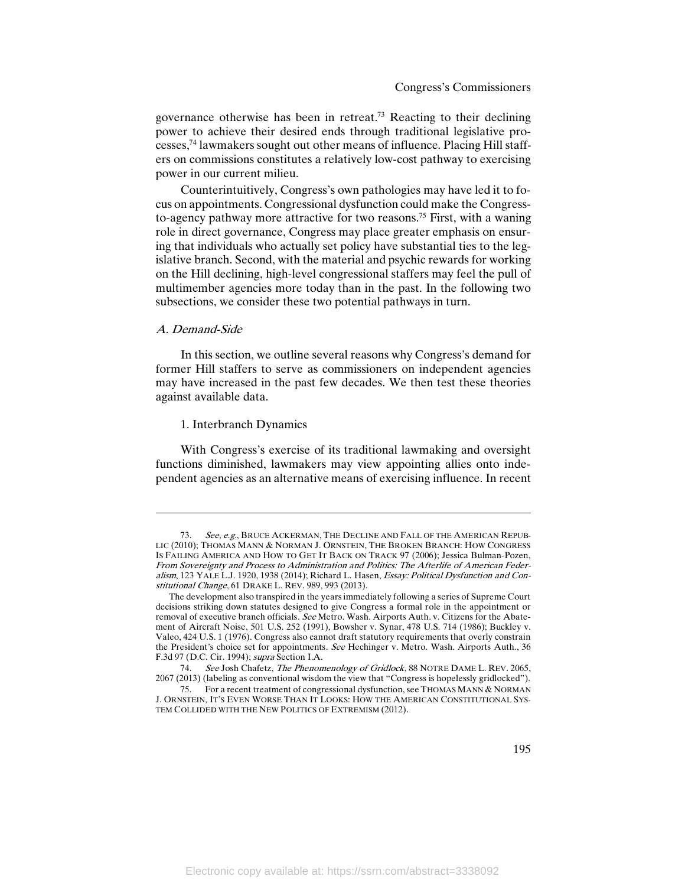governance otherwise has been in retreat.[73] Reacting to their declining power to achieve their desired ends through traditional legislative processes,[74] lawmakers sought out other means of influence. Placing Hill staffers on commissions constitutes a relatively low-cost pathway to exercising power in our current milieu.

Counterintuitively, Congress's own pathologies may have led it to focus on appointments. Congressional dysfunction could make the Congress-to-agency pathway more attractive for two reasons.[75] First, with a waning role in direct governance, Congress may place greater emphasis on ensuring that individuals who actually set policy have substantial ties to the legislative branch. Second, with the material and psychic rewards for working on the Hill declining, high-level congressional staffers may feel the pull of multimember agencies more today than in the past. In the following two subsections, we consider these two potential pathways in turn.

### *A. Demand-Side*

In this section, we outline several reasons why Congress's demand for former Hill staffers to serve as commissioners on independent agencies may have increased in the past few decades. We then test these theories against available data.

#### 1. Interbranch Dynamics

With Congress's exercise of its traditional lawmaking and oversight functions diminished, lawmakers may view appointing allies onto independent agencies as an alternative means of exercising influence. In recent

---

73. *See, e.g.*, BRUCE ACKERMAN, THE DECLINE AND FALL OF THE AMERICAN REPUBLIC (2010); THOMAS MANN & NORMAN J. ORNSTEIN, THE BROKEN BRANCH: HOW CONGRESS IS FAILING AMERICA AND HOW TO GET IT BACK ON TRACK 97 (2006); Jessica Bulman-Pozen, *From Sovereignty and Process to Administration and Politics: The Afterlife of American Federalism*, 123 YALE L.J. 1920, 1938 (2014); Richard L. Hasen, *Essay: Political Dysfunction and Constitutional Change*, 61 DRAKE L. REV. 989, 993 (2013).

The development also transpired in the years immediately following a series of Supreme Court decisions striking down statutes designed to give Congress a formal role in the appointment or removal of executive branch officials. *See* Metro. Wash. Airports Auth. v. Citizens for the Abatement of Aircraft Noise, 501 U.S. 252 (1991), Bowsher v. Synar, 478 U.S. 714 (1986); Buckley v. Valeo, 424 U.S. 1 (1976). Congress also cannot draft statutory requirements that overly constrain the President's choice set for appointments. *See* Hechinger v. Metro. Wash. Airports Auth., 36 F.3d 97 (D.C. Cir. 1994); *supra* Section I.A.

74. *See* Josh Chafetz, *The Phenomenology of Gridlock*, 88 NOTRE DAME L. REV. 2065, 2067 (2013) (labeling as conventional wisdom the view that "Congress is hopelessly gridlocked").

75. For a recent treatment of congressional dysfunction, see THOMAS MANN & NORMAN J. ORNSTEIN, IT'S EVEN WORSE THAN IT LOOKS: HOW THE AMERICAN CONSTITUTIONAL SYSTEM COLLIDED WITH THE NEW POLITICS OF EXTREMISM (2012).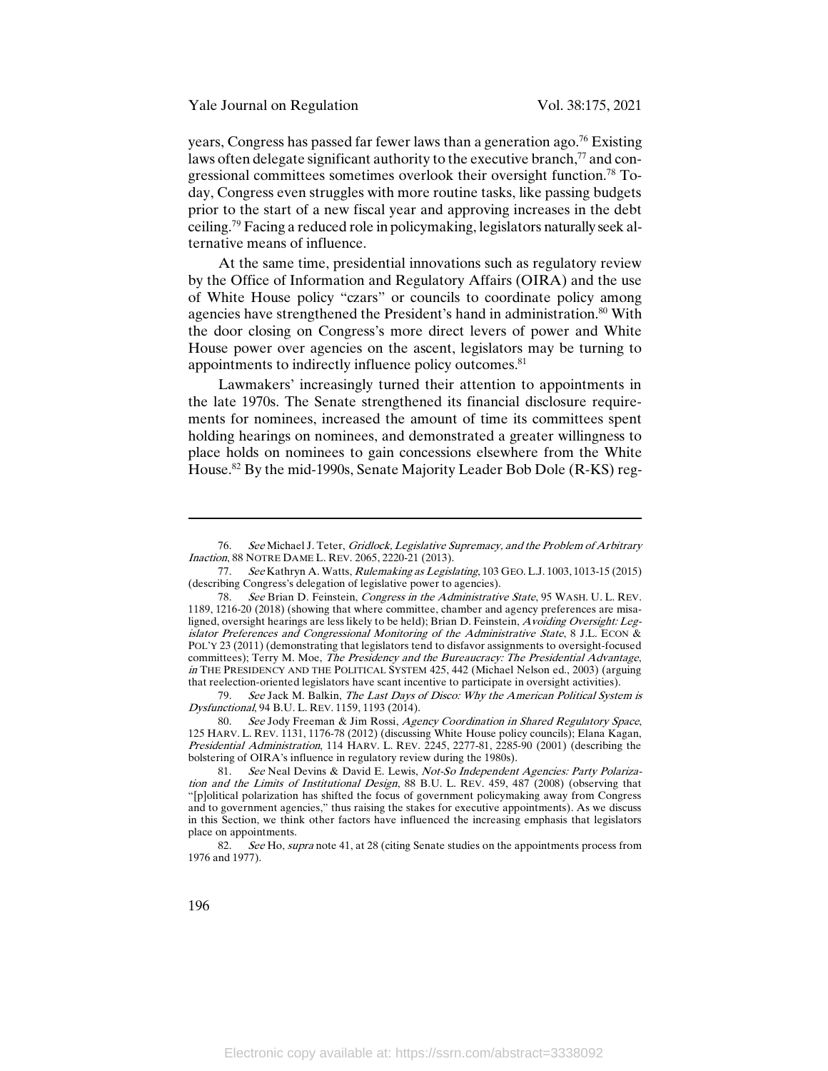years, Congress has passed far fewer laws than a generation ago.[76] Existing laws often delegate significant authority to the executive branch,[77] and congressional committees sometimes overlook their oversight function.[78] Today, Congress even struggles with more routine tasks, like passing budgets prior to the start of a new fiscal year and approving increases in the debt ceiling.[79] Facing a reduced role in policymaking, legislators naturally seek alternative means of influence.

At the same time, presidential innovations such as regulatory review by the Office of Information and Regulatory Affairs (OIRA) and the use of White House policy "czars" or councils to coordinate policy among agencies have strengthened the President's hand in administration.[80] With the door closing on Congress's more direct levers of power and White House power over agencies on the ascent, legislators may be turning to appointments to indirectly influence policy outcomes.[81]

Lawmakers' increasingly turned their attention to appointments in the late 1970s. The Senate strengthened its financial disclosure requirements for nominees, increased the amount of time its committees spent holding hearings on nominees, and demonstrated a greater willingness to place holds on nominees to gain concessions elsewhere from the White House.[82] By the mid-1990s, Senate Majority Leader Bob Dole (R-KS) reg-

---

76. *See* Michael J. Teter, *Gridlock, Legislative Supremacy, and the Problem of Arbitrary Inaction*, 88 NOTRE DAME L. REV. 2065, 2220-21 (2013).

77. *See* Kathryn A. Watts, *Rulemaking as Legislating*, 103 GEO. L.J. 1003, 1013-15 (2015) (describing Congress's delegation of legislative power to agencies).

78. *See* Brian D. Feinstein, *Congress in the Administrative State*, 95 WASH. U. L. REV. 1189, 1216-20 (2018) (showing that where committee, chamber and agency preferences are misaligned, oversight hearings are less likely to be held); Brian D. Feinstein, *Avoiding Oversight: Legislator Preferences and Congressional Monitoring of the Administrative State*, 8 J.L. ECON & POL'Y 23 (2011) (demonstrating that legislators tend to disfavor assignments to oversight-focused committees); Terry M. Moe, *The Presidency and the Bureaucracy: The Presidential Advantage*, *in* THE PRESIDENCY AND THE POLITICAL SYSTEM 425, 442 (Michael Nelson ed., 2003) (arguing that reelection-oriented legislators have scant incentive to participate in oversight activities).

79. *See* Jack M. Balkin, *The Last Days of Disco: Why the American Political System is Dysfunctional*, 94 B.U. L. REV. 1159, 1193 (2014).

80. *See* Jody Freeman & Jim Rossi, *Agency Coordination in Shared Regulatory Space*, 125 HARV. L. REV. 1131, 1176-78 (2012) (discussing White House policy councils); Elana Kagan, *Presidential Administration*, 114 HARV. L. REV. 2245, 2277-81, 2285-90 (2001) (describing the bolstering of OIRA's influence in regulatory review during the 1980s).

81. *See* Neal Devins & David E. Lewis, *Not-So Independent Agencies: Party Polarization and the Limits of Institutional Design*, 88 B.U. L. REV. 459, 487 (2008) (observing that "[p]olitical polarization has shifted the focus of government policymaking away from Congress and to government agencies," thus raising the stakes for executive appointments). As we discuss in this Section, we think other factors have influenced the increasing emphasis that legislators place on appointments.

82. *See* Ho, *supra* note 41, at 28 (citing Senate studies on the appointments process from 1976 and 1977).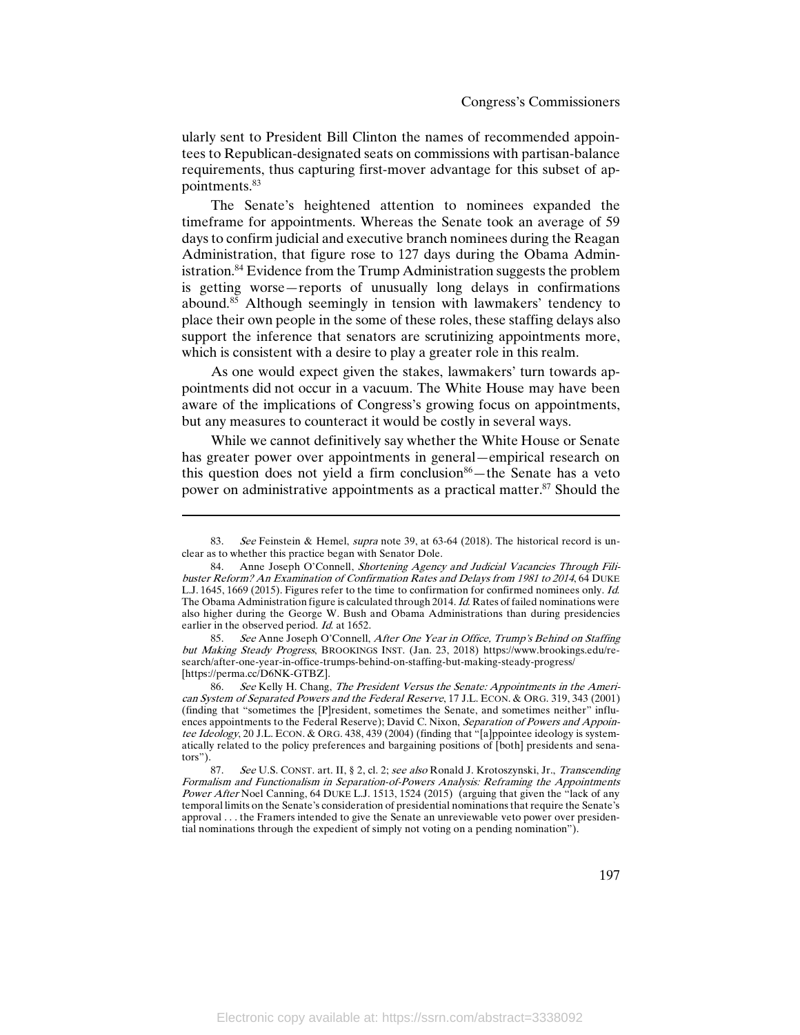ularly sent to President Bill Clinton the names of recommended appointees to Republican-designated seats on commissions with partisan-balance requirements, thus capturing first-mover advantage for this subset of appointments.[83]

The Senate's heightened attention to nominees expanded the timeframe for appointments. Whereas the Senate took an average of 59 days to confirm judicial and executive branch nominees during the Reagan Administration, that figure rose to 127 days during the Obama Administration.[84] Evidence from the Trump Administration suggests the problem is getting worse—reports of unusually long delays in confirmations abound.[85] Although seemingly in tension with lawmakers' tendency to place their own people in the some of these roles, these staffing delays also support the inference that senators are scrutinizing appointments more, which is consistent with a desire to play a greater role in this realm.

As one would expect given the stakes, lawmakers' turn towards appointments did not occur in a vacuum. The White House may have been aware of the implications of Congress's growing focus on appointments, but any measures to counteract it would be costly in several ways.

While we cannot definitively say whether the White House or Senate has greater power over appointments in general—empirical research on this question does not yield a firm conclusion[86]—the Senate has a veto power on administrative appointments as a practical matter.[87] Should the

---

83. *See* Feinstein & Hemel, *supra* note 39, at 63-64 (2018). The historical record is unclear as to whether this practice began with Senator Dole.

84. Anne Joseph O'Connell, *Shortening Agency and Judicial Vacancies Through Filibuster Reform? An Examination of Confirmation Rates and Delays from 1981 to 2014*, 64 DUKE L.J. 1645, 1669 (2015). Figures refer to the time to confirmation for confirmed nominees only. *Id.* The Obama Administration figure is calculated through 2014. *Id.* Rates of failed nominations were also higher during the George W. Bush and Obama Administrations than during presidencies earlier in the observed period. *Id.* at 1652.

85. *See* Anne Joseph O'Connell, *After One Year in Office, Trump's Behind on Staffing but Making Steady Progress*, BROOKINGS INST. (Jan. 23, 2018) https://www.brookings.edu/research/after-one-year-in-office-trumps-behind-on-staffing-but-making-steady-progress/ [https://perma.cc/D6NK-GTBZ].

86. *See* Kelly H. Chang, *The President Versus the Senate: Appointments in the American System of Separated Powers and the Federal Reserve*, 17 J.L. ECON. & ORG. 319, 343 (2001) (finding that "sometimes the [P]resident, sometimes the Senate, and sometimes neither" influences appointments to the Federal Reserve); David C. Nixon, *Separation of Powers and Appointee Ideology*, 20 J.L. ECON. & ORG. 438, 439 (2004) (finding that "[a]ppointee ideology is systematically related to the policy preferences and bargaining positions of [both] presidents and senators").

87. *See* U.S. CONST. art. II, § 2, cl. 2; *see also* Ronald J. Krotoszynski, Jr., *Transcending Formalism and Functionalism in Separation-of-Powers Analysis: Reframing the Appointments Power After* Noel Canning, 64 DUKE L.J. 1513, 1524 (2015) (arguing that given the "lack of any temporal limits on the Senate's consideration of presidential nominations that require the Senate's approval . . . the Framers intended to give the Senate an unreviewable veto power over presidential nominations through the expedient of simply not voting on a pending nomination").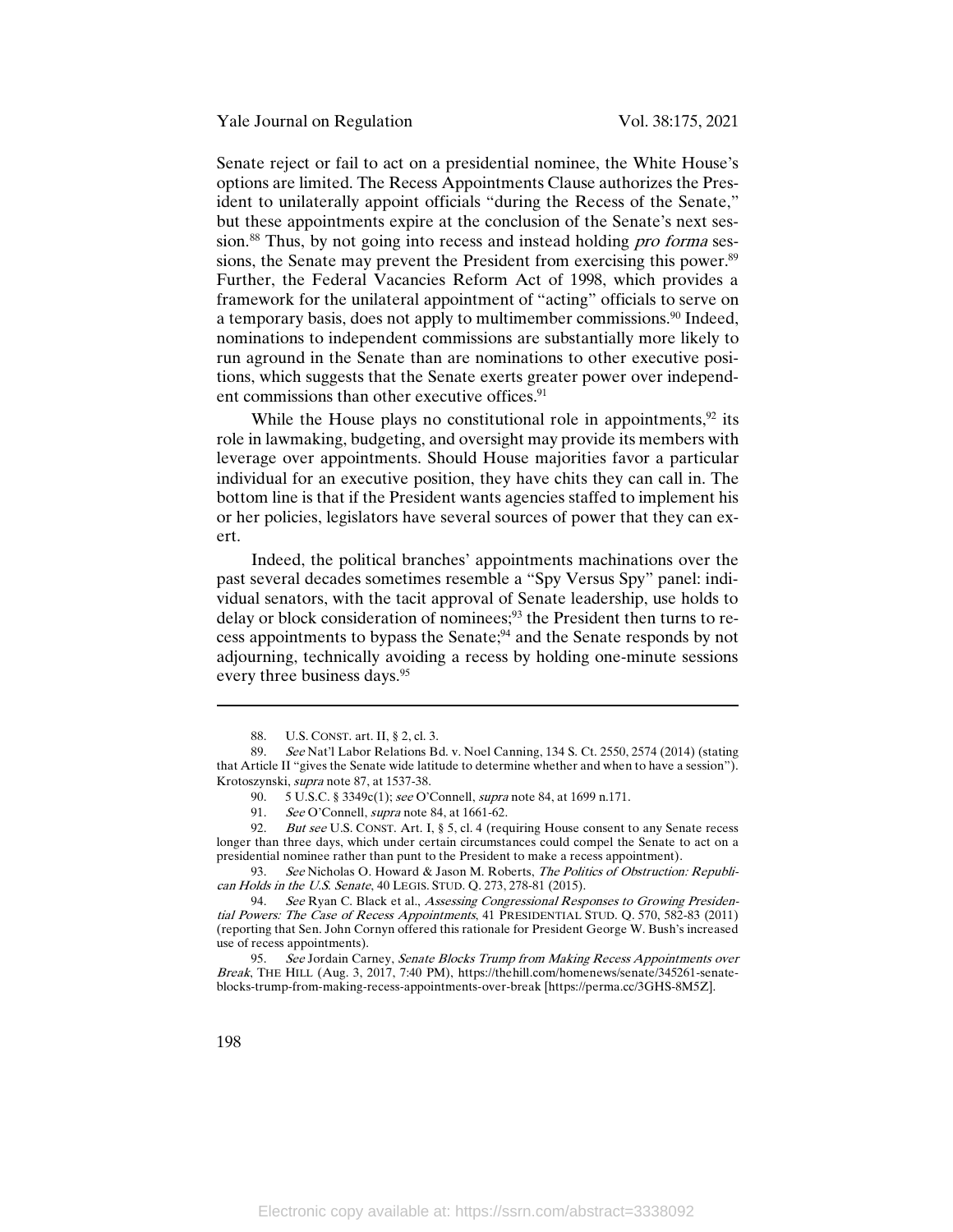Senate reject or fail to act on a presidential nominee, the White House's options are limited. The Recess Appointments Clause authorizes the President to unilaterally appoint officials "during the Recess of the Senate," but these appointments expire at the conclusion of the Senate's next session.[88] Thus, by not going into recess and instead holding *pro forma* sessions, the Senate may prevent the President from exercising this power.[89] Further, the Federal Vacancies Reform Act of 1998, which provides a framework for the unilateral appointment of "acting" officials to serve on a temporary basis, does not apply to multimember commissions.[90] Indeed, nominations to independent commissions are substantially more likely to run aground in the Senate than are nominations to other executive positions, which suggests that the Senate exerts greater power over independent commissions than other executive offices.[91]

While the House plays no constitutional role in appointments,[92] its role in lawmaking, budgeting, and oversight may provide its members with leverage over appointments. Should House majorities favor a particular individual for an executive position, they have chits they can call in. The bottom line is that if the President wants agencies staffed to implement his or her policies, legislators have several sources of power that they can exert.

Indeed, the political branches' appointments machinations over the past several decades sometimes resemble a "Spy Versus Spy" panel: individual senators, with the tacit approval of Senate leadership, use holds to delay or block consideration of nominees;[93] the President then turns to recess appointments to bypass the Senate;[94] and the Senate responds by not adjourning, technically avoiding a recess by holding one-minute sessions every three business days.[95]

---

88. U.S. CONST. art. II, § 2, cl. 3.

89. *See* Nat'l Labor Relations Bd. v. Noel Canning, 134 S. Ct. 2550, 2574 (2014) (stating that Article II "gives the Senate wide latitude to determine whether and when to have a session"). Krotoszynski, *supra* note 87, at 1537-38.

90. 5 U.S.C. § 3349c(1); *see* O'Connell, *supra* note 84, at 1699 n.171.

91. *See* O'Connell, *supra* note 84, at 1661-62.

92. *But see* U.S. CONST. Art. I, § 5, cl. 4 (requiring House consent to any Senate recess longer than three days, which under certain circumstances could compel the Senate to act on a presidential nominee rather than punt to the President to make a recess appointment).

93. *See* Nicholas O. Howard & Jason M. Roberts, *The Politics of Obstruction: Republican Holds in the U.S. Senate*, 40 LEGIS. STUD. Q. 273, 278-81 (2015).

94. *See* Ryan C. Black et al., *Assessing Congressional Responses to Growing Presidential Powers: The Case of Recess Appointments*, 41 PRESIDENTIAL STUD. Q. 570, 582-83 (2011) (reporting that Sen. John Cornyn offered this rationale for President George W. Bush's increased use of recess appointments).

95. *See* Jordain Carney, *Senate Blocks Trump from Making Recess Appointments over Break*, THE HILL (Aug. 3, 2017, 7:40 PM), https://thehill.com/homenews/senate/345261-senate-blocks-trump-from-making-recess-appointments-over-break [https://perma.cc/3GHS-8M5Z].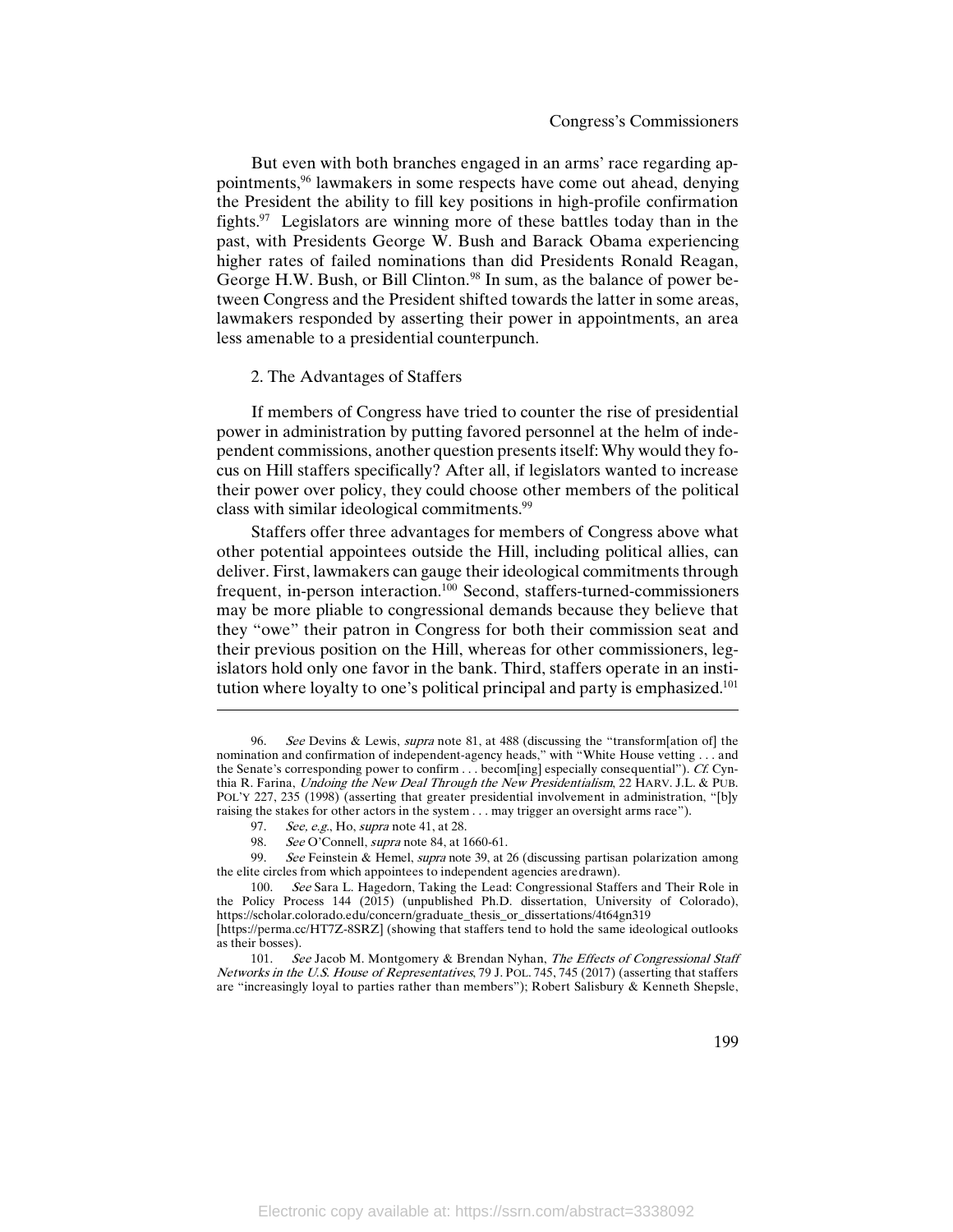But even with both branches engaged in an arms' race regarding appointments,[96] lawmakers in some respects have come out ahead, denying the President the ability to fill key positions in high-profile confirmation fights.[97] Legislators are winning more of these battles today than in the past, with Presidents George W. Bush and Barack Obama experiencing higher rates of failed nominations than did Presidents Ronald Reagan, George H.W. Bush, or Bill Clinton.[98] In sum, as the balance of power between Congress and the President shifted towards the latter in some areas, lawmakers responded by asserting their power in appointments, an area less amenable to a presidential counterpunch.

### 2. The Advantages of Staffers

If members of Congress have tried to counter the rise of presidential power in administration by putting favored personnel at the helm of independent commissions, another question presents itself: Why would they focus on Hill staffers specifically? After all, if legislators wanted to increase their power over policy, they could choose other members of the political class with similar ideological commitments.[99]

Staffers offer three advantages for members of Congress above what other potential appointees outside the Hill, including political allies, can deliver. First, lawmakers can gauge their ideological commitments through frequent, in-person interaction.[100] Second, staffers-turned-commissioners may be more pliable to congressional demands because they believe that they "owe" their patron in Congress for both their commission seat and their previous position on the Hill, whereas for other commissioners, legislators hold only one favor in the bank. Third, staffers operate in an institution where loyalty to one's political principal and party is emphasized.[101]

---

96. *See* Devins & Lewis, *supra* note 81, at 488 (discussing the "transform[ation of] the nomination and confirmation of independent-agency heads," with "White House vetting . . . and the Senate's corresponding power to confirm . . . becom[ing] especially consequential"). *Cf.* Cynthia R. Farina, *Undoing the New Deal Through the New Presidentialism*, 22 HARV. J.L. & PUB. POL'Y 227, 235 (1998) (asserting that greater presidential involvement in administration, "[b]y raising the stakes for other actors in the system . . . may trigger an oversight arms race").

97. *See, e.g.*, Ho, *supra* note 41, at 28.

98. *See* O'Connell, *supra* note 84, at 1660-61.

99. *See* Feinstein & Hemel, *supra* note 39, at 26 (discussing partisan polarization among the elite circles from which appointees to independent agencies are drawn).

100. *See* Sara L. Hagedorn, Taking the Lead: Congressional Staffers and Their Role in the Policy Process 144 (2015) (unpublished Ph.D. dissertation, University of Colorado), https://scholar.colorado.edu/concern/graduate_thesis_or_dissertations/4t64gn319 [https://perma.cc/HT7Z-8SRZ] (showing that staffers tend to hold the same ideological outlooks as their bosses).

101. *See* Jacob M. Montgomery & Brendan Nyhan, *The Effects of Congressional Staff Networks in the U.S. House of Representatives*, 79 J. POL. 745, 745 (2017) (asserting that staffers are "increasingly loyal to parties rather than members"); Robert Salisbury & Kenneth Shepsle,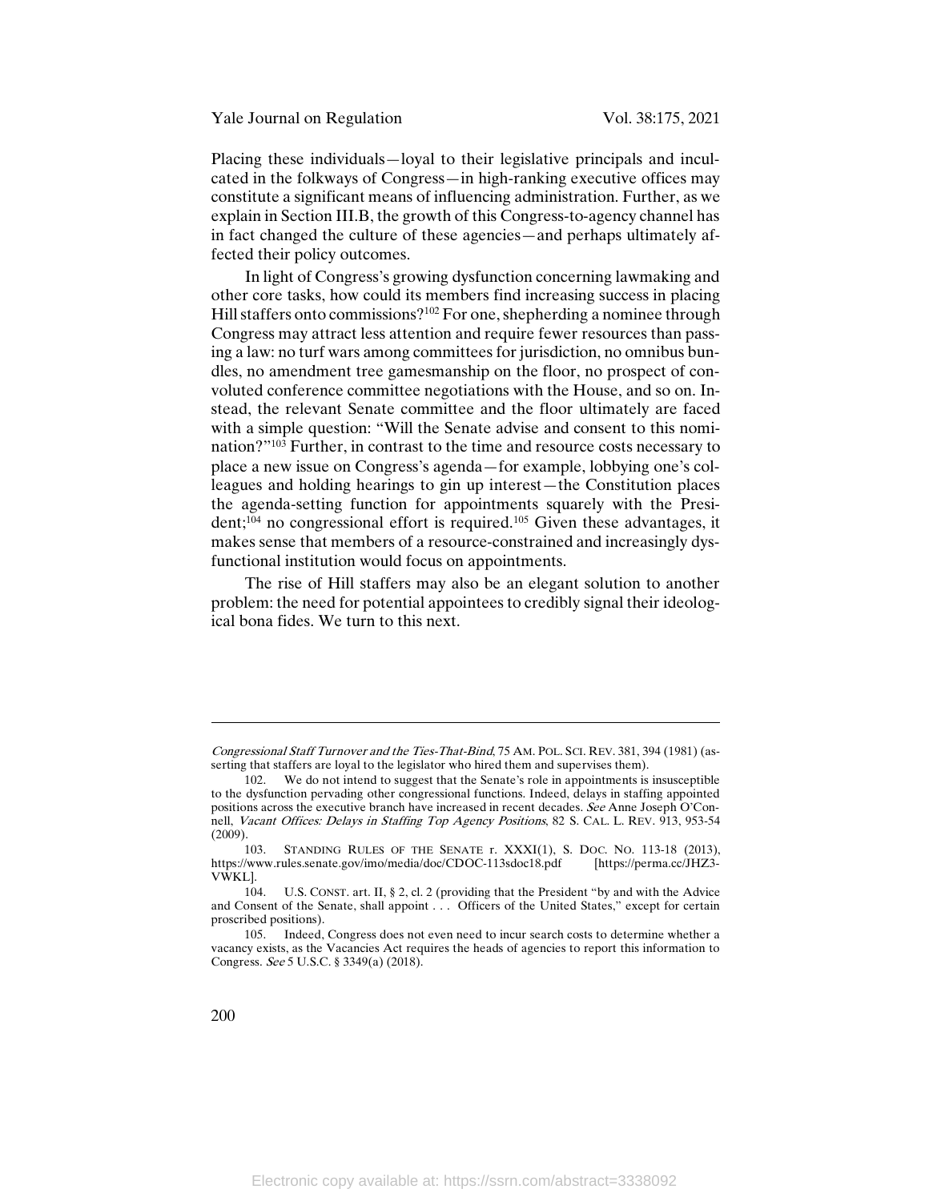Placing these individuals—loyal to their legislative principals and inculcated in the folkways of Congress—in high-ranking executive offices may constitute a significant means of influencing administration. Further, as we explain in Section III.B, the growth of this Congress-to-agency channel has in fact changed the culture of these agencies—and perhaps ultimately affected their policy outcomes.

In light of Congress's growing dysfunction concerning lawmaking and other core tasks, how could its members find increasing success in placing Hill staffers onto commissions?[102] For one, shepherding a nominee through Congress may attract less attention and require fewer resources than passing a law: no turf wars among committees for jurisdiction, no omnibus bundles, no amendment tree gamesmanship on the floor, no prospect of convoluted conference committee negotiations with the House, and so on. Instead, the relevant Senate committee and the floor ultimately are faced with a simple question: "Will the Senate advise and consent to this nomination?"[103] Further, in contrast to the time and resource costs necessary to place a new issue on Congress's agenda—for example, lobbying one's colleagues and holding hearings to gin up interest—the Constitution places the agenda-setting function for appointments squarely with the President;[104] no congressional effort is required.[105] Given these advantages, it makes sense that members of a resource-constrained and increasingly dysfunctional institution would focus on appointments.

The rise of Hill staffers may also be an elegant solution to another problem: the need for potential appointees to credibly signal their ideological bona fides. We turn to this next.

---

*Congressional Staff Turnover and the Ties-That-Bind*, 75 AM. POL. SCI. REV. 381, 394 (1981) (asserting that staffers are loyal to the legislator who hired them and supervises them).

102. We do not intend to suggest that the Senate's role in appointments is insusceptible to the dysfunction pervading other congressional functions. Indeed, delays in staffing appointed positions across the executive branch have increased in recent decades. *See* Anne Joseph O'Connell, *Vacant Offices: Delays in Staffing Top Agency Positions*, 82 S. CAL. L. REV. 913, 953-54 (2009).

103. STANDING RULES OF THE SENATE r. XXXI(1), S. DOC. NO. 113-18 (2013), https://www.rules.senate.gov/imo/media/doc/CDOC-113sdoc18.pdf [https://perma.cc/JHZ3-VWKL].

104. U.S. CONST. art. II, § 2, cl. 2 (providing that the President "by and with the Advice and Consent of the Senate, shall appoint . . . Officers of the United States," except for certain proscribed positions).

105. Indeed, Congress does not even need to incur search costs to determine whether a vacancy exists, as the Vacancies Act requires the heads of agencies to report this information to Congress. *See* 5 U.S.C. § 3349(a) (2018).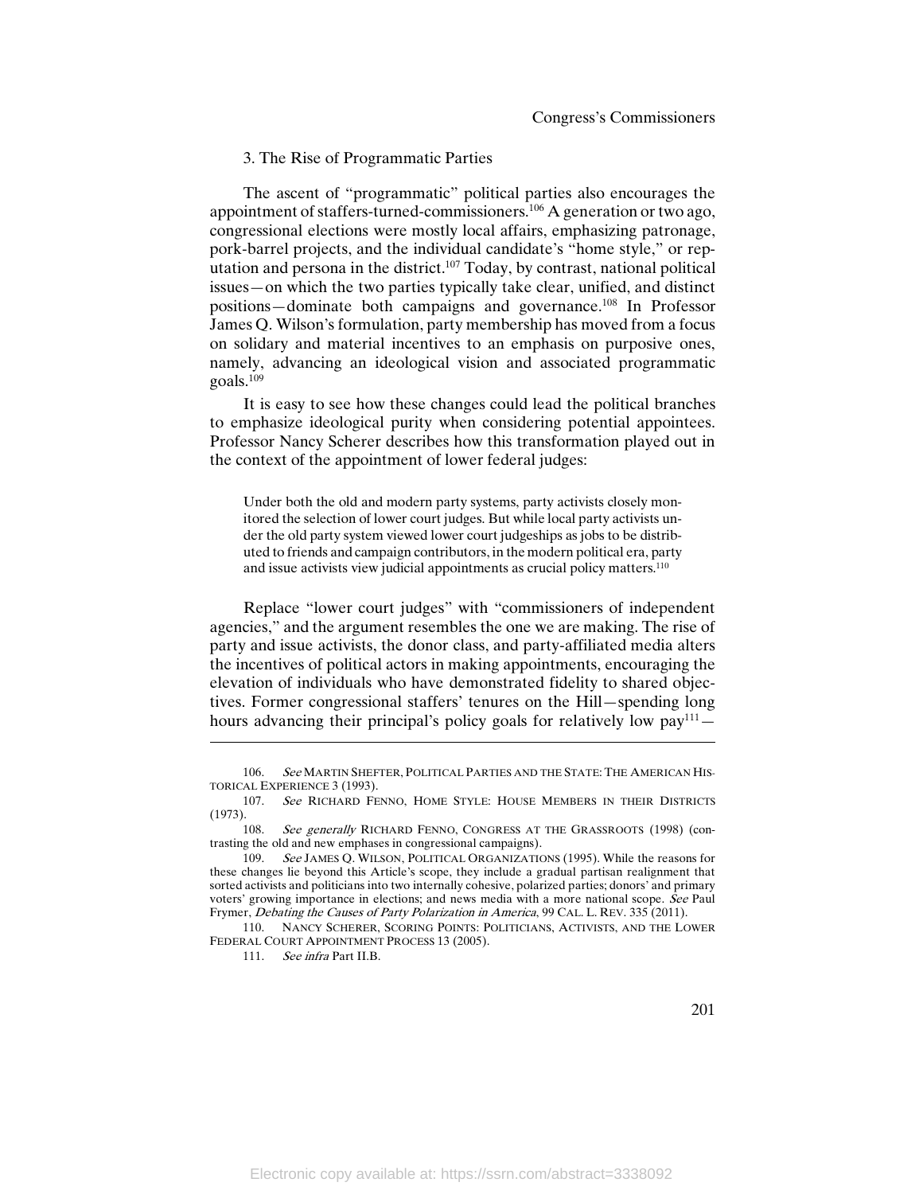### 3. The Rise of Programmatic Parties

The ascent of "programmatic" political parties also encourages the appointment of staffers-turned-commissioners.[106] A generation or two ago, congressional elections were mostly local affairs, emphasizing patronage, pork-barrel projects, and the individual candidate's "home style," or reputation and persona in the district.[107] Today, by contrast, national political issues—on which the two parties typically take clear, unified, and distinct positions—dominate both campaigns and governance.[108] In Professor James Q. Wilson's formulation, party membership has moved from a focus on solidary and material incentives to an emphasis on purposive ones, namely, advancing an ideological vision and associated programmatic goals.[109]

It is easy to see how these changes could lead the political branches to emphasize ideological purity when considering potential appointees. Professor Nancy Scherer describes how this transformation played out in the context of the appointment of lower federal judges:

> Under both the old and modern party systems, party activists closely monitored the selection of lower court judges. But while local party activists under the old party system viewed lower court judgeships as jobs to be distributed to friends and campaign contributors, in the modern political era, party and issue activists view judicial appointments as crucial policy matters.[110]

Replace "lower court judges" with "commissioners of independent agencies," and the argument resembles the one we are making. The rise of party and issue activists, the donor class, and party-affiliated media alters the incentives of political actors in making appointments, encouraging the elevation of individuals who have demonstrated fidelity to shared objectives. Former congressional staffers' tenures on the Hill—spending long hours advancing their principal's policy goals for relatively low pay[111]—

---

106. *See* MARTIN SHEFTER, POLITICAL PARTIES AND THE STATE: THE AMERICAN HISTORICAL EXPERIENCE 3 (1993).

107. *See* RICHARD FENNO, HOME STYLE: HOUSE MEMBERS IN THEIR DISTRICTS (1973).

108. *See generally* RICHARD FENNO, CONGRESS AT THE GRASSROOTS (1998) (contrasting the old and new emphases in congressional campaigns).

109. *See* JAMES Q. WILSON, POLITICAL ORGANIZATIONS (1995). While the reasons for these changes lie beyond this Article's scope, they include a gradual partisan realignment that sorted activists and politicians into two internally cohesive, polarized parties; donors' and primary voters' growing importance in elections; and news media with a more national scope. *See* Paul Frymer, *Debating the Causes of Party Polarization in America*, 99 CAL. L. REV. 335 (2011).

110. NANCY SCHERER, SCORING POINTS: POLITICIANS, ACTIVISTS, AND THE LOWER FEDERAL COURT APPOINTMENT PROCESS 13 (2005).

111. *See infra* Part II.B.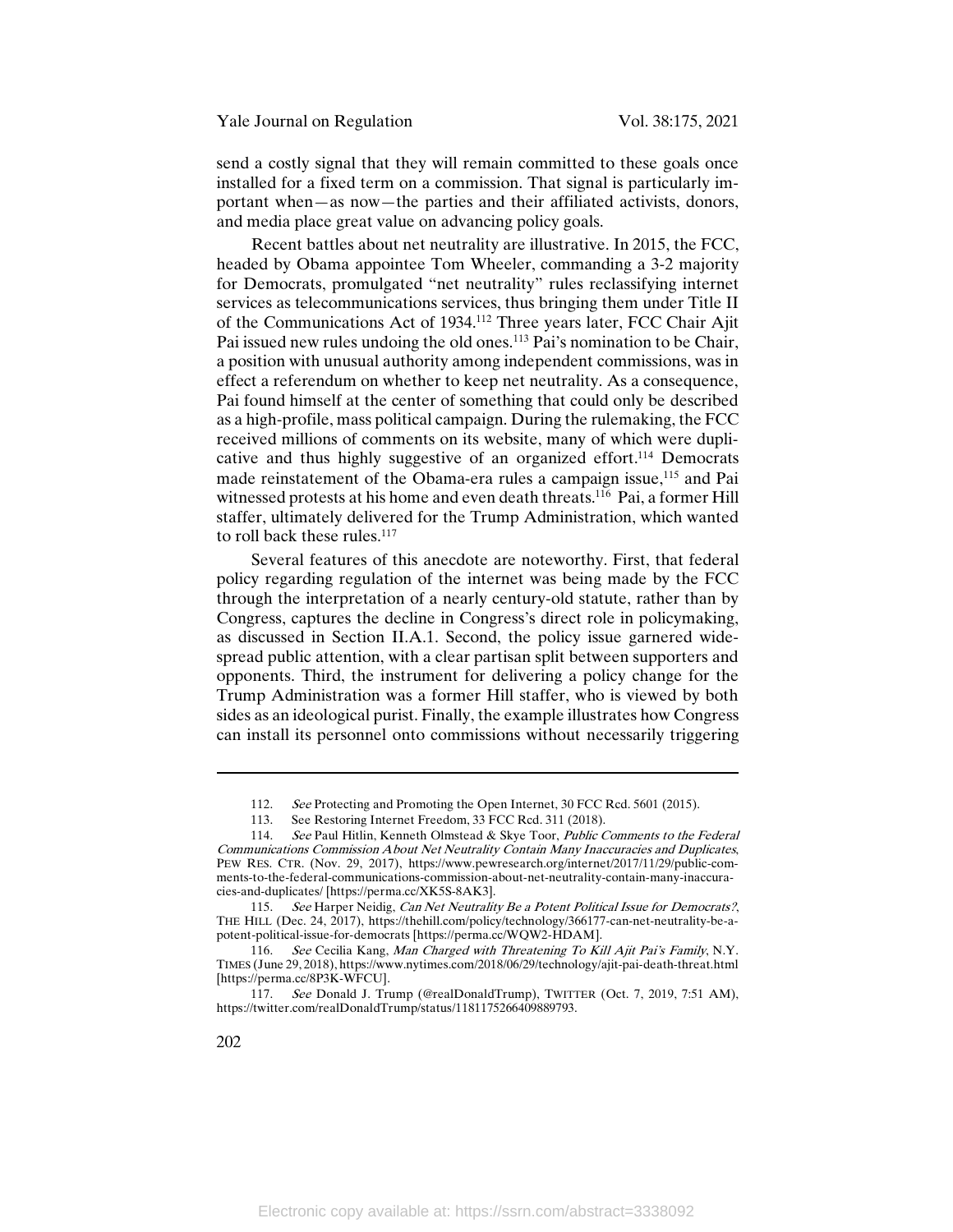send a costly signal that they will remain committed to these goals once installed for a fixed term on a commission. That signal is particularly important when—as now—the parties and their affiliated activists, donors, and media place great value on advancing policy goals.

Recent battles about net neutrality are illustrative. In 2015, the FCC, headed by Obama appointee Tom Wheeler, commanding a 3-2 majority for Democrats, promulgated "net neutrality" rules reclassifying internet services as telecommunications services, thus bringing them under Title II of the Communications Act of 1934.[112] Three years later, FCC Chair Ajit Pai issued new rules undoing the old ones.[113] Pai's nomination to be Chair, a position with unusual authority among independent commissions, was in effect a referendum on whether to keep net neutrality. As a consequence, Pai found himself at the center of something that could only be described as a high-profile, mass political campaign. During the rulemaking, the FCC received millions of comments on its website, many of which were duplicative and thus highly suggestive of an organized effort.[114] Democrats made reinstatement of the Obama-era rules a campaign issue,[115] and Pai witnessed protests at his home and even death threats.[116] Pai, a former Hill staffer, ultimately delivered for the Trump Administration, which wanted to roll back these rules.[117]

Several features of this anecdote are noteworthy. First, that federal policy regarding regulation of the internet was being made by the FCC through the interpretation of a nearly century-old statute, rather than by Congress, captures the decline in Congress's direct role in policymaking, as discussed in Section II.A.1. Second, the policy issue garnered widespread public attention, with a clear partisan split between supporters and opponents. Third, the instrument for delivering a policy change for the Trump Administration was a former Hill staffer, who is viewed by both sides as an ideological purist. Finally, the example illustrates how Congress can install its personnel onto commissions without necessarily triggering

---

112. *See* Protecting and Promoting the Open Internet, 30 FCC Rcd. 5601 (2015).

113. See Restoring Internet Freedom, 33 FCC Rcd. 311 (2018).

114. *See* Paul Hitlin, Kenneth Olmstead & Skye Toor, *Public Comments to the Federal Communications Commission About Net Neutrality Contain Many Inaccuracies and Duplicates*, PEW RES. CTR. (Nov. 29, 2017), https://www.pewresearch.org/internet/2017/11/29/public-comments-to-the-federal-communications-commission-about-net-neutrality-contain-many-inaccuracies-and-duplicates/ [https://perma.cc/XK5S-8AK3].

115. *See* Harper Neidig, *Can Net Neutrality Be a Potent Political Issue for Democrats?*, THE HILL (Dec. 24, 2017), https://thehill.com/policy/technology/366177-can-net-neutrality-be-a-potent-political-issue-for-democrats [https://perma.cc/WQW2-HDAM].

116. *See* Cecilia Kang, *Man Charged with Threatening To Kill Ajit Pai's Family*, N.Y. TIMES (June 29, 2018), https://www.nytimes.com/2018/06/29/technology/ajit-pai-death-threat.html [https://perma.cc/8P3K-WFCU].

117. *See* Donald J. Trump (@realDonaldTrump), TWITTER (Oct. 7, 2019, 7:51 AM), https://twitter.com/realDonaldTrump/status/1181175266409889793.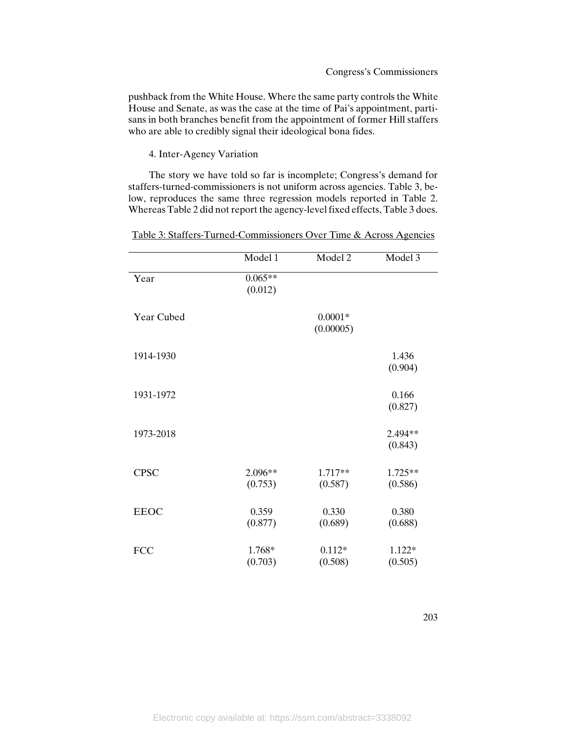pushback from the White House. Where the same party controls the White House and Senate, as was the case at the time of Pai's appointment, partisans in both branches benefit from the appointment of former Hill staffers who are able to credibly signal their ideological bona fides.

4. Inter-Agency Variation

The story we have told so far is incomplete; Congress's demand for staffers-turned-commissioners is not uniform across agencies. Table 3, below, reproduces the same three regression models reported in Table 2. Whereas Table 2 did not report the agency-level fixed effects, Table 3 does.

Table 3: Staffers-Turned-Commissioners Over Time & Across Agencies

| | Model 1 | Model 2 | Model 3 |
|---|---|---|---|
| Year | 0.065** (0.012) | | |
| Year Cubed | | 0.0001* (0.00005) | |
| 1914-1930 | | | 1.436 (0.904) |
| 1931-1972 | | | 0.166 (0.827) |
| 1973-2018 | | | 2.494** (0.843) |
| CPSC | 2.096** (0.753) | 1.717** (0.587) | 1.725** (0.586) |
| EEOC | 0.359 (0.877) | 0.330 (0.689) | 0.380 (0.688) |
| FCC | 1.768* (0.703) | 0.112* (0.508) | 1.122* (0.505) |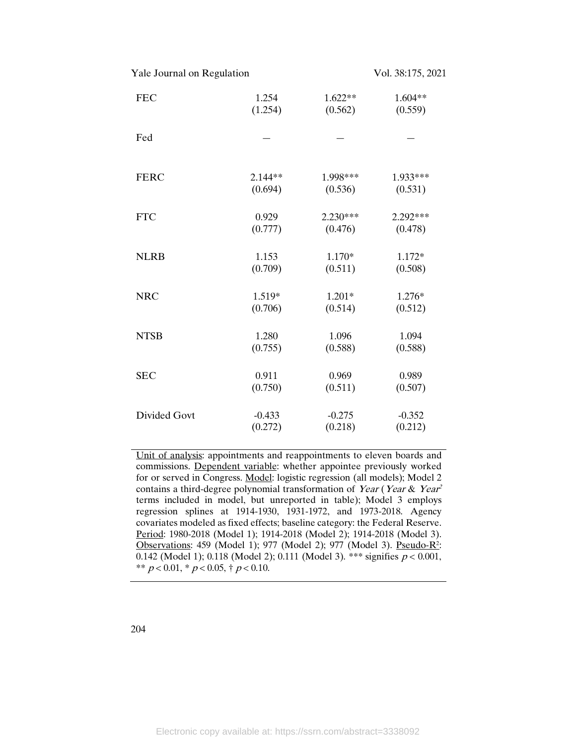| | | | |
|---|---|---|---|
| FEC | 1.254<br>(1.254) | 1.622**<br>(0.562) | 1.604**<br>(0.559) |
| Fed | — | — | — |
| FERC | 2.144**<br>(0.694) | 1.998***<br>(0.536) | 1.933***<br>(0.531) |
| FTC | 0.929<br>(0.777) | 2.230***<br>(0.476) | 2.292***<br>(0.478) |
| NLRB | 1.153<br>(0.709) | 1.170*<br>(0.511) | 1.172*<br>(0.508) |
| NRC | 1.519*<br>(0.706) | 1.201*<br>(0.514) | 1.276*<br>(0.512) |
| NTSB | 1.280<br>(0.755) | 1.096<br>(0.588) | 1.094<br>(0.588) |
| SEC | 0.911<br>(0.750) | 0.969<br>(0.511) | 0.989<br>(0.507) |
| Divided Govt | -0.433<br>(0.272) | -0.275<br>(0.218) | -0.352<br>(0.212) |

Unit of analysis: appointments and reappointments to eleven boards and commissions. Dependent variable: whether appointee previously worked for or served in Congress. Model: logistic regression (all models); Model 2 contains a third-degree polynomial transformation of *Year* (*Year* & *Year*$^2$ terms included in model, but unreported in table); Model 3 employs regression splines at 1914-1930, 1931-1972, and 1973-2018. Agency covariates modeled as fixed effects; baseline category: the Federal Reserve. Period: 1980-2018 (Model 1); 1914-2018 (Model 2); 1914-2018 (Model 3). Observations: 459 (Model 1); 977 (Model 2); 977 (Model 3). Pseudo-$R^2$: 0.142 (Model 1); 0.118 (Model 2); 0.111 (Model 3). *** signifies $p < 0.001$, ** $p < 0.01$, * $p < 0.05$, † $p < 0.10$.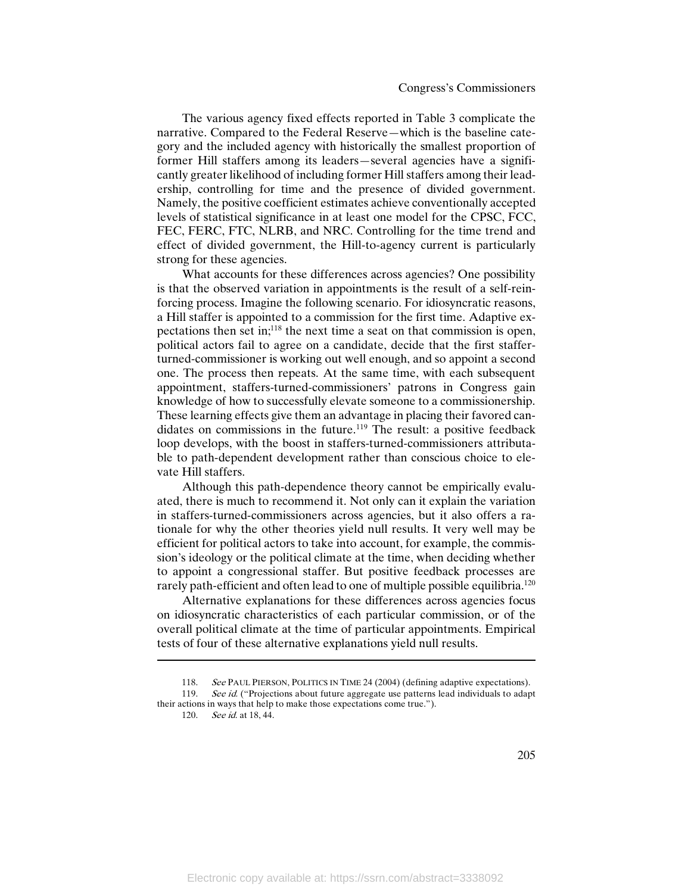The various agency fixed effects reported in Table 3 complicate the narrative. Compared to the Federal Reserve—which is the baseline category and the included agency with historically the smallest proportion of former Hill staffers among its leaders—several agencies have a significantly greater likelihood of including former Hill staffers among their leadership, controlling for time and the presence of divided government. Namely, the positive coefficient estimates achieve conventionally accepted levels of statistical significance in at least one model for the CPSC, FCC, FEC, FERC, FTC, NLRB, and NRC. Controlling for the time trend and effect of divided government, the Hill-to-agency current is particularly strong for these agencies.

What accounts for these differences across agencies? One possibility is that the observed variation in appointments is the result of a self-reinforcing process. Imagine the following scenario. For idiosyncratic reasons, a Hill staffer is appointed to a commission for the first time. Adaptive expectations then set in;[118] the next time a seat on that commission is open, political actors fail to agree on a candidate, decide that the first staffer-turned-commissioner is working out well enough, and so appoint a second one. The process then repeats. At the same time, with each subsequent appointment, staffers-turned-commissioners' patrons in Congress gain knowledge of how to successfully elevate someone to a commissionership. These learning effects give them an advantage in placing their favored candidates on commissions in the future.[119] The result: a positive feedback loop develops, with the boost in staffers-turned-commissioners attributable to path-dependent development rather than conscious choice to elevate Hill staffers.

Although this path-dependence theory cannot be empirically evaluated, there is much to recommend it. Not only can it explain the variation in staffers-turned-commissioners across agencies, but it also offers a rationale for why the other theories yield null results. It very well may be efficient for political actors to take into account, for example, the commission's ideology or the political climate at the time, when deciding whether to appoint a congressional staffer. But positive feedback processes are rarely path-efficient and often lead to one of multiple possible equilibria.[120]

Alternative explanations for these differences across agencies focus on idiosyncratic characteristics of each particular commission, or of the overall political climate at the time of particular appointments. Empirical tests of four of these alternative explanations yield null results.

---

118. *See* PAUL PIERSON, POLITICS IN TIME 24 (2004) (defining adaptive expectations).

119. *See id.* ("Projections about future aggregate use patterns lead individuals to adapt their actions in ways that help to make those expectations come true.").

120. *See id.* at 18, 44.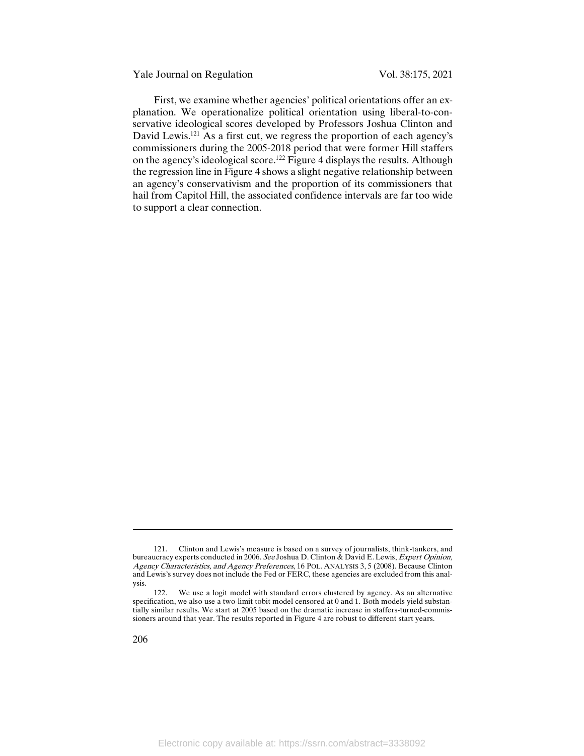First, we examine whether agencies' political orientations offer an explanation. We operationalize political orientation using liberal-to-conservative ideological scores developed by Professors Joshua Clinton and David Lewis.[121] As a first cut, we regress the proportion of each agency's commissioners during the 2005-2018 period that were former Hill staffers on the agency's ideological score.[122] Figure 4 displays the results. Although the regression line in Figure 4 shows a slight negative relationship between an agency's conservativism and the proportion of its commissioners that hail from Capitol Hill, the associated confidence intervals are far too wide to support a clear connection.

---

121. Clinton and Lewis's measure is based on a survey of journalists, think-tankers, and bureaucracy experts conducted in 2006. *See* Joshua D. Clinton & David E. Lewis, *Expert Opinion, Agency Characteristics, and Agency Preferences*, 16 POL. ANALYSIS 3, 5 (2008). Because Clinton and Lewis's survey does not include the Fed or FERC, these agencies are excluded from this analysis.

122. We use a logit model with standard errors clustered by agency. As an alternative specification, we also use a two-limit tobit model censored at 0 and 1. Both models yield substantially similar results. We start at 2005 based on the dramatic increase in staffers-turned-commissioners around that year. The results reported in Figure 4 are robust to different start years.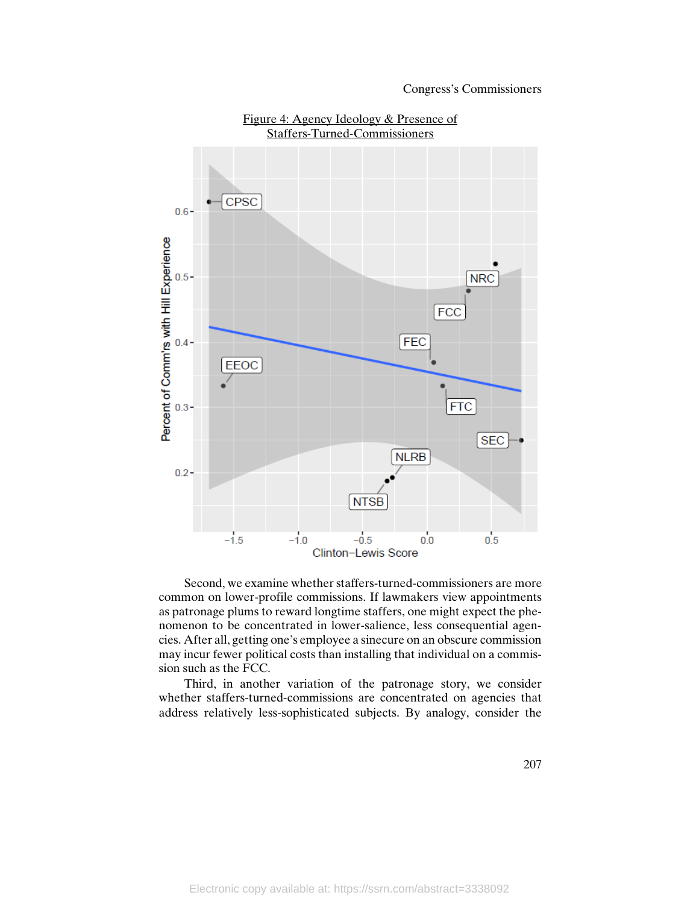Figure 4: Agency Ideology & Presence of Staffers-Turned-Commissioners

Second, we examine whether staffers-turned-commissioners are more common on lower-profile commissions. If lawmakers view appointments as patronage plums to reward longtime staffers, one might expect the phenomenon to be concentrated in lower-salience, less consequential agencies. After all, getting one's employee a sinecure on an obscure commission may incur fewer political costs than installing that individual on a commission such as the FCC.

Third, in another variation of the patronage story, we consider whether staffers-turned-commissions are concentrated on agencies that address relatively less-sophisticated subjects. By analogy, consider the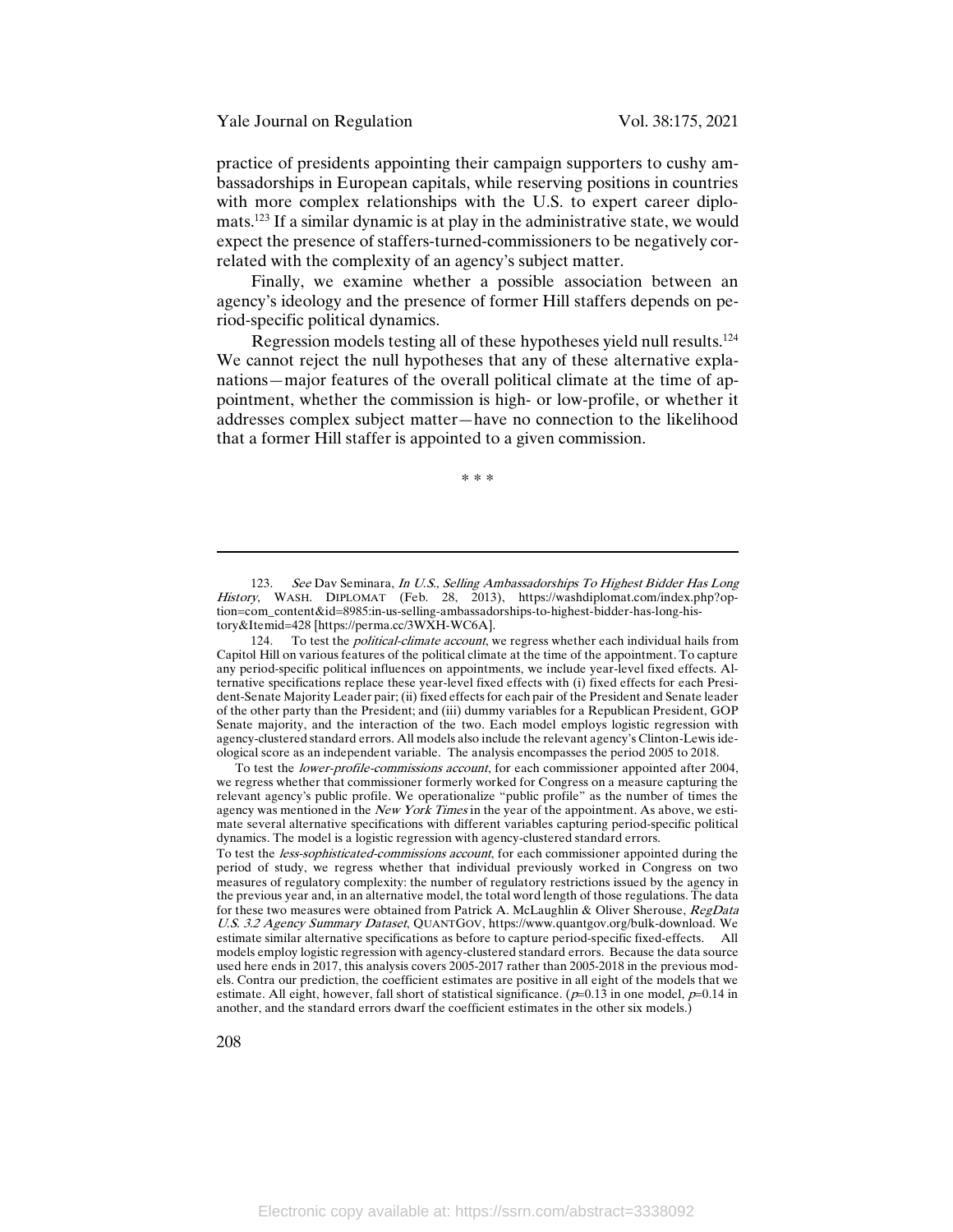practice of presidents appointing their campaign supporters to cushy ambassadorships in European capitals, while reserving positions in countries with more complex relationships with the U.S. to expert career diplomats.[123] If a similar dynamic is at play in the administrative state, we would expect the presence of staffers-turned-commissioners to be negatively correlated with the complexity of an agency's subject matter.

Finally, we examine whether a possible association between an agency's ideology and the presence of former Hill staffers depends on period-specific political dynamics.

Regression models testing all of these hypotheses yield null results.[124] We cannot reject the null hypotheses that any of these alternative explanations—major features of the overall political climate at the time of appointment, whether the commission is high- or low-profile, or whether it addresses complex subject matter—have no connection to the likelihood that a former Hill staffer is appointed to a given commission.

\* \* \*

---

123. *See* Dav Seminara, *In U.S., Selling Ambassadorships To Highest Bidder Has Long History*, WASH. DIPLOMAT (Feb. 28, 2013), https://washdiplomat.com/index.php?option=com_content&id=8985:in-us-selling-ambassadorships-to-highest-bidder-has-long-history&Itemid=428 [https://perma.cc/3WXH-WC6A].

124. To test the *political-climate account*, we regress whether each individual hails from Capitol Hill on various features of the political climate at the time of the appointment. To capture any period-specific political influences on appointments, we include year-level fixed effects. Alternative specifications replace these year-level fixed effects with (i) fixed effects for each President-Senate Majority Leader pair; (ii) fixed effects for each pair of the President and Senate leader of the other party than the President; and (iii) dummy variables for a Republican President, GOP Senate majority, and the interaction of the two. Each model employs logistic regression with agency-clustered standard errors. All models also include the relevant agency's Clinton-Lewis ideological score as an independent variable. The analysis encompasses the period 2005 to 2018.

To test the *lower-profile-commissions account*, for each commissioner appointed after 2004, we regress whether that commissioner formerly worked for Congress on a measure capturing the relevant agency's public profile. We operationalize "public profile" as the number of times the agency was mentioned in the *New York Times* in the year of the appointment. As above, we estimate several alternative specifications with different variables capturing period-specific political dynamics. The model is a logistic regression with agency-clustered standard errors.

To test the *less-sophisticated-commissions account*, for each commissioner appointed during the period of study, we regress whether that individual previously worked in Congress on two measures of regulatory complexity: the number of regulatory restrictions issued by the agency in the previous year and, in an alternative model, the total word length of those regulations. The data for these two measures were obtained from Patrick A. McLaughlin & Oliver Sherouse, *RegData U.S. 3.2 Agency Summary Dataset*, QUANTGOV, https://www.quantgov.org/bulk-download. We estimate similar alternative specifications as before to capture period-specific fixed-effects. All models employ logistic regression with agency-clustered standard errors. Because the data source used here ends in 2017, this analysis covers 2005-2017 rather than 2005-2018 in the previous models. Contra our prediction, the coefficient estimates are positive in all eight of the models that we estimate. All eight, however, fall short of statistical significance. ($p$=0.13 in one model, $p$=0.14 in another, and the standard errors dwarf the coefficient estimates in the other six models.)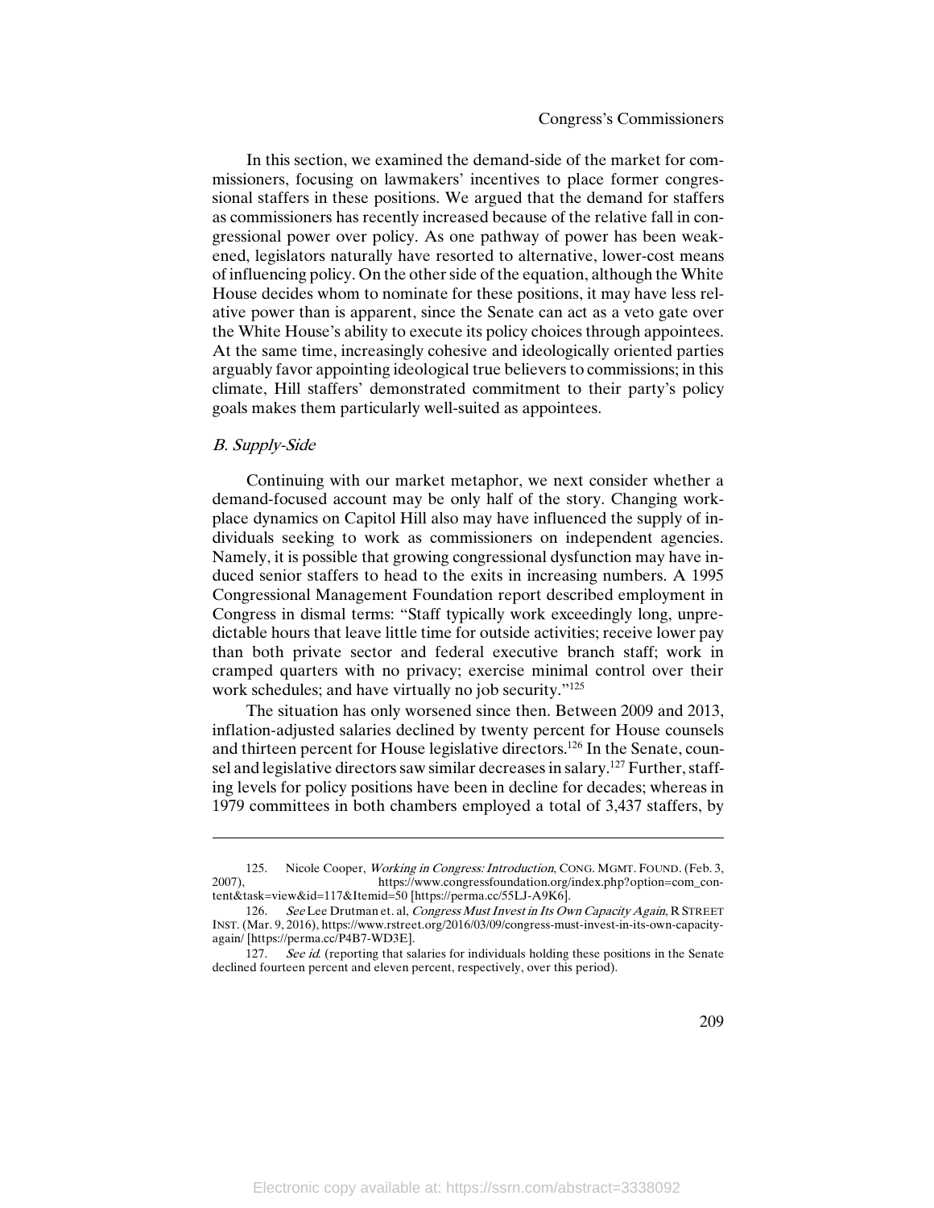In this section, we examined the demand-side of the market for commissioners, focusing on lawmakers' incentives to place former congressional staffers in these positions. We argued that the demand for staffers as commissioners has recently increased because of the relative fall in congressional power over policy. As one pathway of power has been weakened, legislators naturally have resorted to alternative, lower-cost means of influencing policy. On the other side of the equation, although the White House decides whom to nominate for these positions, it may have less relative power than is apparent, since the Senate can act as a veto gate over the White House's ability to execute its policy choices through appointees. At the same time, increasingly cohesive and ideologically oriented parties arguably favor appointing ideological true believers to commissions; in this climate, Hill staffers' demonstrated commitment to their party's policy goals makes them particularly well-suited as appointees.

### *B. Supply-Side*

Continuing with our market metaphor, we next consider whether a demand-focused account may be only half of the story. Changing workplace dynamics on Capitol Hill also may have influenced the supply of individuals seeking to work as commissioners on independent agencies. Namely, it is possible that growing congressional dysfunction may have induced senior staffers to head to the exits in increasing numbers. A 1995 Congressional Management Foundation report described employment in Congress in dismal terms: "Staff typically work exceedingly long, unpredictable hours that leave little time for outside activities; receive lower pay than both private sector and federal executive branch staff; work in cramped quarters with no privacy; exercise minimal control over their work schedules; and have virtually no job security."[125]

The situation has only worsened since then. Between 2009 and 2013, inflation-adjusted salaries declined by twenty percent for House counsels and thirteen percent for House legislative directors.[126] In the Senate, counsel and legislative directors saw similar decreases in salary.[127] Further, staffing levels for policy positions have been in decline for decades; whereas in 1979 committees in both chambers employed a total of 3,437 staffers, by

---

125. Nicole Cooper, *Working in Congress: Introduction*, CONG. MGMT. FOUND. (Feb. 3, 2007), https://www.congressfoundation.org/index.php?option=com_content&task=view&id=117&Itemid=50 [https://perma.cc/55LJ-A9K6].

126. *See* Lee Drutman et. al, *Congress Must Invest in Its Own Capacity Again*, R STREET INST. (Mar. 9, 2016), https://www.rstreet.org/2016/03/09/congress-must-invest-in-its-own-capacity-again/ [https://perma.cc/P4B7-WD3E].

127. *See id.* (reporting that salaries for individuals holding these positions in the Senate declined fourteen percent and eleven percent, respectively, over this period).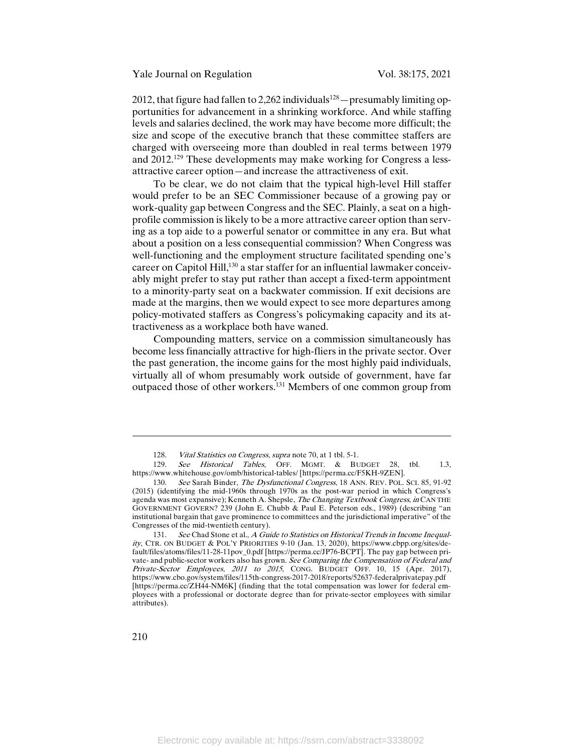2012, that figure had fallen to 2,262 individuals[128]—presumably limiting opportunities for advancement in a shrinking workforce. And while staffing levels and salaries declined, the work may have become more difficult; the size and scope of the executive branch that these committee staffers are charged with overseeing more than doubled in real terms between 1979 and 2012.[129] These developments may make working for Congress a less-attractive career option—and increase the attractiveness of exit.

To be clear, we do not claim that the typical high-level Hill staffer would prefer to be an SEC Commissioner because of a growing pay or work-quality gap between Congress and the SEC. Plainly, a seat on a high-profile commission is likely to be a more attractive career option than serving as a top aide to a powerful senator or committee in any era. But what about a position on a less consequential commission? When Congress was well-functioning and the employment structure facilitated spending one's career on Capitol Hill,[130] a star staffer for an influential lawmaker conceivably might prefer to stay put rather than accept a fixed-term appointment to a minority-party seat on a backwater commission. If exit decisions are made at the margins, then we would expect to see more departures among policy-motivated staffers as Congress's policymaking capacity and its attractiveness as a workplace both have waned.

Compounding matters, service on a commission simultaneously has become less financially attractive for high-fliers in the private sector. Over the past generation, the income gains for the most highly paid individuals, virtually all of whom presumably work outside of government, have far outpaced those of other workers.[131] Members of one common group from

---

128. *Vital Statistics on Congress*, *supra* note 70, at 1 tbl. 5-1.

129. *See Historical Tables*, OFF. MGMT. & BUDGET 28, tbl. 1.3, https://www.whitehouse.gov/omb/historical-tables/ [https://perma.cc/F5KH-9ZEN].

130. *See* Sarah Binder, *The Dysfunctional Congress*, 18 ANN. REV. POL. SCI. 85, 91-92 (2015) (identifying the mid-1960s through 1970s as the post-war period in which Congress's agenda was most expansive); Kenneth A. Shepsle, *The Changing Textbook Congress*, *in* CAN THE GOVERNMENT GOVERN? 239 (John E. Chubb & Paul E. Peterson eds., 1989) (describing "an institutional bargain that gave prominence to committees and the jurisdictional imperative" of the Congresses of the mid-twentieth century).

131. *See* Chad Stone et al., *A Guide to Statistics on Historical Trends in Income Inequality*, CTR. ON BUDGET & POL'Y PRIORITIES 9-10 (Jan. 13, 2020), https://www.cbpp.org/sites/default/files/atoms/files/11-28-11pov_0.pdf [https://perma.cc/JP76-BCPT]. The pay gap between private- and public-sector workers also has grown. *See Comparing the Compensation of Federal and Private-Sector Employees, 2011 to 2015*, CONG. BUDGET OFF. 10, 15 (Apr. 2017), https://www.cbo.gov/system/files/115th-congress-2017-2018/reports/52637-federalprivatepay.pdf [https://perma.cc/ZH44-NM6K] (finding that the total compensation was lower for federal employees with a professional or doctorate degree than for private-sector employees with similar attributes).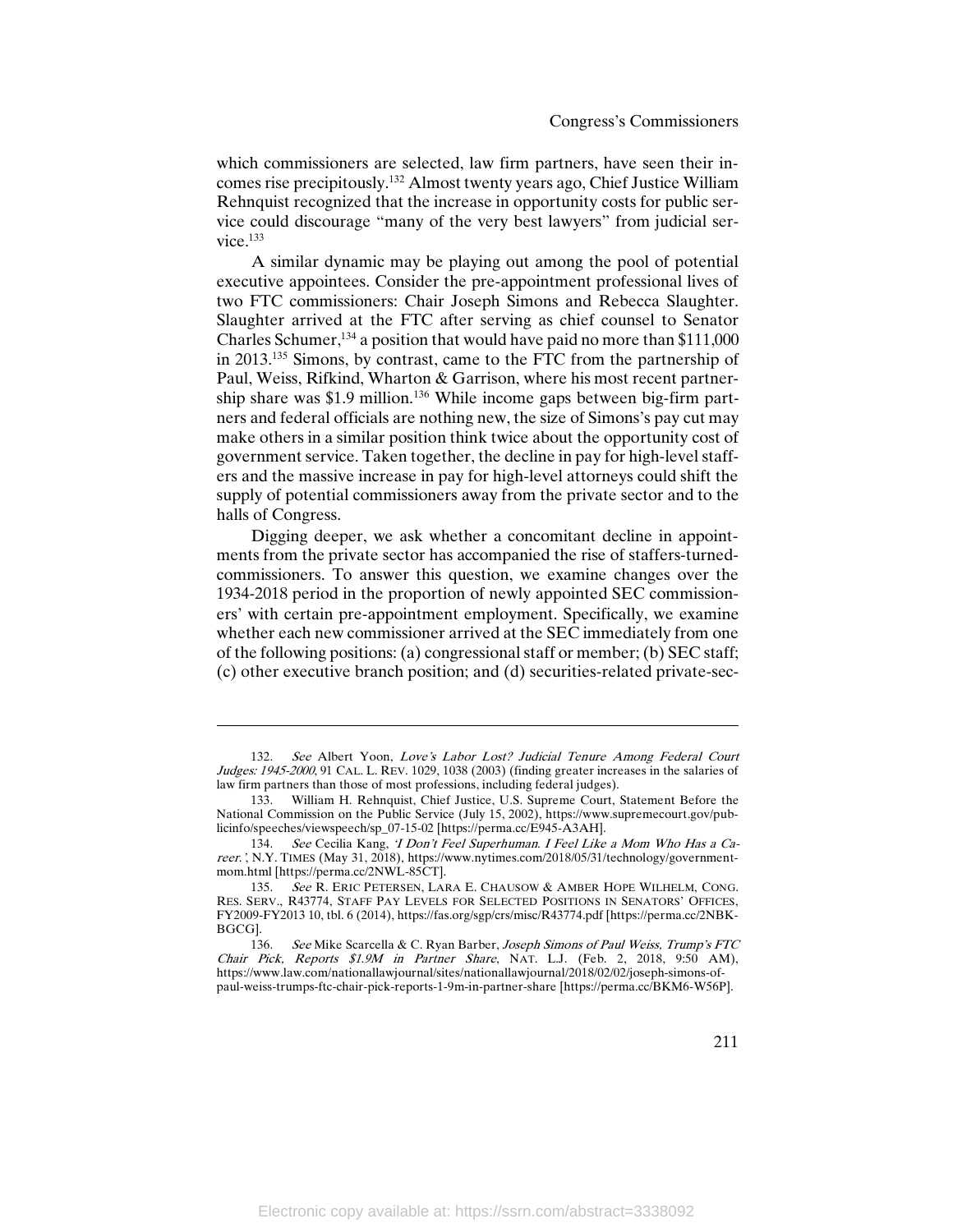which commissioners are selected, law firm partners, have seen their incomes rise precipitously.[132] Almost twenty years ago, Chief Justice William Rehnquist recognized that the increase in opportunity costs for public service could discourage "many of the very best lawyers" from judicial service.[133]

A similar dynamic may be playing out among the pool of potential executive appointees. Consider the pre-appointment professional lives of two FTC commissioners: Chair Joseph Simons and Rebecca Slaughter. Slaughter arrived at the FTC after serving as chief counsel to Senator Charles Schumer,[134] a position that would have paid no more than $111,000 in 2013.[135] Simons, by contrast, came to the FTC from the partnership of Paul, Weiss, Rifkind, Wharton & Garrison, where his most recent partnership share was $1.9 million.[136] While income gaps between big-firm partners and federal officials are nothing new, the size of Simons's pay cut may make others in a similar position think twice about the opportunity cost of government service. Taken together, the decline in pay for high-level staffers and the massive increase in pay for high-level attorneys could shift the supply of potential commissioners away from the private sector and to the halls of Congress.

Digging deeper, we ask whether a concomitant decline in appointments from the private sector has accompanied the rise of staffers-turned-commissioners. To answer this question, we examine changes over the 1934-2018 period in the proportion of newly appointed SEC commissioners' with certain pre-appointment employment. Specifically, we examine whether each new commissioner arrived at the SEC immediately from one of the following positions: (a) congressional staff or member; (b) SEC staff; (c) other executive branch position; and (d) securities-related private-sec-

---

132. *See* Albert Yoon, *Love's Labor Lost? Judicial Tenure Among Federal Court Judges: 1945-2000*, 91 CAL. L. REV. 1029, 1038 (2003) (finding greater increases in the salaries of law firm partners than those of most professions, including federal judges).

133. William H. Rehnquist, Chief Justice, U.S. Supreme Court, Statement Before the National Commission on the Public Service (July 15, 2002), https://www.supremecourt.gov/publicinfo/speeches/viewspeech/sp_07-15-02 [https://perma.cc/E945-A3AH].

134. *See* Cecilia Kang, *'I Don't Feel Superhuman. I Feel Like a Mom Who Has a Career.'*, N.Y. TIMES (May 31, 2018), https://www.nytimes.com/2018/05/31/technology/government-mom.html [https://perma.cc/2NWL-85CT].

135. *See* R. ERIC PETERSEN, LARA E. CHAUSOW & AMBER HOPE WILHELM, CONG. RES. SERV., R43774, STAFF PAY LEVELS FOR SELECTED POSITIONS IN SENATORS' OFFICES, FY2009-FY2013 10, tbl. 6 (2014), https://fas.org/sgp/crs/misc/R43774.pdf [https://perma.cc/2NBK-BGCG].

136. *See* Mike Scarcella & C. Ryan Barber, *Joseph Simons of Paul Weiss, Trump's FTC Chair Pick, Reports $1.9M in Partner Share*, NAT. L.J. (Feb. 2, 2018, 9:50 AM), https://www.law.com/nationallawjournal/sites/nationallawjournal/2018/02/02/joseph-simons-of-paul-weiss-trumps-ftc-chair-pick-reports-1-9m-in-partner-share [https://perma.cc/BKM6-W56P].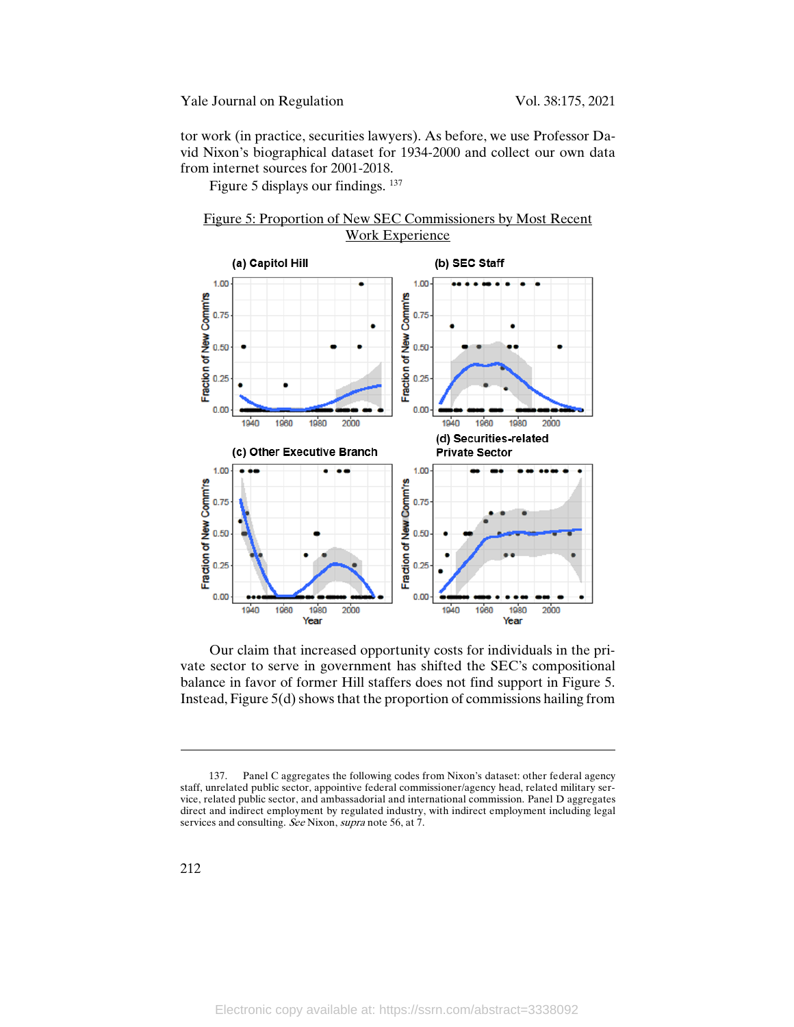tor work (in practice, securities lawyers). As before, we use Professor David Nixon's biographical dataset for 1934-2000 and collect our own data from internet sources for 2001-2018.

Figure 5 displays our findings. [137]

Figure 5: Proportion of New SEC Commissioners by Most Recent Work Experience

Our claim that increased opportunity costs for individuals in the private sector to serve in government has shifted the SEC's compositional balance in favor of former Hill staffers does not find support in Figure 5. Instead, Figure 5(d) shows that the proportion of commissions hailing from

---

137. Panel C aggregates the following codes from Nixon's dataset: other federal agency staff, unrelated public sector, appointive federal commissioner/agency head, related military service, related public sector, and ambassadorial and international commission. Panel D aggregates direct and indirect employment by regulated industry, with indirect employment including legal services and consulting. *See* Nixon, *supra* note 56, at 7.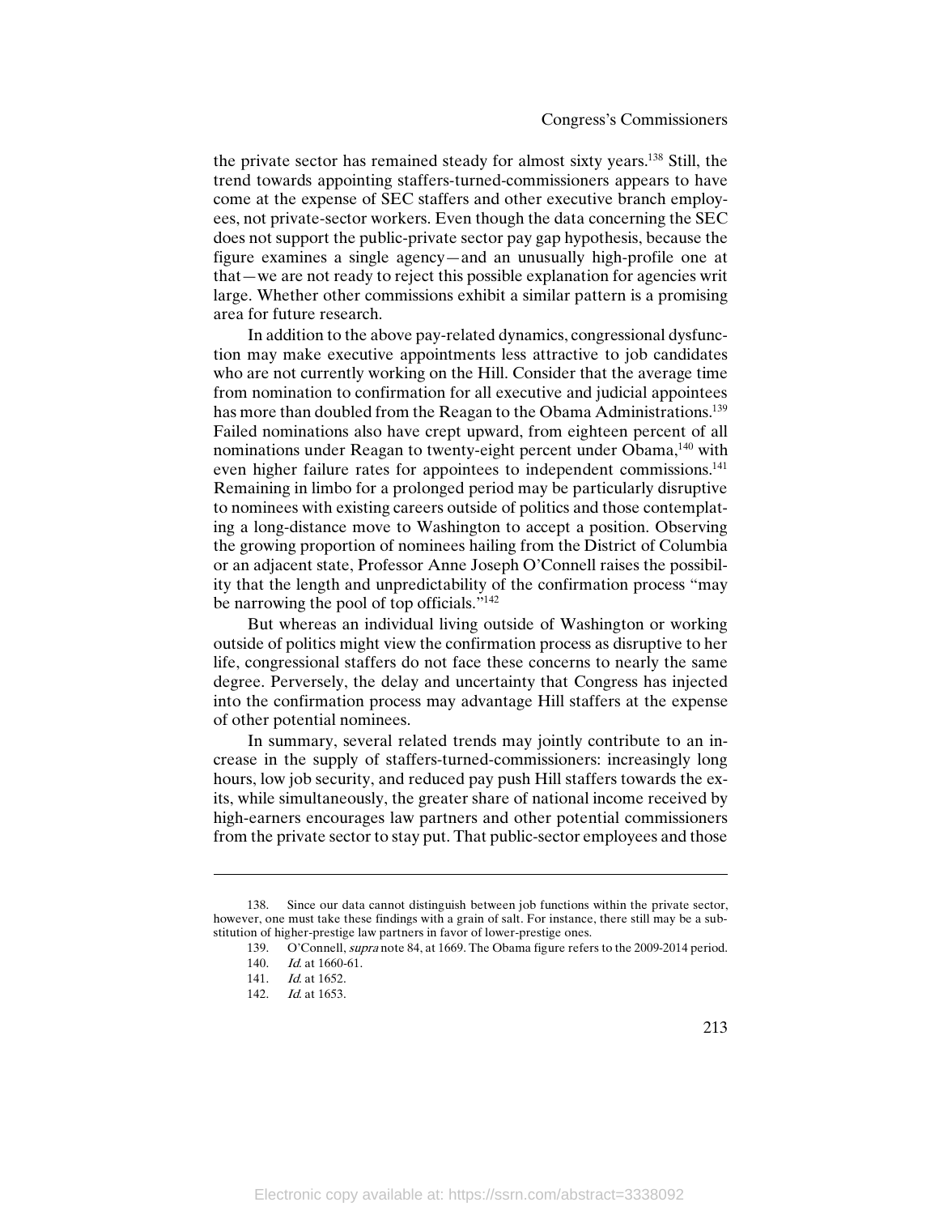the private sector has remained steady for almost sixty years.[138] Still, the trend towards appointing staffers-turned-commissioners appears to have come at the expense of SEC staffers and other executive branch employees, not private-sector workers. Even though the data concerning the SEC does not support the public-private sector pay gap hypothesis, because the figure examines a single agency—and an unusually high-profile one at that—we are not ready to reject this possible explanation for agencies writ large. Whether other commissions exhibit a similar pattern is a promising area for future research.

In addition to the above pay-related dynamics, congressional dysfunction may make executive appointments less attractive to job candidates who are not currently working on the Hill. Consider that the average time from nomination to confirmation for all executive and judicial appointees has more than doubled from the Reagan to the Obama Administrations.[139] Failed nominations also have crept upward, from eighteen percent of all nominations under Reagan to twenty-eight percent under Obama,[140] with even higher failure rates for appointees to independent commissions.[141] Remaining in limbo for a prolonged period may be particularly disruptive to nominees with existing careers outside of politics and those contemplating a long-distance move to Washington to accept a position. Observing the growing proportion of nominees hailing from the District of Columbia or an adjacent state, Professor Anne Joseph O'Connell raises the possibility that the length and unpredictability of the confirmation process "may be narrowing the pool of top officials."[142]

But whereas an individual living outside of Washington or working outside of politics might view the confirmation process as disruptive to her life, congressional staffers do not face these concerns to nearly the same degree. Perversely, the delay and uncertainty that Congress has injected into the confirmation process may advantage Hill staffers at the expense of other potential nominees.

In summary, several related trends may jointly contribute to an increase in the supply of staffers-turned-commissioners: increasingly long hours, low job security, and reduced pay push Hill staffers towards the exits, while simultaneously, the greater share of national income received by high-earners encourages law partners and other potential commissioners from the private sector to stay put. That public-sector employees and those

---

138. Since our data cannot distinguish between job functions within the private sector, however, one must take these findings with a grain of salt. For instance, there still may be a substitution of higher-prestige law partners in favor of lower-prestige ones.

139. O'Connell, *supra* note 84, at 1669. The Obama figure refers to the 2009-2014 period.

140. *Id.* at 1660-61.

141. *Id.* at 1652.

142. *Id.* at 1653.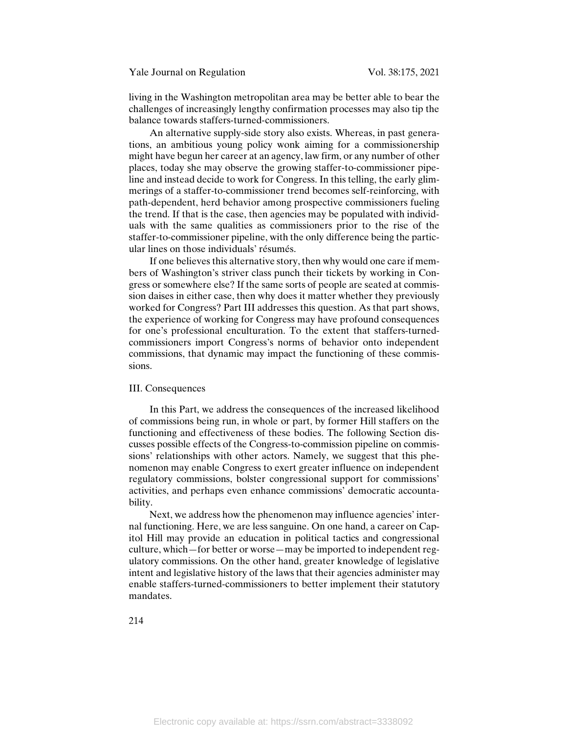living in the Washington metropolitan area may be better able to bear the challenges of increasingly lengthy confirmation processes may also tip the balance towards staffers-turned-commissioners.

An alternative supply-side story also exists. Whereas, in past generations, an ambitious young policy wonk aiming for a commissionership might have begun her career at an agency, law firm, or any number of other places, today she may observe the growing staffer-to-commissioner pipeline and instead decide to work for Congress. In this telling, the early glimmerings of a staffer-to-commissioner trend becomes self-reinforcing, with path-dependent, herd behavior among prospective commissioners fueling the trend. If that is the case, then agencies may be populated with individuals with the same qualities as commissioners prior to the rise of the staffer-to-commissioner pipeline, with the only difference being the particular lines on those individuals' résumés.

If one believes this alternative story, then why would one care if members of Washington's striver class punch their tickets by working in Congress or somewhere else? If the same sorts of people are seated at commission daises in either case, then why does it matter whether they previously worked for Congress? Part III addresses this question. As that part shows, the experience of working for Congress may have profound consequences for one's professional enculturation. To the extent that staffers-turned-commissioners import Congress's norms of behavior onto independent commissions, that dynamic may impact the functioning of these commissions.

## III. Consequences

In this Part, we address the consequences of the increased likelihood of commissions being run, in whole or part, by former Hill staffers on the functioning and effectiveness of these bodies. The following Section discusses possible effects of the Congress-to-commission pipeline on commissions' relationships with other actors. Namely, we suggest that this phenomenon may enable Congress to exert greater influence on independent regulatory commissions, bolster congressional support for commissions' activities, and perhaps even enhance commissions' democratic accountability.

Next, we address how the phenomenon may influence agencies' internal functioning. Here, we are less sanguine. On one hand, a career on Capitol Hill may provide an education in political tactics and congressional culture, which—for better or worse—may be imported to independent regulatory commissions. On the other hand, greater knowledge of legislative intent and legislative history of the laws that their agencies administer may enable staffers-turned-commissioners to better implement their statutory mandates.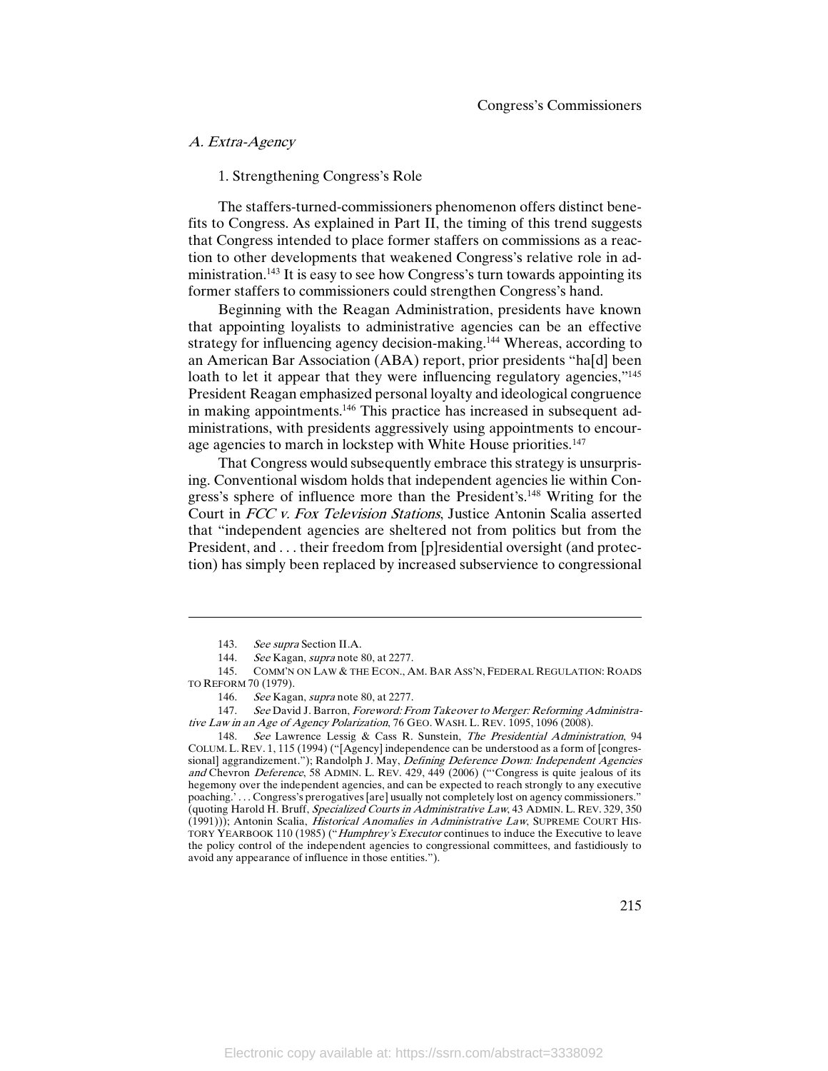### *A. Extra-Agency*

#### 1. Strengthening Congress's Role

The staffers-turned-commissioners phenomenon offers distinct benefits to Congress. As explained in Part II, the timing of this trend suggests that Congress intended to place former staffers on commissions as a reaction to other developments that weakened Congress's relative role in administration.[143] It is easy to see how Congress's turn towards appointing its former staffers to commissioners could strengthen Congress's hand.

Beginning with the Reagan Administration, presidents have known that appointing loyalists to administrative agencies can be an effective strategy for influencing agency decision-making.[144] Whereas, according to an American Bar Association (ABA) report, prior presidents "ha[d] been loath to let it appear that they were influencing regulatory agencies,"[145] President Reagan emphasized personal loyalty and ideological congruence in making appointments.[146] This practice has increased in subsequent administrations, with presidents aggressively using appointments to encourage agencies to march in lockstep with White House priorities.[147]

That Congress would subsequently embrace this strategy is unsurprising. Conventional wisdom holds that independent agencies lie within Congress's sphere of influence more than the President's.[148] Writing for the Court in *FCC v. Fox Television Stations*, Justice Antonin Scalia asserted that "independent agencies are sheltered not from politics but from the President, and . . . their freedom from [p]residential oversight (and protection) has simply been replaced by increased subservience to congressional

---

143. *See supra* Section II.A.

144. *See* Kagan, *supra* note 80, at 2277.

145. COMM'N ON LAW & THE ECON., AM. BAR ASS'N, FEDERAL REGULATION: ROADS TO REFORM 70 (1979).

146. *See* Kagan, *supra* note 80, at 2277.

147. *See* David J. Barron, *Foreword: From Takeover to Merger: Reforming Administrative Law in an Age of Agency Polarization*, 76 GEO. WASH. L. REV. 1095, 1096 (2008).

148. *See* Lawrence Lessig & Cass R. Sunstein, *The Presidential Administration*, 94 COLUM. L. REV. 1, 115 (1994) ("[Agency] independence can be understood as a form of [congressional] aggrandizement."); Randolph J. May, *Defining Deference Down: Independent Agencies and* Chevron *Deference*, 58 ADMIN. L. REV. 429, 449 (2006) ("'Congress is quite jealous of its hegemony over the independent agencies, and can be expected to reach strongly to any executive poaching.' . . . Congress's prerogatives [are] usually not completely lost on agency commissioners." (quoting Harold H. Bruff, *Specialized Courts in Administrative Law*, 43 ADMIN. L. REV. 329, 350 (1991))); Antonin Scalia, *Historical Anomalies in Administrative Law*, SUPREME COURT HISTORY YEARBOOK 110 (1985) ("*Humphrey's Executor* continues to induce the Executive to leave the policy control of the independent agencies to congressional committees, and fastidiously to avoid any appearance of influence in those entities.").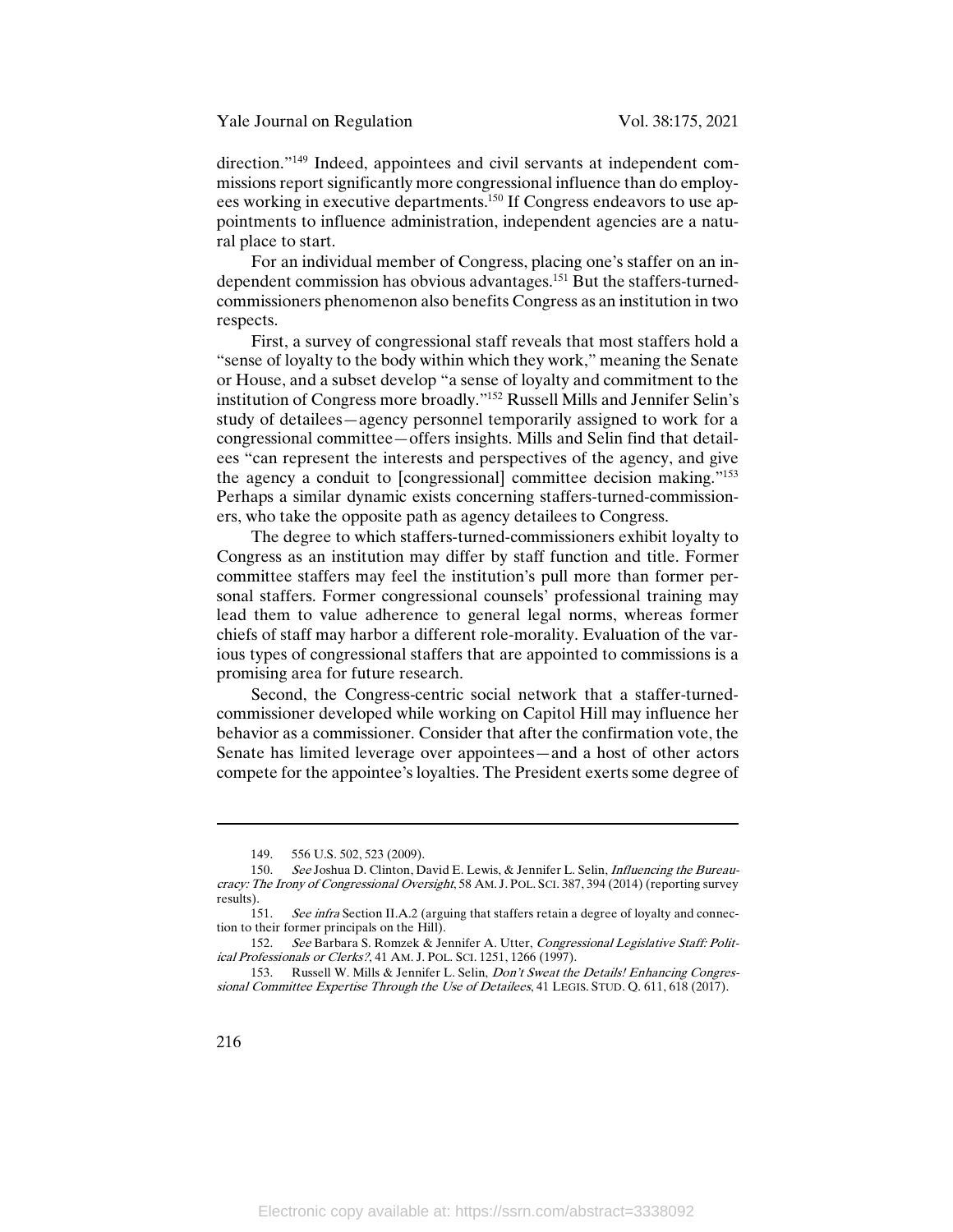direction."[149] Indeed, appointees and civil servants at independent commissions report significantly more congressional influence than do employees working in executive departments.[150] If Congress endeavors to use appointments to influence administration, independent agencies are a natural place to start.

For an individual member of Congress, placing one's staffer on an independent commission has obvious advantages.[151] But the staffers-turned-commissioners phenomenon also benefits Congress as an institution in two respects.

First, a survey of congressional staff reveals that most staffers hold a "sense of loyalty to the body within which they work," meaning the Senate or House, and a subset develop "a sense of loyalty and commitment to the institution of Congress more broadly."[152] Russell Mills and Jennifer Selin's study of detailees—agency personnel temporarily assigned to work for a congressional committee—offers insights. Mills and Selin find that detailees "can represent the interests and perspectives of the agency, and give the agency a conduit to [congressional] committee decision making."[153] Perhaps a similar dynamic exists concerning staffers-turned-commissioners, who take the opposite path as agency detailees to Congress.

The degree to which staffers-turned-commissioners exhibit loyalty to Congress as an institution may differ by staff function and title. Former committee staffers may feel the institution's pull more than former personal staffers. Former congressional counsels' professional training may lead them to value adherence to general legal norms, whereas former chiefs of staff may harbor a different role-morality. Evaluation of the various types of congressional staffers that are appointed to commissions is a promising area for future research.

Second, the Congress-centric social network that a staffer-turned-commissioner developed while working on Capitol Hill may influence her behavior as a commissioner. Consider that after the confirmation vote, the Senate has limited leverage over appointees—and a host of other actors compete for the appointee's loyalties. The President exerts some degree of

---

149. 556 U.S. 502, 523 (2009).

150. *See* Joshua D. Clinton, David E. Lewis, & Jennifer L. Selin, *Influencing the Bureaucracy: The Irony of Congressional Oversight*, 58 AM. J. POL. SCI. 387, 394 (2014) (reporting survey results).

151. *See infra* Section II.A.2 (arguing that staffers retain a degree of loyalty and connection to their former principals on the Hill).

152. *See* Barbara S. Romzek & Jennifer A. Utter, *Congressional Legislative Staff: Political Professionals or Clerks?*, 41 AM. J. POL. SCI. 1251, 1266 (1997).

153. Russell W. Mills & Jennifer L. Selin, *Don't Sweat the Details! Enhancing Congressional Committee Expertise Through the Use of Detailees*, 41 LEGIS. STUD. Q. 611, 618 (2017).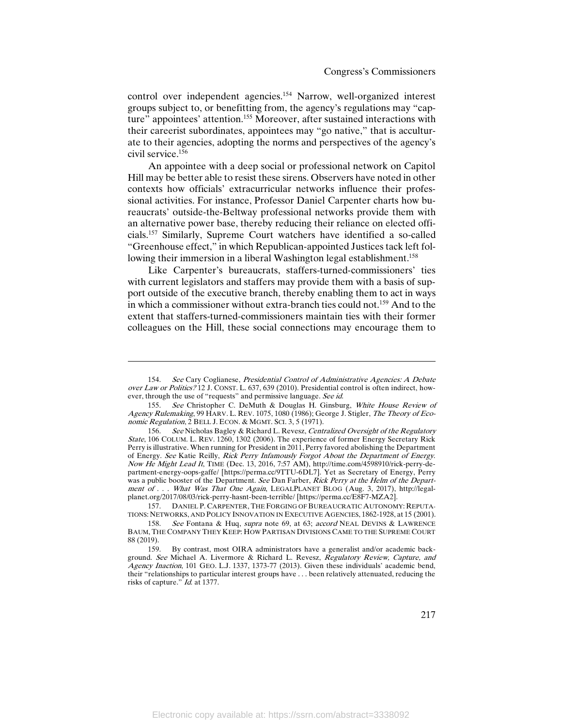control over independent agencies.[154] Narrow, well-organized interest groups subject to, or benefitting from, the agency's regulations may "capture" appointees' attention.[155] Moreover, after sustained interactions with their careerist subordinates, appointees may "go native," that is acculturate to their agencies, adopting the norms and perspectives of the agency's civil service.[156]

An appointee with a deep social or professional network on Capitol Hill may be better able to resist these sirens. Observers have noted in other contexts how officials' extracurricular networks influence their professional activities. For instance, Professor Daniel Carpenter charts how bureaucrats' outside-the-Beltway professional networks provide them with an alternative power base, thereby reducing their reliance on elected officials.[157] Similarly, Supreme Court watchers have identified a so-called "Greenhouse effect," in which Republican-appointed Justices tack left following their immersion in a liberal Washington legal establishment.[158]

Like Carpenter's bureaucrats, staffers-turned-commissioners' ties with current legislators and staffers may provide them with a basis of support outside of the executive branch, thereby enabling them to act in ways in which a commissioner without extra-branch ties could not.[159] And to the extent that staffers-turned-commissioners maintain ties with their former colleagues on the Hill, these social connections may encourage them to

---

154. *See* Cary Coglianese, *Presidential Control of Administrative Agencies: A Debate over Law or Politics?* 12 J. CONST. L. 637, 639 (2010). Presidential control is often indirect, however, through the use of "requests" and permissive language. *See id.*

155. *See* Christopher C. DeMuth & Douglas H. Ginsburg, *White House Review of Agency Rulemaking*, 99 HARV. L. REV. 1075, 1080 (1986); George J. Stigler, *The Theory of Economic Regulation*, 2 BELL J. ECON. & MGMT. SCI. 3, 5 (1971).

156. *See* Nicholas Bagley & Richard L. Revesz, *Centralized Oversight of the Regulatory State*, 106 COLUM. L. REV. 1260, 1302 (2006). The experience of former Energy Secretary Rick Perry is illustrative. When running for President in 2011, Perry favored abolishing the Department of Energy. *See* Katie Reilly, *Rick Perry Infamously Forgot About the Department of Energy. Now He Might Lead It*, TIME (Dec. 13, 2016, 7:57 AM), http://time.com/4598910/rick-perry-department-energy-oops-gaffe/ [https://perma.cc/9TTU-6DL7]. Yet as Secretary of Energy, Perry was a public booster of the Department. *See* Dan Farber, *Rick Perry at the Helm of the Department of . . . What Was That One Again*, LEGALPLANET BLOG (Aug. 3, 2017), http://legalplanet.org/2017/08/03/rick-perry-hasnt-been-terrible/ [https://perma.cc/E8F7-MZA2].

157. DANIEL P. CARPENTER, THE FORGING OF BUREAUCRATIC AUTONOMY: REPUTATIONS, NETWORKS, AND POLICY INNOVATION IN EXECUTIVE AGENCIES, 1862-1928, at 15 (2001).

158. *See* Fontana & Huq, *supra* note 69, at 63; *accord* NEAL DEVINS & LAWRENCE BAUM, THE COMPANY THEY KEEP: HOW PARTISAN DIVISIONS CAME TO THE SUPREME COURT 88 (2019).

159. By contrast, most OIRA administrators have a generalist and/or academic background. *See* Michael A. Livermore & Richard L. Revesz, *Regulatory Review, Capture, and Agency Inaction*, 101 GEO. L.J. 1337, 1373-77 (2013). Given these individuals' academic bend, their "relationships to particular interest groups have . . . been relatively attenuated, reducing the risks of capture." *Id.* at 1377.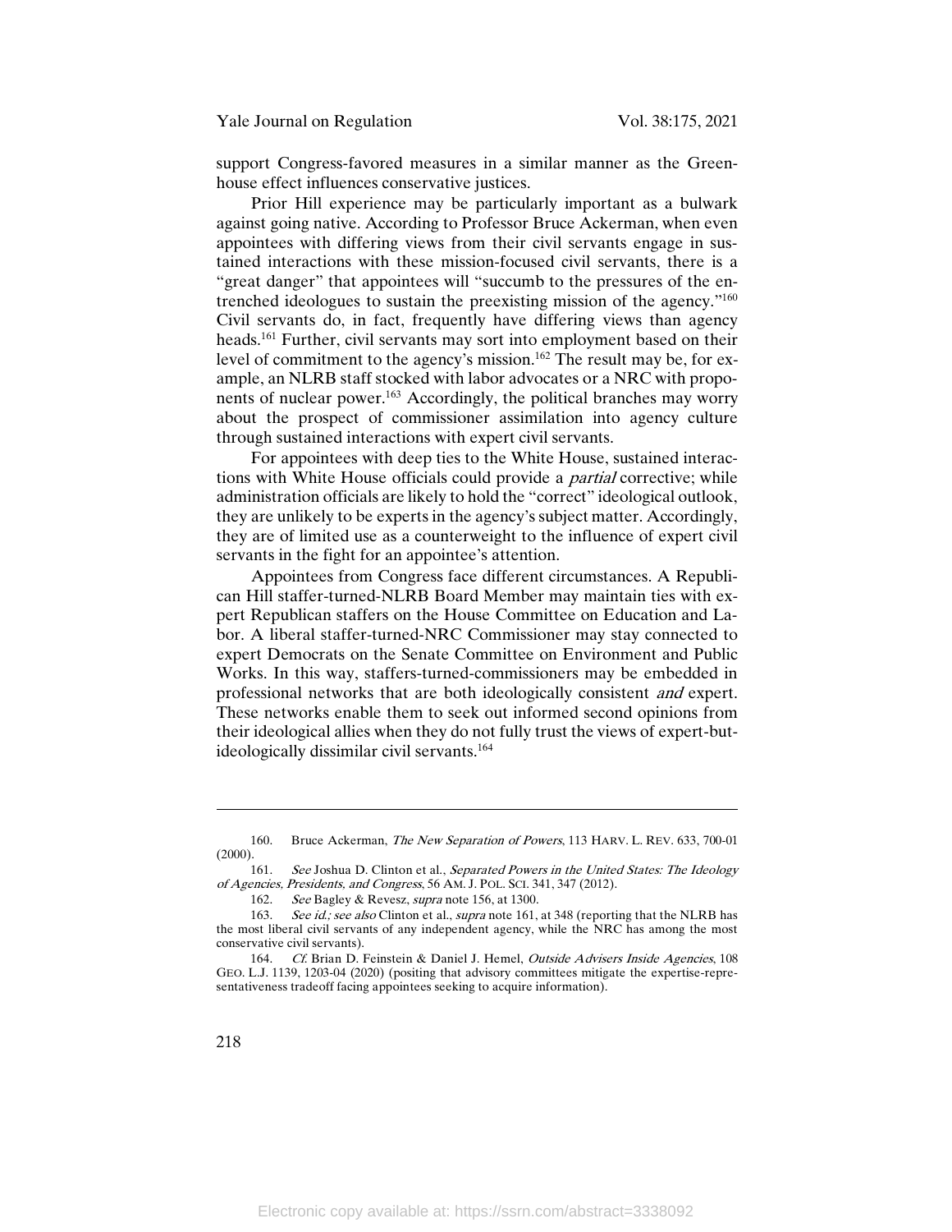support Congress-favored measures in a similar manner as the Greenhouse effect influences conservative justices.

Prior Hill experience may be particularly important as a bulwark against going native. According to Professor Bruce Ackerman, when even appointees with differing views from their civil servants engage in sustained interactions with these mission-focused civil servants, there is a "great danger" that appointees will "succumb to the pressures of the entrenched ideologues to sustain the preexisting mission of the agency."[160] Civil servants do, in fact, frequently have differing views than agency heads.[161] Further, civil servants may sort into employment based on their level of commitment to the agency's mission.[162] The result may be, for example, an NLRB staff stocked with labor advocates or a NRC with proponents of nuclear power.[163] Accordingly, the political branches may worry about the prospect of commissioner assimilation into agency culture through sustained interactions with expert civil servants.

For appointees with deep ties to the White House, sustained interactions with White House officials could provide a *partial* corrective; while administration officials are likely to hold the "correct" ideological outlook, they are unlikely to be experts in the agency's subject matter. Accordingly, they are of limited use as a counterweight to the influence of expert civil servants in the fight for an appointee's attention.

Appointees from Congress face different circumstances. A Republican Hill staffer-turned-NLRB Board Member may maintain ties with expert Republican staffers on the House Committee on Education and Labor. A liberal staffer-turned-NRC Commissioner may stay connected to expert Democrats on the Senate Committee on Environment and Public Works. In this way, staffers-turned-commissioners may be embedded in professional networks that are both ideologically consistent *and* expert. These networks enable them to seek out informed second opinions from their ideological allies when they do not fully trust the views of expert-but-ideologically dissimilar civil servants.[164]

---

160. Bruce Ackerman, *The New Separation of Powers*, 113 HARV. L. REV. 633, 700-01 (2000).

161. *See* Joshua D. Clinton et al., *Separated Powers in the United States: The Ideology of Agencies, Presidents, and Congress*, 56 AM. J. POL. SCI. 341, 347 (2012).

162. *See* Bagley & Revesz, *supra* note 156, at 1300.

163. *See id.; see also* Clinton et al., *supra* note 161, at 348 (reporting that the NLRB has the most liberal civil servants of any independent agency, while the NRC has among the most conservative civil servants).

164. *Cf.* Brian D. Feinstein & Daniel J. Hemel, *Outside Advisers Inside Agencies*, 108 GEO. L.J. 1139, 1203-04 (2020) (positing that advisory committees mitigate the expertise-representativeness tradeoff facing appointees seeking to acquire information).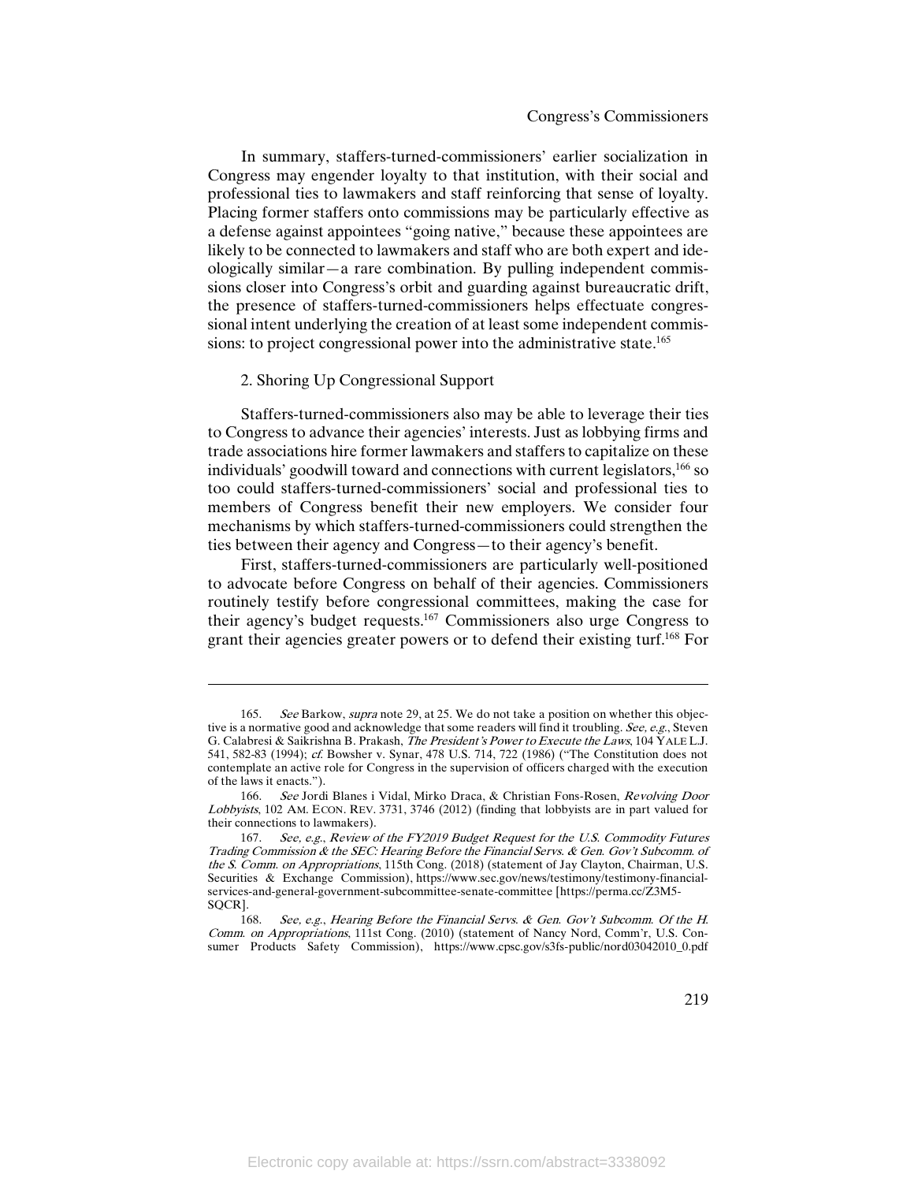In summary, staffers-turned-commissioners' earlier socialization in Congress may engender loyalty to that institution, with their social and professional ties to lawmakers and staff reinforcing that sense of loyalty. Placing former staffers onto commissions may be particularly effective as a defense against appointees "going native," because these appointees are likely to be connected to lawmakers and staff who are both expert and ideologically similar—a rare combination. By pulling independent commissions closer into Congress's orbit and guarding against bureaucratic drift, the presence of staffers-turned-commissioners helps effectuate congressional intent underlying the creation of at least some independent commissions: to project congressional power into the administrative state.[165]

2. Shoring Up Congressional Support

Staffers-turned-commissioners also may be able to leverage their ties to Congress to advance their agencies' interests. Just as lobbying firms and trade associations hire former lawmakers and staffers to capitalize on these individuals' goodwill toward and connections with current legislators,[166] so too could staffers-turned-commissioners' social and professional ties to members of Congress benefit their new employers. We consider four mechanisms by which staffers-turned-commissioners could strengthen the ties between their agency and Congress—to their agency's benefit.

First, staffers-turned-commissioners are particularly well-positioned to advocate before Congress on behalf of their agencies. Commissioners routinely testify before congressional committees, making the case for their agency's budget requests.[167] Commissioners also urge Congress to grant their agencies greater powers or to defend their existing turf.[168] For

---

165. *See* Barkow, *supra* note 29, at 25. We do not take a position on whether this objective is a normative good and acknowledge that some readers will find it troubling. *See, e.g.*, Steven G. Calabresi & Saikrishna B. Prakash, *The President's Power to Execute the Laws*, 104 YALE L.J. 541, 582-83 (1994); *cf.* Bowsher v. Synar, 478 U.S. 714, 722 (1986) ("The Constitution does not contemplate an active role for Congress in the supervision of officers charged with the execution of the laws it enacts.").

166. *See* Jordi Blanes i Vidal, Mirko Draca, & Christian Fons-Rosen, *Revolving Door Lobbyists*, 102 AM. ECON. REV. 3731, 3746 (2012) (finding that lobbyists are in part valued for their connections to lawmakers).

167. *See, e.g.*, *Review of the FY2019 Budget Request for the U.S. Commodity Futures Trading Commission & the SEC: Hearing Before the Financial Servs. & Gen. Gov't Subcomm. of the S. Comm. on Appropriations*, 115th Cong. (2018) (statement of Jay Clayton, Chairman, U.S. Securities & Exchange Commission), https://www.sec.gov/news/testimony/testimony-financial-services-and-general-government-subcommittee-senate-committee [https://perma.cc/Z3M5-SQCR].

168. *See, e.g.*, *Hearing Before the Financial Servs. & Gen. Gov't Subcomm. Of the H. Comm. on Appropriations*, 111st Cong. (2010) (statement of Nancy Nord, Comm'r, U.S. Consumer Products Safety Commission), https://www.cpsc.gov/s3fs-public/nord03042010_0.pdf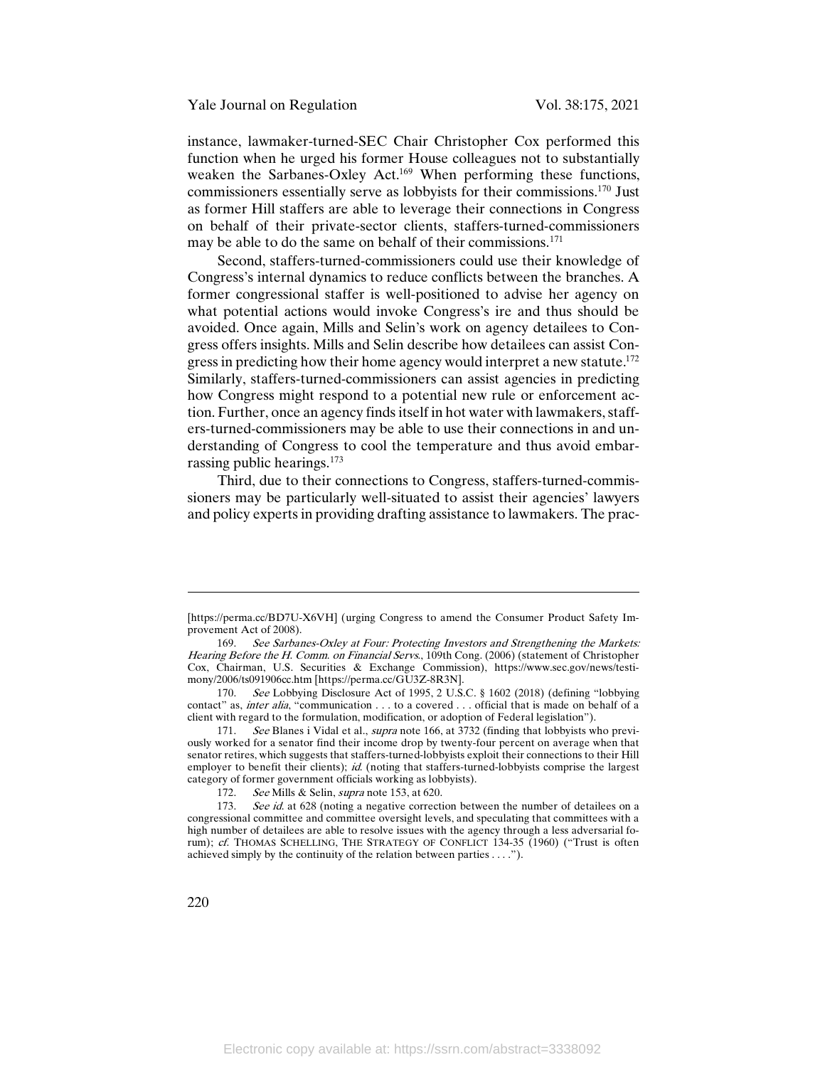instance, lawmaker-turned-SEC Chair Christopher Cox performed this function when he urged his former House colleagues not to substantially weaken the Sarbanes-Oxley Act.[169] When performing these functions, commissioners essentially serve as lobbyists for their commissions.[170] Just as former Hill staffers are able to leverage their connections in Congress on behalf of their private-sector clients, staffers-turned-commissioners may be able to do the same on behalf of their commissions.[171]

Second, staffers-turned-commissioners could use their knowledge of Congress's internal dynamics to reduce conflicts between the branches. A former congressional staffer is well-positioned to advise her agency on what potential actions would invoke Congress's ire and thus should be avoided. Once again, Mills and Selin's work on agency detailees to Congress offers insights. Mills and Selin describe how detailees can assist Congress in predicting how their home agency would interpret a new statute.[172] Similarly, staffers-turned-commissioners can assist agencies in predicting how Congress might respond to a potential new rule or enforcement action. Further, once an agency finds itself in hot water with lawmakers, staffers-turned-commissioners may be able to use their connections in and understanding of Congress to cool the temperature and thus avoid embarrassing public hearings.[173]

Third, due to their connections to Congress, staffers-turned-commissioners may be particularly well-situated to assist their agencies' lawyers and policy experts in providing drafting assistance to lawmakers. The prac-

---

[https://perma.cc/BD7U-X6VH] (urging Congress to amend the Consumer Product Safety Improvement Act of 2008).

169. *See Sarbanes-Oxley at Four: Protecting Investors and Strengthening the Markets: Hearing Before the H. Comm. on Financial Servs.*, 109th Cong. (2006) (statement of Christopher Cox, Chairman, U.S. Securities & Exchange Commission), https://www.sec.gov/news/testimony/2006/ts091906cc.htm [https://perma.cc/GU3Z-8R3N].

170. *See* Lobbying Disclosure Act of 1995, 2 U.S.C. § 1602 (2018) (defining "lobbying contact" as, *inter alia*, "communication . . . to a covered . . . official that is made on behalf of a client with regard to the formulation, modification, or adoption of Federal legislation").

171. *See* Blanes i Vidal et al., *supra* note 166, at 3732 (finding that lobbyists who previously worked for a senator find their income drop by twenty-four percent on average when that senator retires, which suggests that staffers-turned-lobbyists exploit their connections to their Hill employer to benefit their clients); *id.* (noting that staffers-turned-lobbyists comprise the largest category of former government officials working as lobbyists).

172. *See* Mills & Selin, *supra* note 153, at 620.

173. *See id.* at 628 (noting a negative correction between the number of detailees on a congressional committee and committee oversight levels, and speculating that committees with a high number of detailees are able to resolve issues with the agency through a less adversarial forum); *cf.* THOMAS SCHELLING, THE STRATEGY OF CONFLICT 134-35 (1960) ("Trust is often achieved simply by the continuity of the relation between parties . . . .").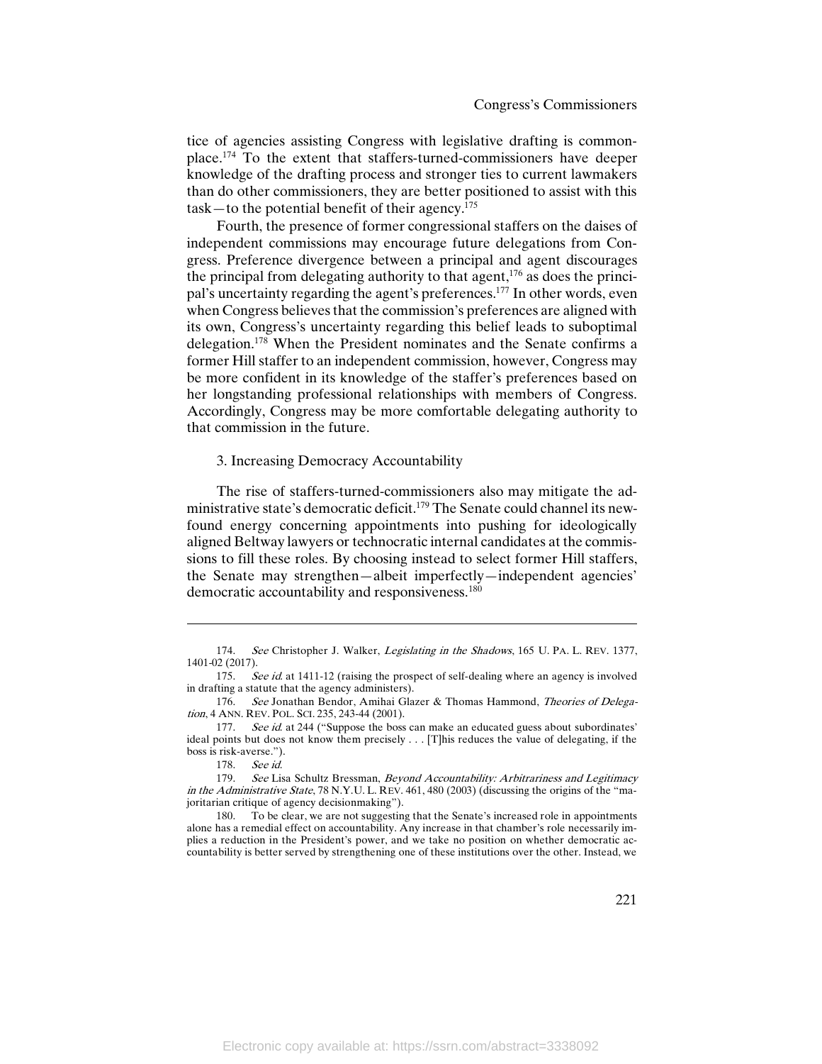tice of agencies assisting Congress with legislative drafting is commonplace.[174] To the extent that staffers-turned-commissioners have deeper knowledge of the drafting process and stronger ties to current lawmakers than do other commissioners, they are better positioned to assist with this task—to the potential benefit of their agency.[175]

Fourth, the presence of former congressional staffers on the daises of independent commissions may encourage future delegations from Congress. Preference divergence between a principal and agent discourages the principal from delegating authority to that agent,[176] as does the principal's uncertainty regarding the agent's preferences.[177] In other words, even when Congress believes that the commission's preferences are aligned with its own, Congress's uncertainty regarding this belief leads to suboptimal delegation.[178] When the President nominates and the Senate confirms a former Hill staffer to an independent commission, however, Congress may be more confident in its knowledge of the staffer's preferences based on her longstanding professional relationships with members of Congress. Accordingly, Congress may be more comfortable delegating authority to that commission in the future.

### 3. Increasing Democracy Accountability

The rise of staffers-turned-commissioners also may mitigate the administrative state's democratic deficit.[179] The Senate could channel its newfound energy concerning appointments into pushing for ideologically aligned Beltway lawyers or technocratic internal candidates at the commissions to fill these roles. By choosing instead to select former Hill staffers, the Senate may strengthen—albeit imperfectly—independent agencies' democratic accountability and responsiveness.[180]

---

174. *See* Christopher J. Walker, *Legislating in the Shadows*, 165 U. PA. L. REV. 1377, 1401-02 (2017).

175. *See id.* at 1411-12 (raising the prospect of self-dealing where an agency is involved in drafting a statute that the agency administers).

176. *See* Jonathan Bendor, Amihai Glazer & Thomas Hammond, *Theories of Delegation*, 4 ANN. REV. POL. SCI. 235, 243-44 (2001).

177. *See id.* at 244 ("Suppose the boss can make an educated guess about subordinates' ideal points but does not know them precisely . . . [T]his reduces the value of delegating, if the boss is risk-averse.").

178. *See id.*

179. *See* Lisa Schultz Bressman, *Beyond Accountability: Arbitrariness and Legitimacy in the Administrative State*, 78 N.Y.U. L. REV. 461, 480 (2003) (discussing the origins of the "majoritarian critique of agency decisionmaking").

180. To be clear, we are not suggesting that the Senate's increased role in appointments alone has a remedial effect on accountability. Any increase in that chamber's role necessarily implies a reduction in the President's power, and we take no position on whether democratic accountability is better served by strengthening one of these institutions over the other. Instead, we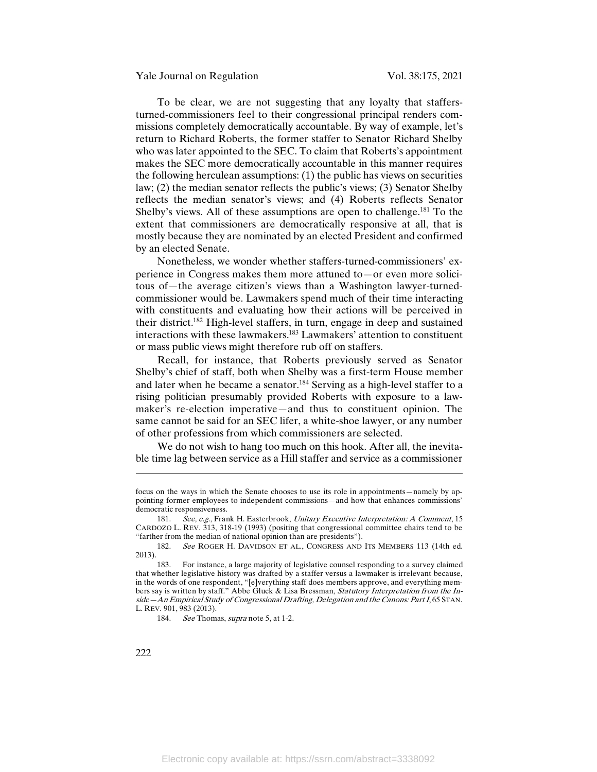To be clear, we are not suggesting that any loyalty that staffers-turned-commissioners feel to their congressional principal renders commissions completely democratically accountable. By way of example, let's return to Richard Roberts, the former staffer to Senator Richard Shelby who was later appointed to the SEC. To claim that Roberts's appointment makes the SEC more democratically accountable in this manner requires the following herculean assumptions: (1) the public has views on securities law; (2) the median senator reflects the public's views; (3) Senator Shelby reflects the median senator's views; and (4) Roberts reflects Senator Shelby's views. All of these assumptions are open to challenge.[181] To the extent that commissioners are democratically responsive at all, that is mostly because they are nominated by an elected President and confirmed by an elected Senate.

Nonetheless, we wonder whether staffers-turned-commissioners' experience in Congress makes them more attuned to—or even more solicitous of—the average citizen's views than a Washington lawyer-turned-commissioner would be. Lawmakers spend much of their time interacting with constituents and evaluating how their actions will be perceived in their district.[182] High-level staffers, in turn, engage in deep and sustained interactions with these lawmakers.[183] Lawmakers' attention to constituent or mass public views might therefore rub off on staffers.

Recall, for instance, that Roberts previously served as Senator Shelby's chief of staff, both when Shelby was a first-term House member and later when he became a senator.[184] Serving as a high-level staffer to a rising politician presumably provided Roberts with exposure to a lawmaker's re-election imperative—and thus to constituent opinion. The same cannot be said for an SEC lifer, a white-shoe lawyer, or any number of other professions from which commissioners are selected.

We do not wish to hang too much on this hook. After all, the inevitable time lag between service as a Hill staffer and service as a commissioner

---

focus on the ways in which the Senate chooses to use its role in appointments—namely by appointing former employees to independent commissions—and how that enhances commissions' democratic responsiveness.

181. *See, e.g.*, Frank H. Easterbrook, *Unitary Executive Interpretation: A Comment*, 15 CARDOZO L. REV. 313, 318-19 (1993) (positing that congressional committee chairs tend to be "farther from the median of national opinion than are presidents").

182. *See* ROGER H. DAVIDSON ET AL., CONGRESS AND ITS MEMBERS 113 (14th ed. 2013).

183. For instance, a large majority of legislative counsel responding to a survey claimed that whether legislative history was drafted by a staffer versus a lawmaker is irrelevant because, in the words of one respondent, "[e]verything staff does members approve, and everything members say is written by staff." Abbe Gluck & Lisa Bressman, *Statutory Interpretation from the Inside—An Empirical Study of Congressional Drafting, Delegation and the Canons: Part I*, 65 STAN. L. REV. 901, 983 (2013).

184. *See* Thomas, *supra* note 5, at 1-2.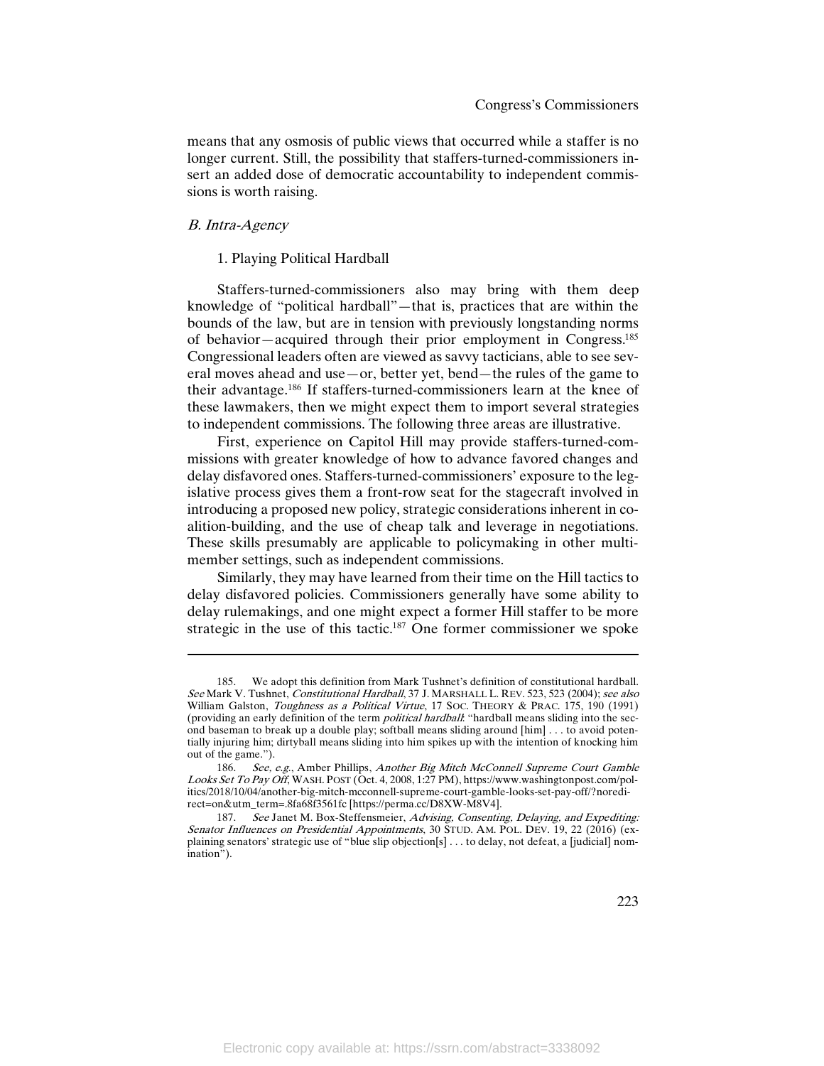means that any osmosis of public views that occurred while a staffer is no longer current. Still, the possibility that staffers-turned-commissioners insert an added dose of democratic accountability to independent commissions is worth raising.

### *B. Intra-Agency*

#### 1. Playing Political Hardball

Staffers-turned-commissioners also may bring with them deep knowledge of "political hardball"—that is, practices that are within the bounds of the law, but are in tension with previously longstanding norms of behavior—acquired through their prior employment in Congress.[185] Congressional leaders often are viewed as savvy tacticians, able to see several moves ahead and use—or, better yet, bend—the rules of the game to their advantage.[186] If staffers-turned-commissioners learn at the knee of these lawmakers, then we might expect them to import several strategies to independent commissions. The following three areas are illustrative.

First, experience on Capitol Hill may provide staffers-turned-commissions with greater knowledge of how to advance favored changes and delay disfavored ones. Staffers-turned-commissioners' exposure to the legislative process gives them a front-row seat for the stagecraft involved in introducing a proposed new policy, strategic considerations inherent in coalition-building, and the use of cheap talk and leverage in negotiations. These skills presumably are applicable to policymaking in other multimember settings, such as independent commissions.

Similarly, they may have learned from their time on the Hill tactics to delay disfavored policies. Commissioners generally have some ability to delay rulemakings, and one might expect a former Hill staffer to be more strategic in the use of this tactic.[187] One former commissioner we spoke

---

185. We adopt this definition from Mark Tushnet's definition of constitutional hardball. *See* Mark V. Tushnet, *Constitutional Hardball*, 37 J. MARSHALL L. REV. 523, 523 (2004); *see also* William Galston, *Toughness as a Political Virtue*, 17 SOC. THEORY & PRAC. 175, 190 (1991) (providing an early definition of the term *political hardball*: "hardball means sliding into the second baseman to break up a double play; softball means sliding around [him] . . . to avoid potentially injuring him; dirtyball means sliding into him spikes up with the intention of knocking him out of the game.").

186. *See, e.g.*, Amber Phillips, *Another Big Mitch McConnell Supreme Court Gamble Looks Set To Pay Off*, WASH. POST (Oct. 4, 2008, 1:27 PM), https://www.washingtonpost.com/politics/2018/10/04/another-big-mitch-mcconnell-supreme-court-gamble-looks-set-pay-off/?noredirect=on&utm_term=.8fa68f3561fc [https://perma.cc/D8XW-M8V4].

187. *See* Janet M. Box-Steffensmeier, *Advising, Consenting, Delaying, and Expediting: Senator Influences on Presidential Appointments*, 30 STUD. AM. POL. DEV. 19, 22 (2016) (explaining senators' strategic use of "blue slip objection[s] . . . to delay, not defeat, a [judicial] nomination").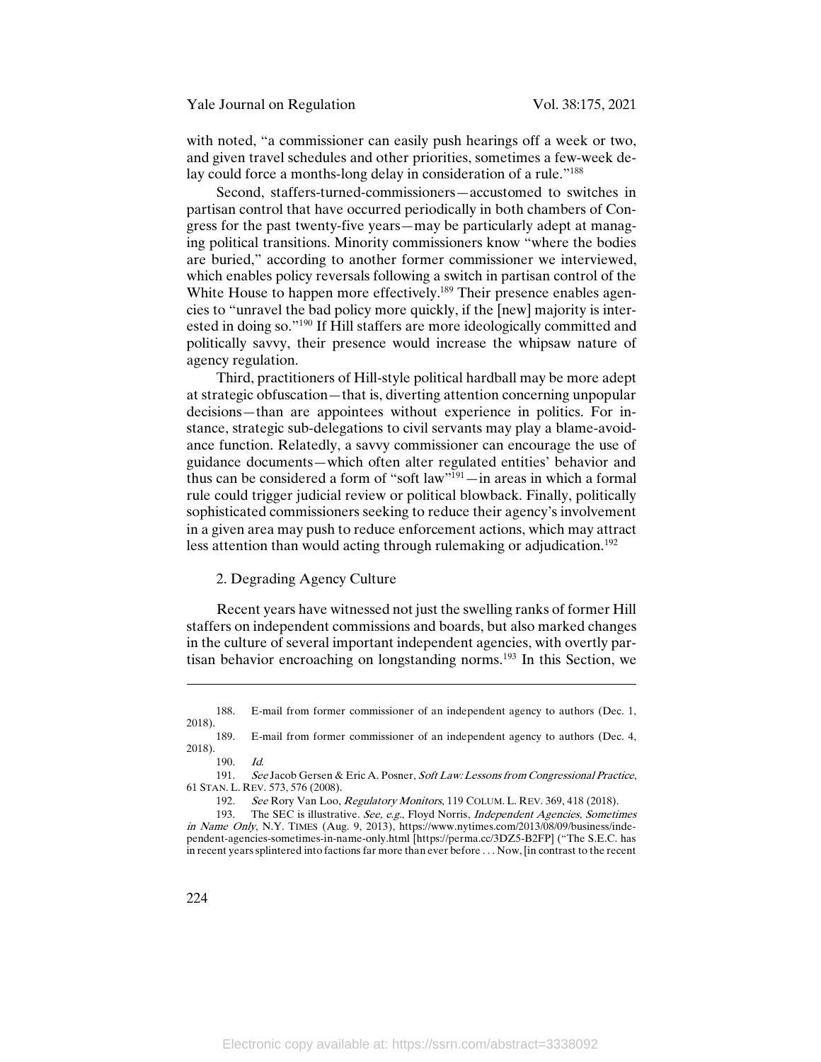with noted, "a commissioner can easily push hearings off a week or two, and given travel schedules and other priorities, sometimes a few-week delay could force a months-long delay in consideration of a rule."[188]

Second, staffers-turned-commissioners—accustomed to switches in partisan control that have occurred periodically in both chambers of Congress for the past twenty-five years—may be particularly adept at managing political transitions. Minority commissioners know "where the bodies are buried," according to another former commissioner we interviewed, which enables policy reversals following a switch in partisan control of the White House to happen more effectively.[189] Their presence enables agencies to "unravel the bad policy more quickly, if the [new] majority is interested in doing so."[190] If Hill staffers are more ideologically committed and politically savvy, their presence would increase the whipsaw nature of agency regulation.

Third, practitioners of Hill-style political hardball may be more adept at strategic obfuscation—that is, diverting attention concerning unpopular decisions—than are appointees without experience in politics. For instance, strategic sub-delegations to civil servants may play a blame-avoidance function. Relatedly, a savvy commissioner can encourage the use of guidance documents—which often alter regulated entities' behavior and thus can be considered a form of "soft law"[191]—in areas in which a formal rule could trigger judicial review or political blowback. Finally, politically sophisticated commissioners seeking to reduce their agency's involvement in a given area may push to reduce enforcement actions, which may attract less attention than would acting through rulemaking or adjudication.[192]

### 2. Degrading Agency Culture

Recent years have witnessed not just the swelling ranks of former Hill staffers on independent commissions and boards, but also marked changes in the culture of several important independent agencies, with overtly partisan behavior encroaching on longstanding norms.[193] In this Section, we

---

188. E-mail from former commissioner of an independent agency to authors (Dec. 1, 2018).

189. E-mail from former commissioner of an independent agency to authors (Dec. 4, 2018).

190. *Id.*

191. *See* Jacob Gersen & Eric A. Posner, *Soft Law: Lessons from Congressional Practice*, 61 STAN. L. REV. 573, 576 (2008).

192. *See* Rory Van Loo, *Regulatory Monitors*, 119 COLUM. L. REV. 369, 418 (2018).

193. The SEC is illustrative. *See, e.g.*, Floyd Norris, *Independent Agencies, Sometimes in Name Only*, N.Y. TIMES (Aug. 9, 2013), https://www.nytimes.com/2013/08/09/business/independent-agencies-sometimes-in-name-only.html [https://perma.cc/3DZ5-B2FP] ("The S.E.C. has in recent years splintered into factions far more than ever before . . . Now, [in contrast to the recent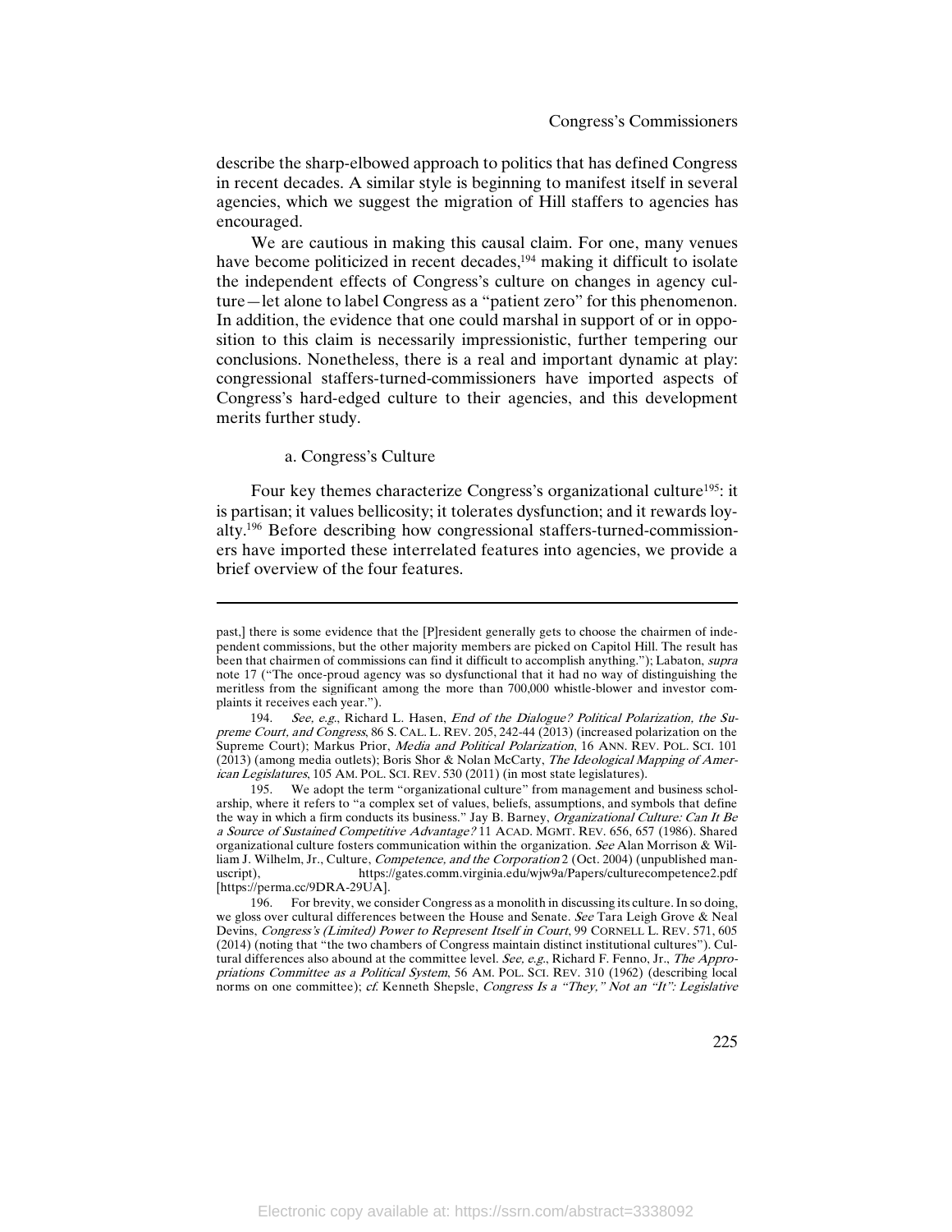describe the sharp-elbowed approach to politics that has defined Congress in recent decades. A similar style is beginning to manifest itself in several agencies, which we suggest the migration of Hill staffers to agencies has encouraged.

We are cautious in making this causal claim. For one, many venues have become politicized in recent decades,[194] making it difficult to isolate the independent effects of Congress's culture on changes in agency culture—let alone to label Congress as a "patient zero" for this phenomenon. In addition, the evidence that one could marshal in support of or in opposition to this claim is necessarily impressionistic, further tempering our conclusions. Nonetheless, there is a real and important dynamic at play: congressional staffers-turned-commissioners have imported aspects of Congress's hard-edged culture to their agencies, and this development merits further study.

a. Congress's Culture

Four key themes characterize Congress's organizational culture[195]: it is partisan; it values bellicosity; it tolerates dysfunction; and it rewards loyalty.[196] Before describing how congressional staffers-turned-commissioners have imported these interrelated features into agencies, we provide a brief overview of the four features.

---

past,] there is some evidence that the [P]resident generally gets to choose the chairmen of independent commissions, but the other majority members are picked on Capitol Hill. The result has been that chairmen of commissions can find it difficult to accomplish anything."); Labaton, *supra* note 17 ("The once-proud agency was so dysfunctional that it had no way of distinguishing the meritless from the significant among the more than 700,000 whistle-blower and investor complaints it receives each year.").

194. *See, e.g.*, Richard L. Hasen, *End of the Dialogue? Political Polarization, the Supreme Court, and Congress*, 86 S. CAL. L. REV. 205, 242-44 (2013) (increased polarization on the Supreme Court); Markus Prior, *Media and Political Polarization*, 16 ANN. REV. POL. SCI. 101 (2013) (among media outlets); Boris Shor & Nolan McCarty, *The Ideological Mapping of American Legislatures*, 105 AM. POL. SCI. REV. 530 (2011) (in most state legislatures).

195. We adopt the term "organizational culture" from management and business scholarship, where it refers to "a complex set of values, beliefs, assumptions, and symbols that define the way in which a firm conducts its business." Jay B. Barney, *Organizational Culture: Can It Be a Source of Sustained Competitive Advantage?* 11 ACAD. MGMT. REV. 656, 657 (1986). Shared organizational culture fosters communication within the organization. *See* Alan Morrison & William J. Wilhelm, Jr., Culture, *Competence, and the Corporation* 2 (Oct. 2004) (unpublished manuscript), https://gates.comm.virginia.edu/wjw9a/Papers/culturecompetence2.pdf [https://perma.cc/9DRA-29UA].

196. For brevity, we consider Congress as a monolith in discussing its culture. In so doing, we gloss over cultural differences between the House and Senate. *See* Tara Leigh Grove & Neal Devins, *Congress's (Limited) Power to Represent Itself in Court*, 99 CORNELL L. REV. 571, 605 (2014) (noting that "the two chambers of Congress maintain distinct institutional cultures"). Cultural differences also abound at the committee level. *See, e.g.*, Richard F. Fenno, Jr., *The Appropriations Committee as a Political System*, 56 AM. POL. SCI. REV. 310 (1962) (describing local norms on one committee); *cf.* Kenneth Shepsle, *Congress Is a "They," Not an "It": Legislative*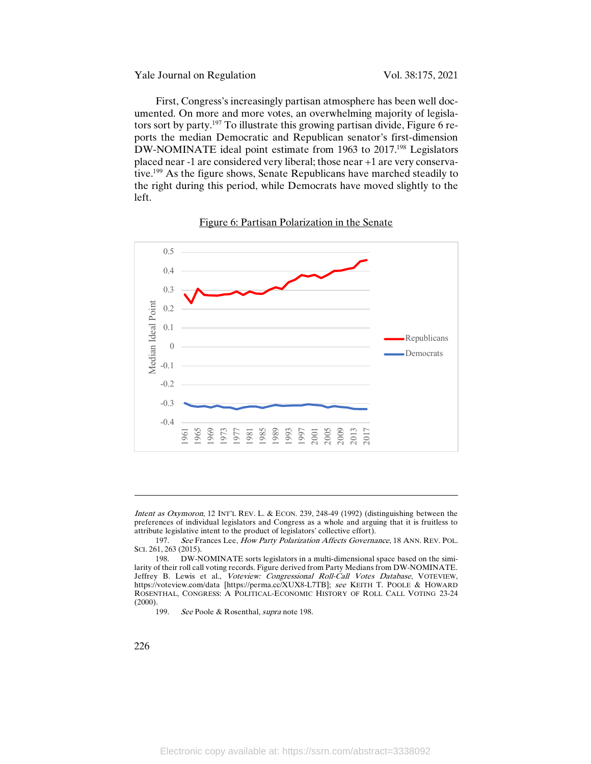First, Congress's increasingly partisan atmosphere has been well documented. On more and more votes, an overwhelming majority of legislators sort by party.[197] To illustrate this growing partisan divide, Figure 6 reports the median Democratic and Republican senator's first-dimension DW-NOMINATE ideal point estimate from 1963 to 2017.[198] Legislators placed near -1 are considered very liberal; those near +1 are very conservative.[199] As the figure shows, Senate Republicans have marched steadily to the right during this period, while Democrats have moved slightly to the left.

Figure 6: Partisan Polarization in the Senate

---

*Intent as Oxymoron*, 12 INT'L REV. L. & ECON. 239, 248-49 (1992) (distinguishing between the preferences of individual legislators and Congress as a whole and arguing that it is fruitless to attribute legislative intent to the product of legislators' collective effort).

197. *See* Frances Lee, *How Party Polarization Affects Governance*, 18 ANN. REV. POL. SCI. 261, 263 (2015).

198. DW-NOMINATE sorts legislators in a multi-dimensional space based on the similarity of their roll call voting records. Figure derived from Party Medians from DW-NOMINATE. Jeffrey B. Lewis et al., *Voteview: Congressional Roll-Call Votes Database*, VOTEVIEW, https://voteview.com/data [https://perma.cc/XUX8-L7TB]; *see* KEITH T. POOLE & HOWARD ROSENTHAL, CONGRESS: A POLITICAL-ECONOMIC HISTORY OF ROLL CALL VOTING 23-24 (2000).

199. *See* Poole & Rosenthal, *supra* note 198.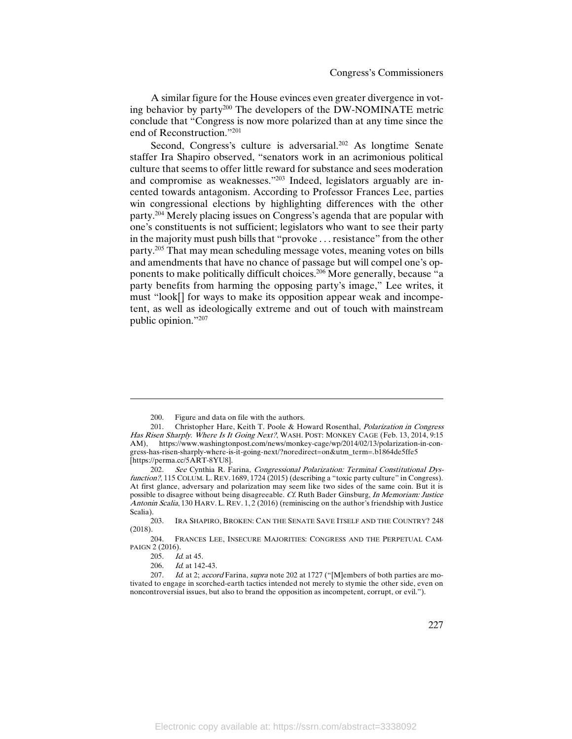A similar figure for the House evinces even greater divergence in voting behavior by party[200] The developers of the DW-NOMINATE metric conclude that "Congress is now more polarized than at any time since the end of Reconstruction."[201]

Second, Congress's culture is adversarial.[202] As longtime Senate staffer Ira Shapiro observed, "senators work in an acrimonious political culture that seems to offer little reward for substance and sees moderation and compromise as weaknesses."[203] Indeed, legislators arguably are incented towards antagonism. According to Professor Frances Lee, parties win congressional elections by highlighting differences with the other party.[204] Merely placing issues on Congress's agenda that are popular with one's constituents is not sufficient; legislators who want to see their party in the majority must push bills that "provoke . . . resistance" from the other party.[205] That may mean scheduling message votes, meaning votes on bills and amendments that have no chance of passage but will compel one's opponents to make politically difficult choices.[206] More generally, because "a party benefits from harming the opposing party's image," Lee writes, it must "look[] for ways to make its opposition appear weak and incompetent, as well as ideologically extreme and out of touch with mainstream public opinion."[207]

---

200. Figure and data on file with the authors.

201. Christopher Hare, Keith T. Poole & Howard Rosenthal, *Polarization in Congress Has Risen Sharply. Where Is It Going Next?*, WASH. POST: MONKEY CAGE (Feb. 13, 2014, 9:15 AM), https://www.washingtonpost.com/news/monkey-cage/wp/2014/02/13/polarization-in-congress-has-risen-sharply-where-is-it-going-next/?noredirect=on&utm_term=.b1864de5ffe5 [https://perma.cc/5ART-8YU8].

202. *See* Cynthia R. Farina, *Congressional Polarization: Terminal Constitutional Dysfunction?*, 115 COLUM. L. REV. 1689, 1724 (2015) (describing a "toxic party culture" in Congress). At first glance, adversary and polarization may seem like two sides of the same coin. But it is possible to disagree without being disagreeable. *Cf.* Ruth Bader Ginsburg, *In Memoriam: Justice Antonin Scalia*, 130 HARV. L. REV. 1, 2 (2016) (reminiscing on the author's friendship with Justice Scalia).

203. IRA SHAPIRO, BROKEN: CAN THE SENATE SAVE ITSELF AND THE COUNTRY? 248 (2018).

204. FRANCES LEE, INSECURE MAJORITIES: CONGRESS AND THE PERPETUAL CAMPAIGN 2 (2016).

205. *Id.* at 45.

206. *Id.* at 142-43.

207. *Id.* at 2; *accord* Farina, *supra* note 202 at 1727 ("[M]embers of both parties are motivated to engage in scorched-earth tactics intended not merely to stymie the other side, even on noncontroversial issues, but also to brand the opposition as incompetent, corrupt, or evil.").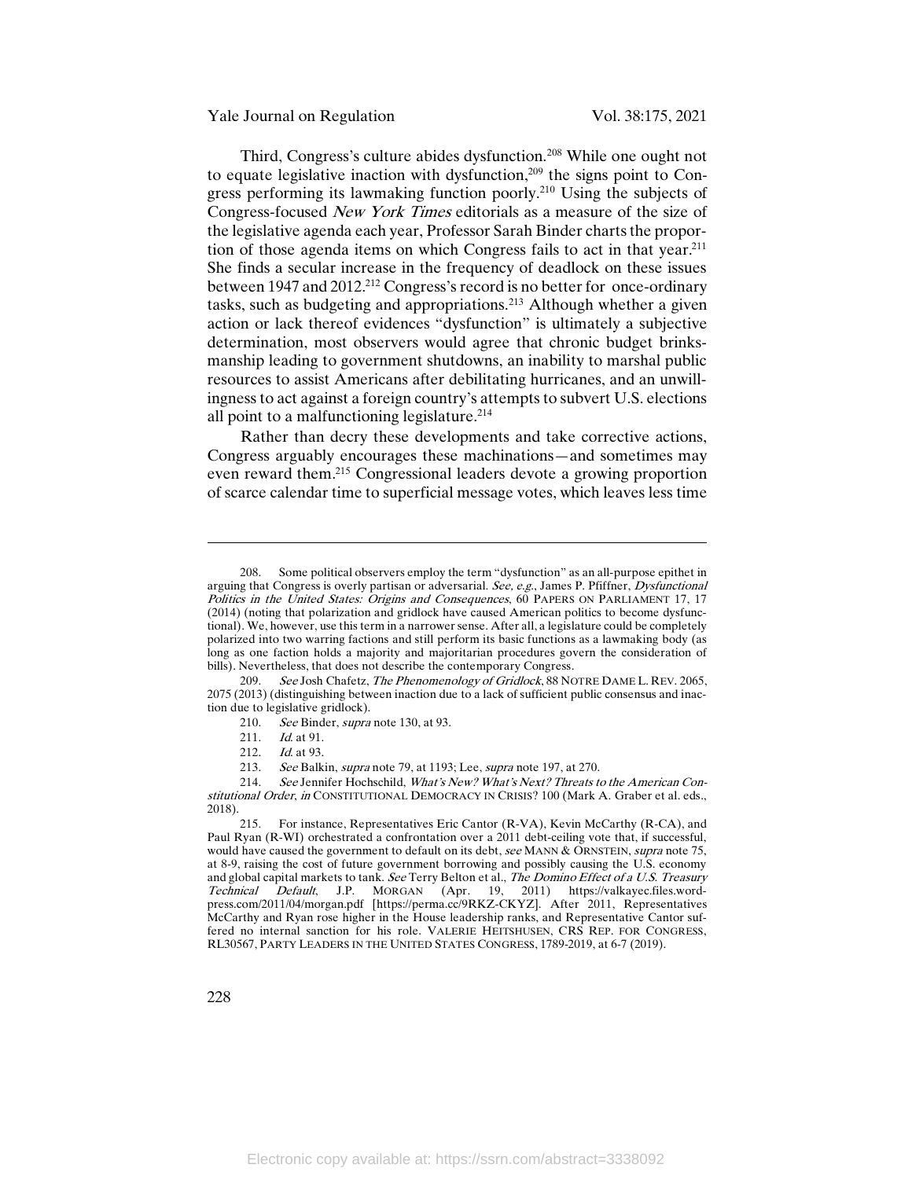Third, Congress's culture abides dysfunction.[208] While one ought not to equate legislative inaction with dysfunction,[209] the signs point to Congress performing its lawmaking function poorly.[210] Using the subjects of Congress-focused *New York Times* editorials as a measure of the size of the legislative agenda each year, Professor Sarah Binder charts the proportion of those agenda items on which Congress fails to act in that year.[211] She finds a secular increase in the frequency of deadlock on these issues between 1947 and 2012.[212] Congress's record is no better for once-ordinary tasks, such as budgeting and appropriations.[213] Although whether a given action or lack thereof evidences "dysfunction" is ultimately a subjective determination, most observers would agree that chronic budget brinksmanship leading to government shutdowns, an inability to marshal public resources to assist Americans after debilitating hurricanes, and an unwillingness to act against a foreign country's attempts to subvert U.S. elections all point to a malfunctioning legislature.[214]

Rather than decry these developments and take corrective actions, Congress arguably encourages these machinations—and sometimes may even reward them.[215] Congressional leaders devote a growing proportion of scarce calendar time to superficial message votes, which leaves less time

---

208. Some political observers employ the term "dysfunction" as an all-purpose epithet in arguing that Congress is overly partisan or adversarial. *See, e.g.*, James P. Pfiffner, *Dysfunctional Politics in the United States: Origins and Consequences*, 60 PAPERS ON PARLIAMENT 17, 17 (2014) (noting that polarization and gridlock have caused American politics to become dysfunctional). We, however, use this term in a narrower sense. After all, a legislature could be completely polarized into two warring factions and still perform its basic functions as a lawmaking body (as long as one faction holds a majority and majoritarian procedures govern the consideration of bills). Nevertheless, that does not describe the contemporary Congress.

209. *See* Josh Chafetz, *The Phenomenology of Gridlock*, 88 NOTRE DAME L. REV. 2065, 2075 (2013) (distinguishing between inaction due to a lack of sufficient public consensus and inaction due to legislative gridlock).

210. *See* Binder, *supra* note 130, at 93.

211. *Id.* at 91.

212. *Id.* at 93.

213. *See* Balkin, *supra* note 79, at 1193; Lee, *supra* note 197, at 270.

214. *See* Jennifer Hochschild, *What's New? What's Next? Threats to the American Constitutional Order*, *in* CONSTITUTIONAL DEMOCRACY IN CRISIS? 100 (Mark A. Graber et al. eds., 2018).

215. For instance, Representatives Eric Cantor (R-VA), Kevin McCarthy (R-CA), and Paul Ryan (R-WI) orchestrated a confrontation over a 2011 debt-ceiling vote that, if successful, would have caused the government to default on its debt, *see* MANN & ORNSTEIN, *supra* note 75, at 8-9, raising the cost of future government borrowing and possibly causing the U.S. economy and global capital markets to tank. *See* Terry Belton et al., *The Domino Effect of a U.S. Treasury Technical Default*, J.P. MORGAN (Apr. 19, 2011) https://valkayec.files.wordpress.com/2011/04/morgan.pdf [https://perma.cc/9RKZ-CKYZ]. After 2011, Representatives McCarthy and Ryan rose higher in the House leadership ranks, and Representative Cantor suffered no internal sanction for his role. VALERIE HEITSHUSEN, CRS REP. FOR CONGRESS, RL30567, PARTY LEADERS IN THE UNITED STATES CONGRESS, 1789-2019, at 6-7 (2019).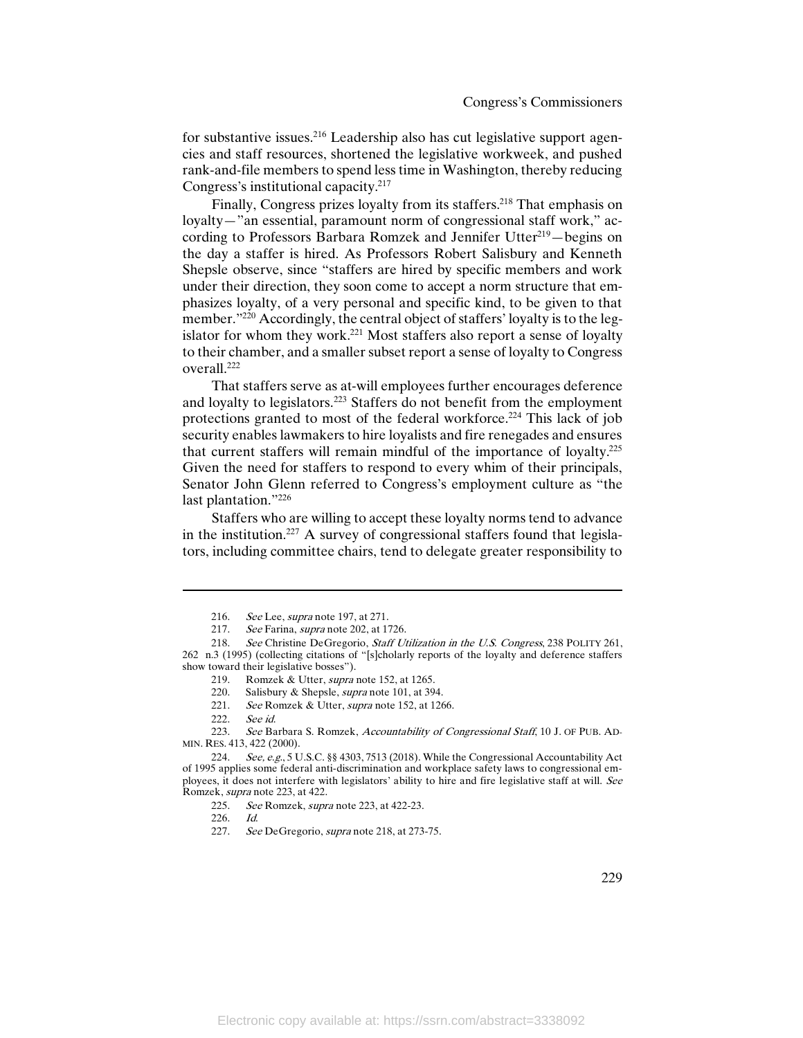for substantive issues.[216] Leadership also has cut legislative support agencies and staff resources, shortened the legislative workweek, and pushed rank-and-file members to spend less time in Washington, thereby reducing Congress's institutional capacity.[217]

Finally, Congress prizes loyalty from its staffers.[218] That emphasis on loyalty—"an essential, paramount norm of congressional staff work," according to Professors Barbara Romzek and Jennifer Utter[219]—begins on the day a staffer is hired. As Professors Robert Salisbury and Kenneth Shepsle observe, since "staffers are hired by specific members and work under their direction, they soon come to accept a norm structure that emphasizes loyalty, of a very personal and specific kind, to be given to that member."[220] Accordingly, the central object of staffers' loyalty is to the legislator for whom they work.[221] Most staffers also report a sense of loyalty to their chamber, and a smaller subset report a sense of loyalty to Congress overall.[222]

That staffers serve as at-will employees further encourages deference and loyalty to legislators.[223] Staffers do not benefit from the employment protections granted to most of the federal workforce.[224] This lack of job security enables lawmakers to hire loyalists and fire renegades and ensures that current staffers will remain mindful of the importance of loyalty.[225] Given the need for staffers to respond to every whim of their principals, Senator John Glenn referred to Congress's employment culture as "the last plantation."[226]

Staffers who are willing to accept these loyalty norms tend to advance in the institution.[227] A survey of congressional staffers found that legislators, including committee chairs, tend to delegate greater responsibility to

---

216. *See* Lee, *supra* note 197, at 271.

217. *See* Farina, *supra* note 202, at 1726.

218. *See* Christine DeGregorio, *Staff Utilization in the U.S. Congress*, 238 POLITY 261, 262 n.3 (1995) (collecting citations of "[s]cholarly reports of the loyalty and deference staffers show toward their legislative bosses").

219. Romzek & Utter, *supra* note 152, at 1265.

220. Salisbury & Shepsle, *supra* note 101, at 394.

221. *See* Romzek & Utter, *supra* note 152, at 1266.

222. *See id.*

223. *See* Barbara S. Romzek, *Accountability of Congressional Staff*, 10 J. OF PUB. ADMIN. RES. 413, 422 (2000).

224. *See, e.g.*, 5 U.S.C. §§ 4303, 7513 (2018). While the Congressional Accountability Act of 1995 applies some federal anti-discrimination and workplace safety laws to congressional employees, it does not interfere with legislators' ability to hire and fire legislative staff at will. *See* Romzek, *supra* note 223, at 422.

225. *See* Romzek, *supra* note 223, at 422-23.

226. *Id.*

227. *See* DeGregorio, *supra* note 218, at 273-75.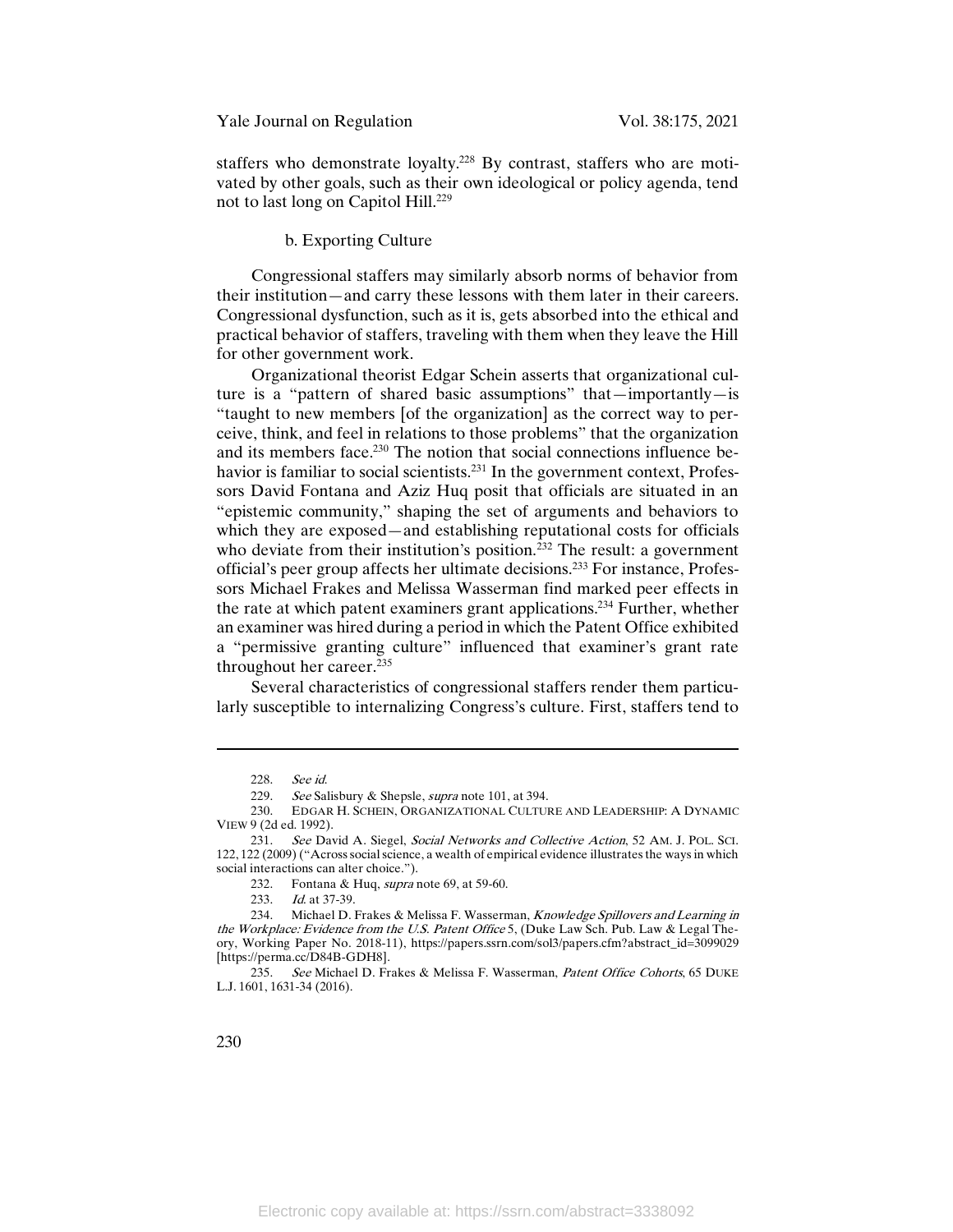staffers who demonstrate loyalty.[228] By contrast, staffers who are motivated by other goals, such as their own ideological or policy agenda, tend not to last long on Capitol Hill.[229]

#### b. Exporting Culture

Congressional staffers may similarly absorb norms of behavior from their institution—and carry these lessons with them later in their careers. Congressional dysfunction, such as it is, gets absorbed into the ethical and practical behavior of staffers, traveling with them when they leave the Hill for other government work.

Organizational theorist Edgar Schein asserts that organizational culture is a "pattern of shared basic assumptions" that—importantly—is "taught to new members [of the organization] as the correct way to perceive, think, and feel in relations to those problems" that the organization and its members face.[230] The notion that social connections influence behavior is familiar to social scientists.[231] In the government context, Professors David Fontana and Aziz Huq posit that officials are situated in an "epistemic community," shaping the set of arguments and behaviors to which they are exposed—and establishing reputational costs for officials who deviate from their institution's position.[232] The result: a government official's peer group affects her ultimate decisions.[233] For instance, Professors Michael Frakes and Melissa Wasserman find marked peer effects in the rate at which patent examiners grant applications.[234] Further, whether an examiner was hired during a period in which the Patent Office exhibited a "permissive granting culture" influenced that examiner's grant rate throughout her career.[235]

Several characteristics of congressional staffers render them particularly susceptible to internalizing Congress's culture. First, staffers tend to

---

228. *See id.*

229. *See* Salisbury & Shepsle, *supra* note 101, at 394.

230. EDGAR H. SCHEIN, ORGANIZATIONAL CULTURE AND LEADERSHIP: A DYNAMIC VIEW 9 (2d ed. 1992).

231. *See* David A. Siegel, *Social Networks and Collective Action*, 52 AM. J. POL. SCI. 122, 122 (2009) ("Across social science, a wealth of empirical evidence illustrates the ways in which social interactions can alter choice.").

232. Fontana & Huq, *supra* note 69, at 59-60.

233. *Id.* at 37-39.

234. Michael D. Frakes & Melissa F. Wasserman, *Knowledge Spillovers and Learning in the Workplace: Evidence from the U.S. Patent Office* 5, (Duke Law Sch. Pub. Law & Legal Theory, Working Paper No. 2018-11), https://papers.ssrn.com/sol3/papers.cfm?abstract_id=3099029 [https://perma.cc/D84B-GDH8].

235. *See* Michael D. Frakes & Melissa F. Wasserman, *Patent Office Cohorts*, 65 DUKE L.J. 1601, 1631-34 (2016).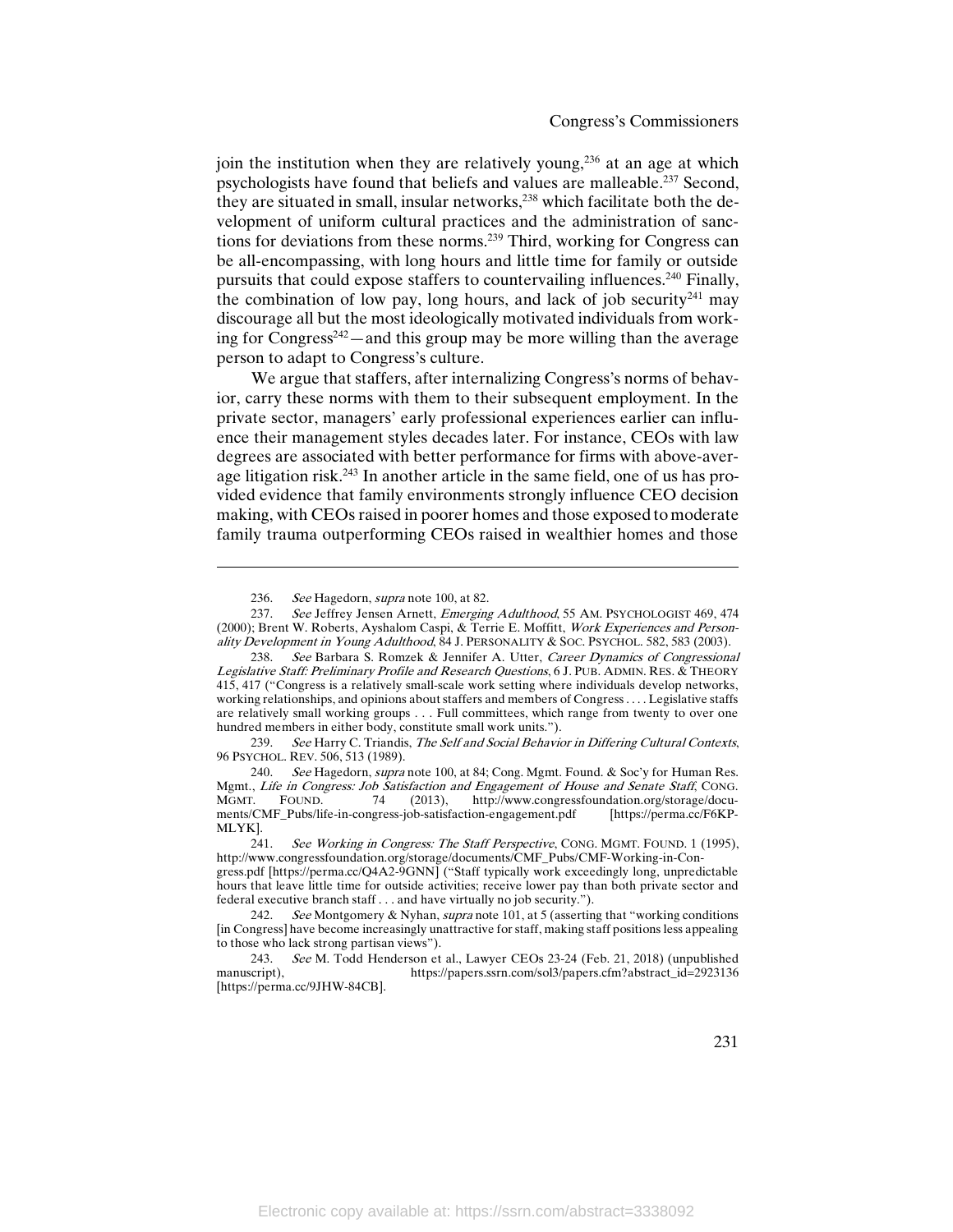join the institution when they are relatively young,[236] at an age at which psychologists have found that beliefs and values are malleable.[237] Second, they are situated in small, insular networks,[238] which facilitate both the development of uniform cultural practices and the administration of sanctions for deviations from these norms.[239] Third, working for Congress can be all-encompassing, with long hours and little time for family or outside pursuits that could expose staffers to countervailing influences.[240] Finally, the combination of low pay, long hours, and lack of job security[241] may discourage all but the most ideologically motivated individuals from working for Congress[242]—and this group may be more willing than the average person to adapt to Congress's culture.

We argue that staffers, after internalizing Congress's norms of behavior, carry these norms with them to their subsequent employment. In the private sector, managers' early professional experiences earlier can influence their management styles decades later. For instance, CEOs with law degrees are associated with better performance for firms with above-average litigation risk.[243] In another article in the same field, one of us has provided evidence that family environments strongly influence CEO decision making, with CEOs raised in poorer homes and those exposed to moderate family trauma outperforming CEOs raised in wealthier homes and those

---

236. *See* Hagedorn, *supra* note 100, at 82.

237. *See* Jeffrey Jensen Arnett, *Emerging Adulthood*, 55 AM. PSYCHOLOGIST 469, 474 (2000); Brent W. Roberts, Ayshalom Caspi, & Terrie E. Moffitt, *Work Experiences and Personality Development in Young Adulthood*, 84 J. PERSONALITY & SOC. PSYCHOL. 582, 583 (2003).

238. *See* Barbara S. Romzek & Jennifer A. Utter, *Career Dynamics of Congressional Legislative Staff: Preliminary Profile and Research Questions*, 6 J. PUB. ADMIN. RES. & THEORY 415, 417 ("Congress is a relatively small-scale work setting where individuals develop networks, working relationships, and opinions about staffers and members of Congress . . . . Legislative staffs are relatively small working groups . . . Full committees, which range from twenty to over one hundred members in either body, constitute small work units.").

239. *See* Harry C. Triandis, *The Self and Social Behavior in Differing Cultural Contexts*, 96 PSYCHOL. REV. 506, 513 (1989).

240. *See* Hagedorn, *supra* note 100, at 84; Cong. Mgmt. Found. & Soc'y for Human Res. Mgmt., *Life in Congress: Job Satisfaction and Engagement of House and Senate Staff*, CONG. MGMT. FOUND. 74 (2013), http://www.congressfoundation.org/storage/documents/CMF_Pubs/life-in-congress-job-satisfaction-engagement.pdf [https://perma.cc/F6KP-MLYK].

241. *See Working in Congress: The Staff Perspective*, CONG. MGMT. FOUND. 1 (1995), http://www.congressfoundation.org/storage/documents/CMF_Pubs/CMF-Working-in-Congress.pdf [https://perma.cc/Q4A2-9GNN] ("Staff typically work exceedingly long, unpredictable hours that leave little time for outside activities; receive lower pay than both private sector and federal executive branch staff . . . and have virtually no job security.").

242. *See* Montgomery & Nyhan, *supra* note 101, at 5 (asserting that "working conditions [in Congress] have become increasingly unattractive for staff, making staff positions less appealing to those who lack strong partisan views").

243. *See* M. Todd Henderson et al., Lawyer CEOs 23-24 (Feb. 21, 2018) (unpublished manuscript), https://papers.ssrn.com/sol3/papers.cfm?abstract_id=2923136 [https://perma.cc/9JHW-84CB].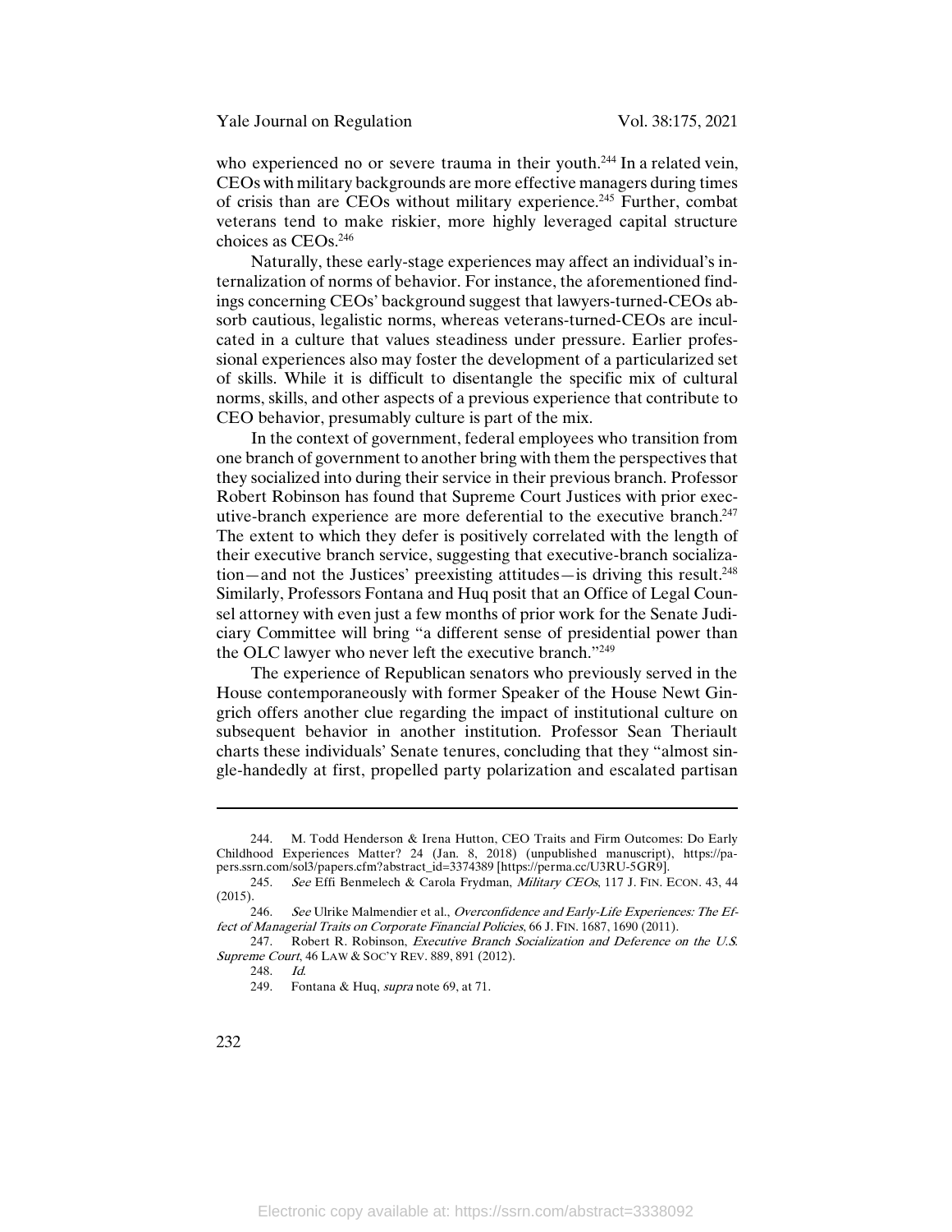who experienced no or severe trauma in their youth.[244] In a related vein, CEOs with military backgrounds are more effective managers during times of crisis than are CEOs without military experience.[245] Further, combat veterans tend to make riskier, more highly leveraged capital structure choices as CEOs.[246]

Naturally, these early-stage experiences may affect an individual's internalization of norms of behavior. For instance, the aforementioned findings concerning CEOs' background suggest that lawyers-turned-CEOs absorb cautious, legalistic norms, whereas veterans-turned-CEOs are inculcated in a culture that values steadiness under pressure. Earlier professional experiences also may foster the development of a particularized set of skills. While it is difficult to disentangle the specific mix of cultural norms, skills, and other aspects of a previous experience that contribute to CEO behavior, presumably culture is part of the mix.

In the context of government, federal employees who transition from one branch of government to another bring with them the perspectives that they socialized into during their service in their previous branch. Professor Robert Robinson has found that Supreme Court Justices with prior executive-branch experience are more deferential to the executive branch.[247] The extent to which they defer is positively correlated with the length of their executive branch service, suggesting that executive-branch socialization—and not the Justices' preexisting attitudes—is driving this result.[248] Similarly, Professors Fontana and Huq posit that an Office of Legal Counsel attorney with even just a few months of prior work for the Senate Judiciary Committee will bring "a different sense of presidential power than the OLC lawyer who never left the executive branch."[249]

The experience of Republican senators who previously served in the House contemporaneously with former Speaker of the House Newt Gingrich offers another clue regarding the impact of institutional culture on subsequent behavior in another institution. Professor Sean Theriault charts these individuals' Senate tenures, concluding that they "almost single-handedly at first, propelled party polarization and escalated partisan

---

244. M. Todd Henderson & Irena Hutton, CEO Traits and Firm Outcomes: Do Early Childhood Experiences Matter? 24 (Jan. 8, 2018) (unpublished manuscript), https://papers.ssrn.com/sol3/papers.cfm?abstract_id=3374389 [https://perma.cc/U3RU-5GR9].

245. *See* Effi Benmelech & Carola Frydman, *Military CEOs*, 117 J. FIN. ECON. 43, 44 (2015).

246. *See* Ulrike Malmendier et al., *Overconfidence and Early-Life Experiences: The Effect of Managerial Traits on Corporate Financial Policies*, 66 J. FIN. 1687, 1690 (2011).

247. Robert R. Robinson, *Executive Branch Socialization and Deference on the U.S. Supreme Court*, 46 LAW & SOC'Y REV. 889, 891 (2012).

248. *Id.*

249. Fontana & Huq, *supra* note 69, at 71.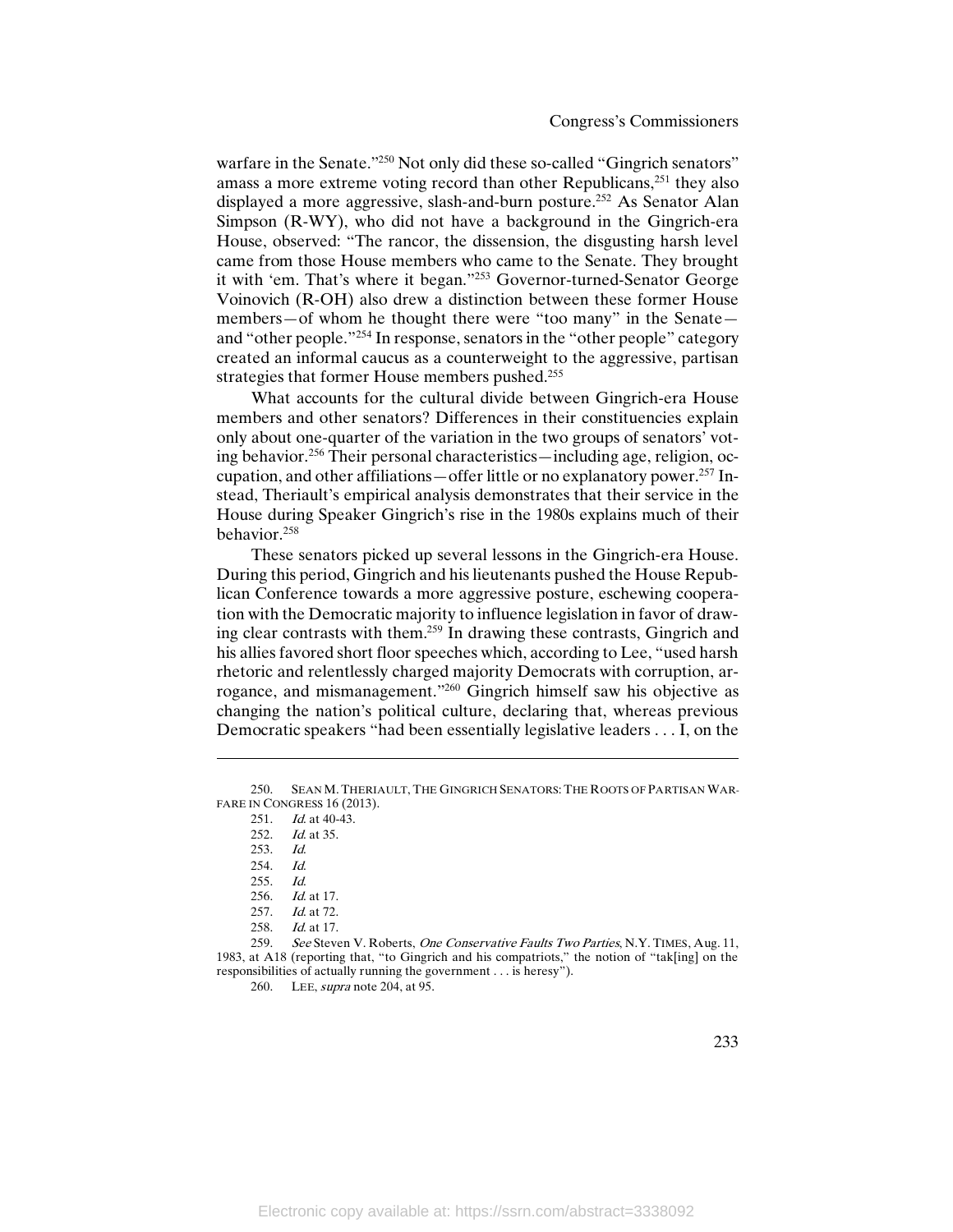warfare in the Senate."[250] Not only did these so-called "Gingrich senators" amass a more extreme voting record than other Republicans,[251] they also displayed a more aggressive, slash-and-burn posture.[252] As Senator Alan Simpson (R-WY), who did not have a background in the Gingrich-era House, observed: "The rancor, the dissension, the disgusting harsh level came from those House members who came to the Senate. They brought it with 'em. That's where it began."[253] Governor-turned-Senator George Voinovich (R-OH) also drew a distinction between these former House members—of whom he thought there were "too many" in the Senate—and "other people."[254] In response, senators in the "other people" category created an informal caucus as a counterweight to the aggressive, partisan strategies that former House members pushed.[255]

What accounts for the cultural divide between Gingrich-era House members and other senators? Differences in their constituencies explain only about one-quarter of the variation in the two groups of senators' voting behavior.[256] Their personal characteristics—including age, religion, occupation, and other affiliations—offer little or no explanatory power.[257] Instead, Theriault's empirical analysis demonstrates that their service in the House during Speaker Gingrich's rise in the 1980s explains much of their behavior.[258]

These senators picked up several lessons in the Gingrich-era House. During this period, Gingrich and his lieutenants pushed the House Republican Conference towards a more aggressive posture, eschewing cooperation with the Democratic majority to influence legislation in favor of drawing clear contrasts with them.[259] In drawing these contrasts, Gingrich and his allies favored short floor speeches which, according to Lee, "used harsh rhetoric and relentlessly charged majority Democrats with corruption, arrogance, and mismanagement."[260] Gingrich himself saw his objective as changing the nation's political culture, declaring that, whereas previous Democratic speakers "had been essentially legislative leaders . . . I, on the

---

250. SEAN M. THERIAULT, THE GINGRICH SENATORS: THE ROOTS OF PARTISAN WARFARE IN CONGRESS 16 (2013).

251. *Id.* at 40-43.

252. *Id.* at 35.

253. *Id.*

254. *Id.*

255. *Id.*

256. *Id.* at 17.

257. *Id.* at 72.

258. *Id.* at 17.

259. *See* Steven V. Roberts, *One Conservative Faults Two Parties*, N.Y. TIMES, Aug. 11, 1983, at A18 (reporting that, "to Gingrich and his compatriots," the notion of "tak[ing] on the responsibilities of actually running the government . . . is heresy").

260. LEE, *supra* note 204, at 95.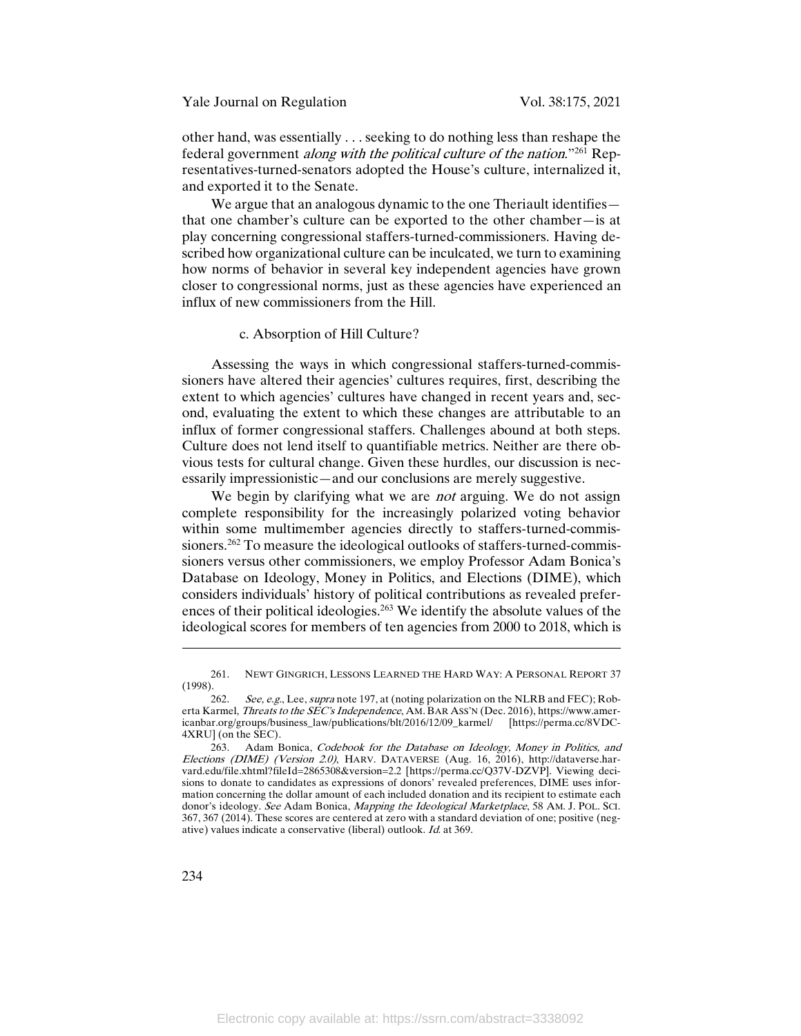other hand, was essentially . . . seeking to do nothing less than reshape the federal government *along with the political culture of the nation*."[261] Representatives-turned-senators adopted the House's culture, internalized it, and exported it to the Senate.

We argue that an analogous dynamic to the one Theriault identifies—that one chamber's culture can be exported to the other chamber—is at play concerning congressional staffers-turned-commissioners. Having described how organizational culture can be inculcated, we turn to examining how norms of behavior in several key independent agencies have grown closer to congressional norms, just as these agencies have experienced an influx of new commissioners from the Hill.

#### c. Absorption of Hill Culture?

Assessing the ways in which congressional staffers-turned-commissioners have altered their agencies' cultures requires, first, describing the extent to which agencies' cultures have changed in recent years and, second, evaluating the extent to which these changes are attributable to an influx of former congressional staffers. Challenges abound at both steps. Culture does not lend itself to quantifiable metrics. Neither are there obvious tests for cultural change. Given these hurdles, our discussion is necessarily impressionistic—and our conclusions are merely suggestive.

We begin by clarifying what we are *not* arguing. We do not assign complete responsibility for the increasingly polarized voting behavior within some multimember agencies directly to staffers-turned-commissioners.[262] To measure the ideological outlooks of staffers-turned-commissioners versus other commissioners, we employ Professor Adam Bonica's Database on Ideology, Money in Politics, and Elections (DIME), which considers individuals' history of political contributions as revealed preferences of their political ideologies.[263] We identify the absolute values of the ideological scores for members of ten agencies from 2000 to 2018, which is

---

261. NEWT GINGRICH, LESSONS LEARNED THE HARD WAY: A PERSONAL REPORT 37 (1998).

262. *See, e.g.*, Lee, *supra* note 197, at (noting polarization on the NLRB and FEC); Roberta Karmel, *Threats to the SEC's Independence*, AM. BAR ASS'N (Dec. 2016), https://www.americanbar.org/groups/business_law/publications/blt/2016/12/09_karmel/ [https://perma.cc/8VDC-4XRU] (on the SEC).

263. Adam Bonica, *Codebook for the Database on Ideology, Money in Politics, and Elections (DIME) (Version 2.0)*, HARV. DATAVERSE (Aug. 16, 2016), http://dataverse.harvard.edu/file.xhtml?fileId=2865308&version=2.2 [https://perma.cc/Q37V-DZVP]. Viewing decisions to donate to candidates as expressions of donors' revealed preferences, DIME uses information concerning the dollar amount of each included donation and its recipient to estimate each donor's ideology. *See* Adam Bonica, *Mapping the Ideological Marketplace*, 58 AM. J. POL. SCI. 367, 367 (2014). These scores are centered at zero with a standard deviation of one; positive (negative) values indicate a conservative (liberal) outlook. *Id.* at 369.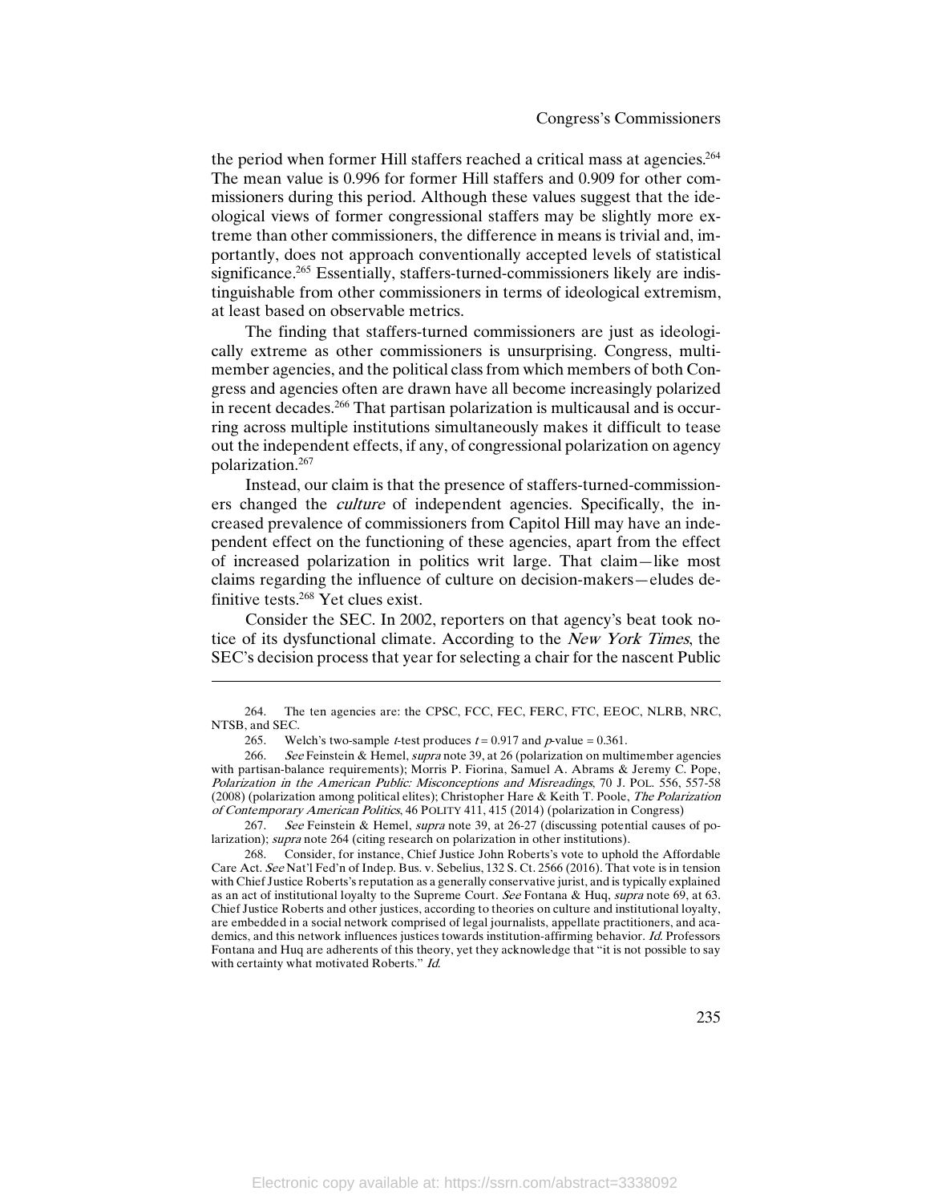the period when former Hill staffers reached a critical mass at agencies.[264] The mean value is 0.996 for former Hill staffers and 0.909 for other commissioners during this period. Although these values suggest that the ideological views of former congressional staffers may be slightly more extreme than other commissioners, the difference in means is trivial and, importantly, does not approach conventionally accepted levels of statistical significance.[265] Essentially, staffers-turned-commissioners likely are indistinguishable from other commissioners in terms of ideological extremism, at least based on observable metrics.

The finding that staffers-turned commissioners are just as ideologically extreme as other commissioners is unsurprising. Congress, multimember agencies, and the political class from which members of both Congress and agencies often are drawn have all become increasingly polarized in recent decades.[266] That partisan polarization is multicausal and is occurring across multiple institutions simultaneously makes it difficult to tease out the independent effects, if any, of congressional polarization on agency polarization.[267]

Instead, our claim is that the presence of staffers-turned-commissioners changed the *culture* of independent agencies. Specifically, the increased prevalence of commissioners from Capitol Hill may have an independent effect on the functioning of these agencies, apart from the effect of increased polarization in politics writ large. That claim—like most claims regarding the influence of culture on decision-makers—eludes definitive tests.[268] Yet clues exist.

Consider the SEC. In 2002, reporters on that agency's beat took notice of its dysfunctional climate. According to the *New York Times*, the SEC's decision process that year for selecting a chair for the nascent Public

---

264. The ten agencies are: the CPSC, FCC, FEC, FERC, FTC, EEOC, NLRB, NRC, NTSB, and SEC.

265. Welch's two-sample $t$-test produces $t = 0.917$ and $p$-value $= 0.361$.

266. *See* Feinstein & Hemel, *supra* note 39, at 26 (polarization on multimember agencies with partisan-balance requirements); Morris P. Fiorina, Samuel A. Abrams & Jeremy C. Pope, *Polarization in the American Public: Misconceptions and Misreadings*, 70 J. POL. 556, 557-58 (2008) (polarization among political elites); Christopher Hare & Keith T. Poole, *The Polarization of Contemporary American Politics*, 46 POLITY 411, 415 (2014) (polarization in Congress)

267. *See* Feinstein & Hemel, *supra* note 39, at 26-27 (discussing potential causes of polarization); *supra* note 264 (citing research on polarization in other institutions).

268. Consider, for instance, Chief Justice John Roberts's vote to uphold the Affordable Care Act. *See* Nat'l Fed'n of Indep. Bus. v. Sebelius, 132 S. Ct. 2566 (2016). That vote is in tension with Chief Justice Roberts's reputation as a generally conservative jurist, and is typically explained as an act of institutional loyalty to the Supreme Court. *See* Fontana & Huq, *supra* note 69, at 63. Chief Justice Roberts and other justices, according to theories on culture and institutional loyalty, are embedded in a social network comprised of legal journalists, appellate practitioners, and academics, and this network influences justices towards institution-affirming behavior. *Id.* Professors Fontana and Huq are adherents of this theory, yet they acknowledge that "it is not possible to say with certainty what motivated Roberts." *Id.*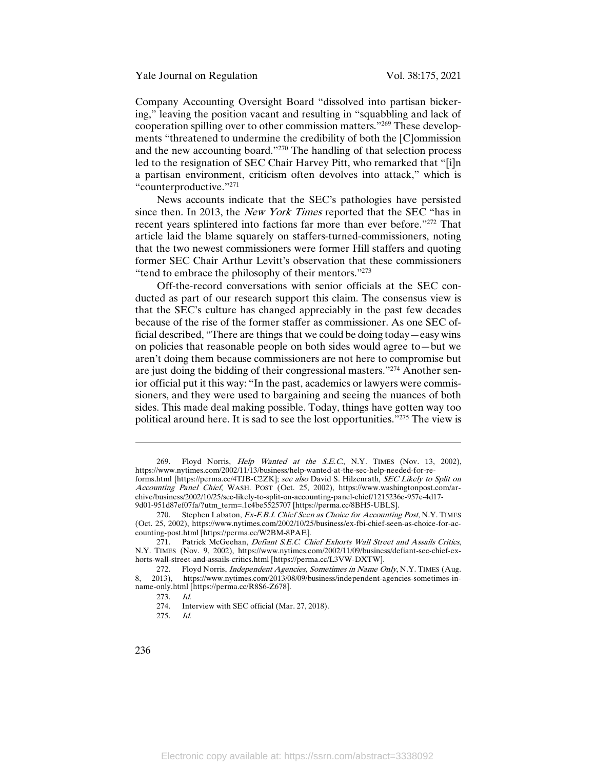Company Accounting Oversight Board "dissolved into partisan bickering," leaving the position vacant and resulting in "squabbling and lack of cooperation spilling over to other commission matters."[269] These developments "threatened to undermine the credibility of both the [C]ommission and the new accounting board."[270] The handling of that selection process led to the resignation of SEC Chair Harvey Pitt, who remarked that "[i]n a partisan environment, criticism often devolves into attack," which is "counterproductive."[271]

News accounts indicate that the SEC's pathologies have persisted since then. In 2013, the *New York Times* reported that the SEC "has in recent years splintered into factions far more than ever before."[272] That article laid the blame squarely on staffers-turned-commissioners, noting that the two newest commissioners were former Hill staffers and quoting former SEC Chair Arthur Levitt's observation that these commissioners "tend to embrace the philosophy of their mentors."[273]

Off-the-record conversations with senior officials at the SEC conducted as part of our research support this claim. The consensus view is that the SEC's culture has changed appreciably in the past few decades because of the rise of the former staffer as commissioner. As one SEC official described, "There are things that we could be doing today—easy wins on policies that reasonable people on both sides would agree to—but we aren't doing them because commissioners are not here to compromise but are just doing the bidding of their congressional masters."[274] Another senior official put it this way: "In the past, academics or lawyers were commissioners, and they were used to bargaining and seeing the nuances of both sides. This made deal making possible. Today, things have gotten way too political around here. It is sad to see the lost opportunities."[275] The view is

---

269. Floyd Norris, *Help Wanted at the S.E.C.*, N.Y. TIMES (Nov. 13, 2002), https://www.nytimes.com/2002/11/13/business/help-wanted-at-the-sec-help-needed-for-reforms.html [https://perma.cc/4TJB-C2ZK]; *see also* David S. Hilzenrath, *SEC Likely to Split on Accounting Panel Chief*, WASH. POST (Oct. 25, 2002), https://www.washingtonpost.com/archive/business/2002/10/25/sec-likely-to-split-on-accounting-panel-chief/1215236e-957c-4d17-9d01-951d87ef07fa/?utm_term=.1c4be5525707 [https://perma.cc/8BH5-UBLS].

270. Stephen Labaton, *Ex-F.B.I. Chief Seen as Choice for Accounting Post*, N.Y. TIMES (Oct. 25, 2002), https://www.nytimes.com/2002/10/25/business/ex-fbi-chief-seen-as-choice-for-accounting-post.html [https://perma.cc/W2BM-8PAE].

271. Patrick McGeehan, *Defiant S.E.C. Chief Exhorts Wall Street and Assails Critics*, N.Y. TIMES (Nov. 9, 2002), https://www.nytimes.com/2002/11/09/business/defiant-sec-chief-exhorts-wall-street-and-assails-critics.html [https://perma.cc/L3VW-DXTW].

272. Floyd Norris, *Independent Agencies, Sometimes in Name Only*, N.Y. TIMES (Aug. 8, 2013), https://www.nytimes.com/2013/08/09/business/independent-agencies-sometimes-in-name-only.html [https://perma.cc/R8S6-Z678].

273. *Id.*

274. Interview with SEC official (Mar. 27, 2018).

275. *Id.*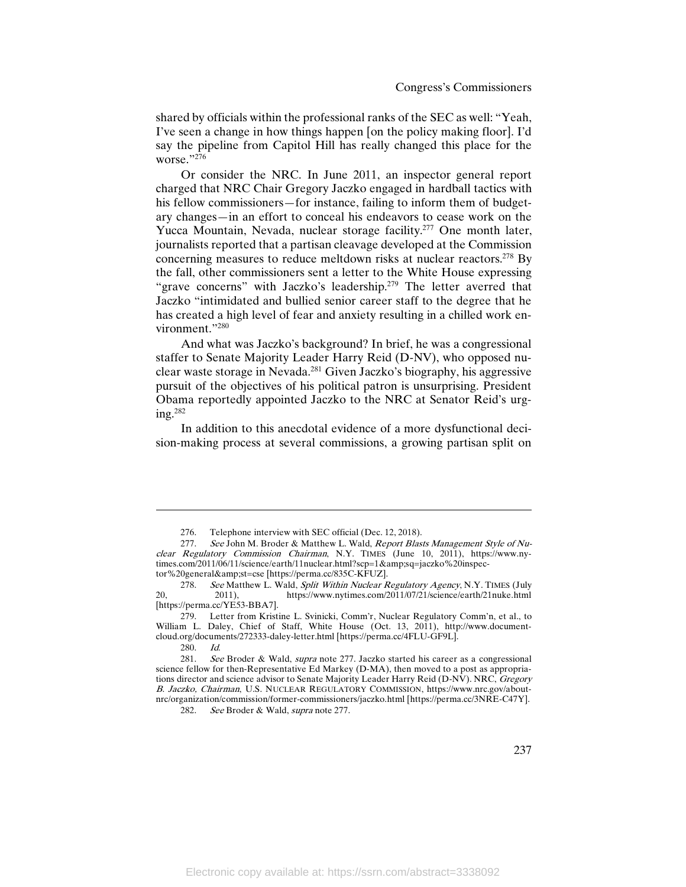shared by officials within the professional ranks of the SEC as well: "Yeah, I've seen a change in how things happen [on the policy making floor]. I'd say the pipeline from Capitol Hill has really changed this place for the worse."[276]

Or consider the NRC. In June 2011, an inspector general report charged that NRC Chair Gregory Jaczko engaged in hardball tactics with his fellow commissioners—for instance, failing to inform them of budgetary changes—in an effort to conceal his endeavors to cease work on the Yucca Mountain, Nevada, nuclear storage facility.[277] One month later, journalists reported that a partisan cleavage developed at the Commission concerning measures to reduce meltdown risks at nuclear reactors.[278] By the fall, other commissioners sent a letter to the White House expressing "grave concerns" with Jaczko's leadership.[279] The letter averred that Jaczko "intimidated and bullied senior career staff to the degree that he has created a high level of fear and anxiety resulting in a chilled work environment."[280]

And what was Jaczko's background? In brief, he was a congressional staffer to Senate Majority Leader Harry Reid (D-NV), who opposed nuclear waste storage in Nevada.[281] Given Jaczko's biography, his aggressive pursuit of the objectives of his political patron is unsurprising. President Obama reportedly appointed Jaczko to the NRC at Senator Reid's urging.[282]

In addition to this anecdotal evidence of a more dysfunctional decision-making process at several commissions, a growing partisan split on

---

276. Telephone interview with SEC official (Dec. 12, 2018).

277. *See* John M. Broder & Matthew L. Wald, *Report Blasts Management Style of Nuclear Regulatory Commission Chairman*, N.Y. TIMES (June 10, 2011), https://www.nytimes.com/2011/06/11/science/earth/11nuclear.html?scp=1&amp;sq=jaczko%20inspector%20general&amp;st=cse [https://perma.cc/835C-KFUZ].

278. *See* Matthew L. Wald, *Split Within Nuclear Regulatory Agency*, N.Y. TIMES (July 20, 2011), https://www.nytimes.com/2011/07/21/science/earth/21nuke.html [https://perma.cc/YE53-BBA7].

279. Letter from Kristine L. Svinicki, Comm'r, Nuclear Regulatory Comm'n, et al., to William L. Daley, Chief of Staff, White House (Oct. 13, 2011), http://www.documentcloud.org/documents/272333-daley-letter.html [https://perma.cc/4FLU-GF9L].

280. *Id.*

281. *See* Broder & Wald, *supra* note 277. Jaczko started his career as a congressional science fellow for then-Representative Ed Markey (D-MA), then moved to a post as appropriations director and science advisor to Senate Majority Leader Harry Reid (D-NV). NRC, *Gregory B. Jaczko, Chairman*, U.S. NUCLEAR REGULATORY COMMISSION, https://www.nrc.gov/about-nrc/organization/commission/former-commissioners/jaczko.html [https://perma.cc/3NRE-C47Y].

282. *See* Broder & Wald, *supra* note 277.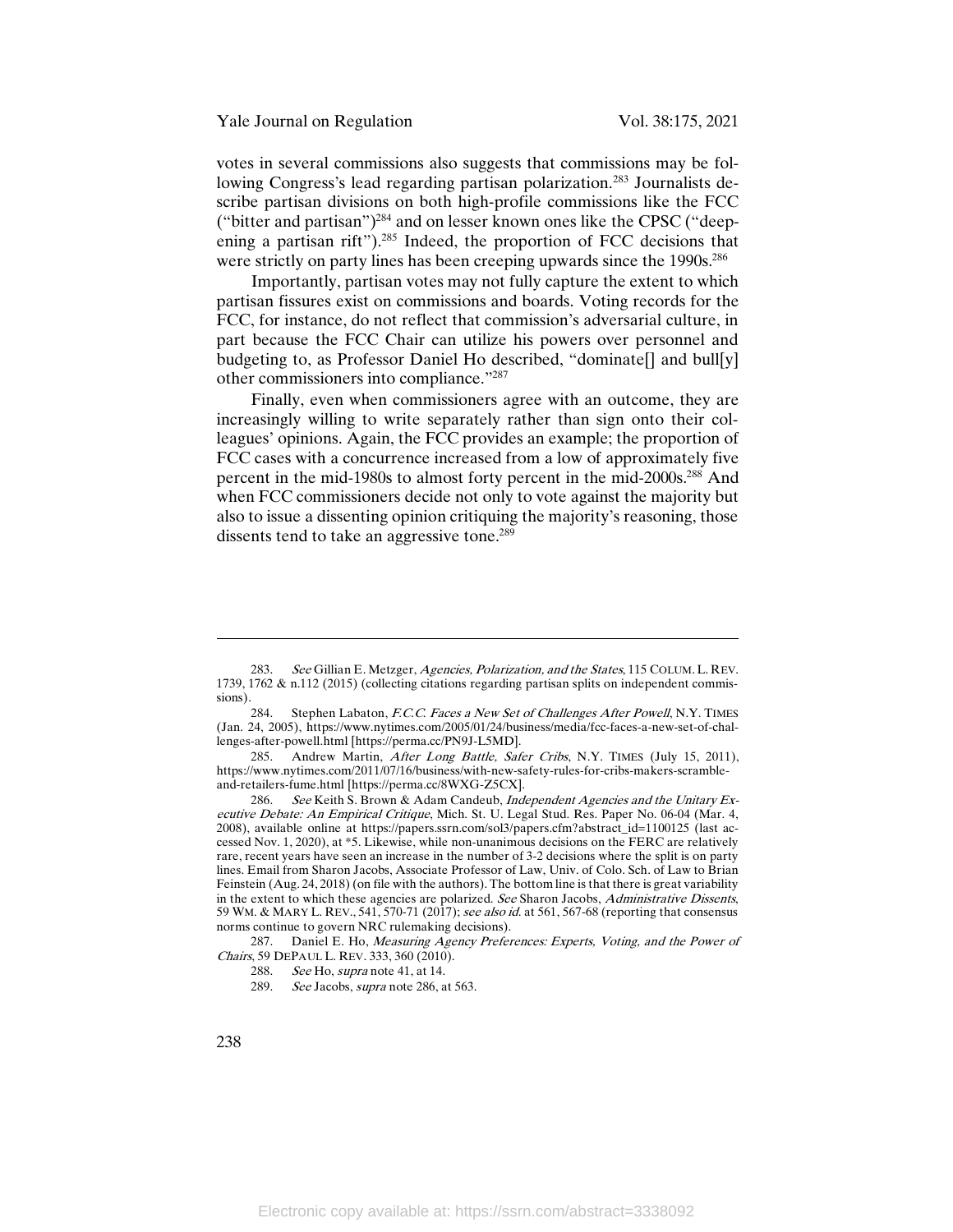votes in several commissions also suggests that commissions may be following Congress's lead regarding partisan polarization.[283] Journalists describe partisan divisions on both high-profile commissions like the FCC ("bitter and partisan")[284] and on lesser known ones like the CPSC ("deepening a partisan rift").[285] Indeed, the proportion of FCC decisions that were strictly on party lines has been creeping upwards since the 1990s.[286]

Importantly, partisan votes may not fully capture the extent to which partisan fissures exist on commissions and boards. Voting records for the FCC, for instance, do not reflect that commission's adversarial culture, in part because the FCC Chair can utilize his powers over personnel and budgeting to, as Professor Daniel Ho described, "dominate[] and bull[y] other commissioners into compliance."[287]

Finally, even when commissioners agree with an outcome, they are increasingly willing to write separately rather than sign onto their colleagues' opinions. Again, the FCC provides an example; the proportion of FCC cases with a concurrence increased from a low of approximately five percent in the mid-1980s to almost forty percent in the mid-2000s.[288] And when FCC commissioners decide not only to vote against the majority but also to issue a dissenting opinion critiquing the majority's reasoning, those dissents tend to take an aggressive tone.[289]

---

283. *See* Gillian E. Metzger, *Agencies, Polarization, and the States*, 115 COLUM. L. REV. 1739, 1762 & n.112 (2015) (collecting citations regarding partisan splits on independent commissions).

284. Stephen Labaton, *F.C.C. Faces a New Set of Challenges After Powell*, N.Y. TIMES (Jan. 24, 2005), https://www.nytimes.com/2005/01/24/business/media/fcc-faces-a-new-set-of-challenges-after-powell.html [https://perma.cc/PN9J-L5MD].

285. Andrew Martin, *After Long Battle, Safer Cribs*, N.Y. TIMES (July 15, 2011), https://www.nytimes.com/2011/07/16/business/with-new-safety-rules-for-cribs-makers-scramble-and-retailers-fume.html [https://perma.cc/8WXG-Z5CX].

286. *See* Keith S. Brown & Adam Candeub, *Independent Agencies and the Unitary Executive Debate: An Empirical Critique*, Mich. St. U. Legal Stud. Res. Paper No. 06-04 (Mar. 4, 2008), available online at https://papers.ssrn.com/sol3/papers.cfm?abstract_id=1100125 (last accessed Nov. 1, 2020), at *5. Likewise, while non-unanimous decisions on the FERC are relatively rare, recent years have seen an increase in the number of 3-2 decisions where the split is on party lines. Email from Sharon Jacobs, Associate Professor of Law, Univ. of Colo. Sch. of Law to Brian Feinstein (Aug. 24, 2018) (on file with the authors). The bottom line is that there is great variability in the extent to which these agencies are polarized. *See* Sharon Jacobs, *Administrative Dissents*, 59 WM. & MARY L. REV., 541, 570-71 (2017); *see also id.* at 561, 567-68 (reporting that consensus norms continue to govern NRC rulemaking decisions).

287. Daniel E. Ho, *Measuring Agency Preferences: Experts, Voting, and the Power of Chairs*, 59 DEPAUL L. REV. 333, 360 (2010).

288. *See* Ho, *supra* note 41, at 14.

289. *See* Jacobs, *supra* note 286, at 563.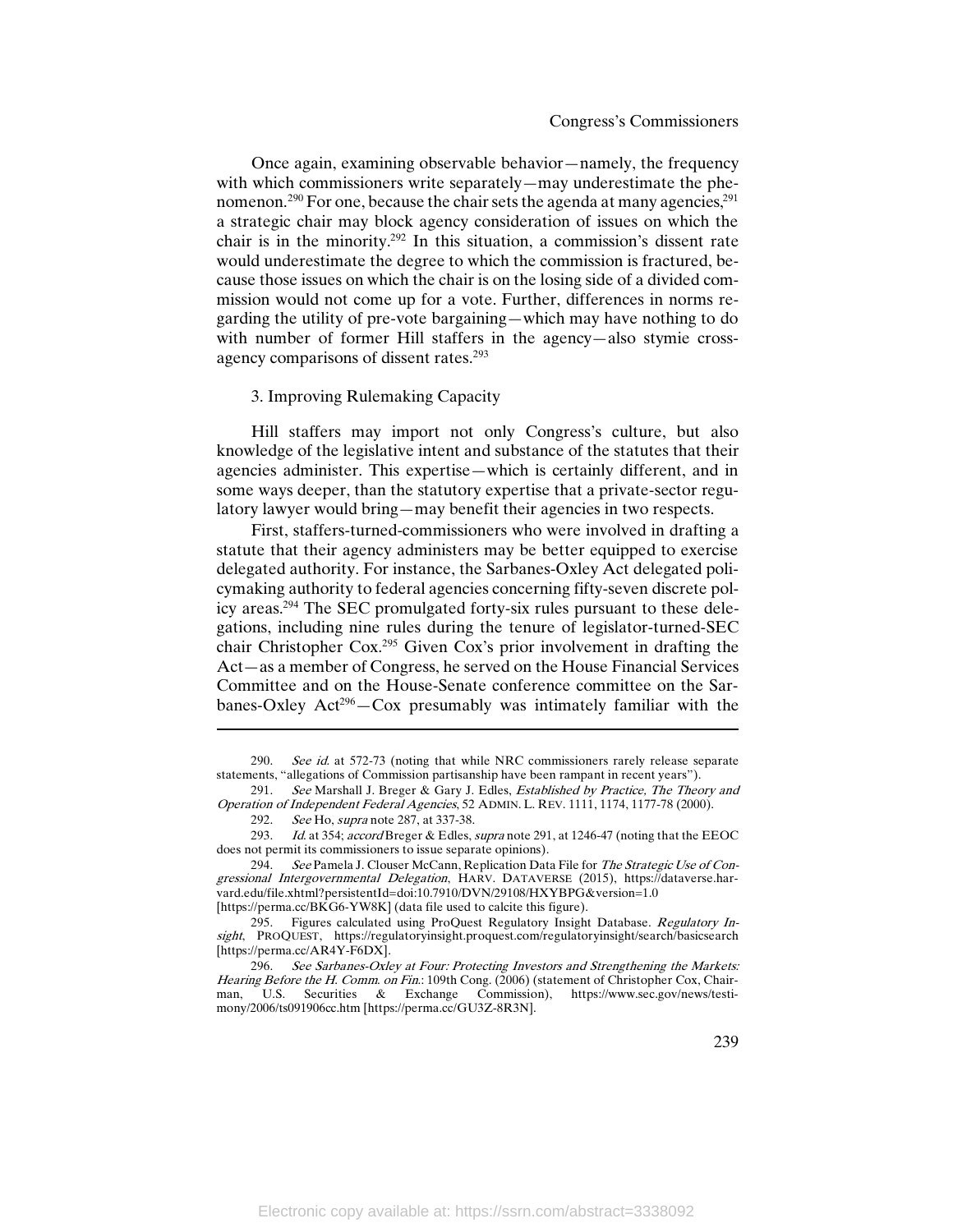Once again, examining observable behavior—namely, the frequency with which commissioners write separately—may underestimate the phenomenon.[290] For one, because the chair sets the agenda at many agencies,[291] a strategic chair may block agency consideration of issues on which the chair is in the minority.[292] In this situation, a commission's dissent rate would underestimate the degree to which the commission is fractured, because those issues on which the chair is on the losing side of a divided commission would not come up for a vote. Further, differences in norms regarding the utility of pre-vote bargaining—which may have nothing to do with number of former Hill staffers in the agency—also stymie cross-agency comparisons of dissent rates.[293]

### 3. Improving Rulemaking Capacity

Hill staffers may import not only Congress's culture, but also knowledge of the legislative intent and substance of the statutes that their agencies administer. This expertise—which is certainly different, and in some ways deeper, than the statutory expertise that a private-sector regulatory lawyer would bring—may benefit their agencies in two respects.

First, staffers-turned-commissioners who were involved in drafting a statute that their agency administers may be better equipped to exercise delegated authority. For instance, the Sarbanes-Oxley Act delegated policymaking authority to federal agencies concerning fifty-seven discrete policy areas.[294] The SEC promulgated forty-six rules pursuant to these delegations, including nine rules during the tenure of legislator-turned-SEC chair Christopher Cox.[295] Given Cox's prior involvement in drafting the Act—as a member of Congress, he served on the House Financial Services Committee and on the House-Senate conference committee on the Sarbanes-Oxley Act[296]—Cox presumably was intimately familiar with the

---

290. *See id.* at 572-73 (noting that while NRC commissioners rarely release separate statements, "allegations of Commission partisanship have been rampant in recent years").

291. *See* Marshall J. Breger & Gary J. Edles, *Established by Practice, The Theory and Operation of Independent Federal Agencies*, 52 ADMIN. L. REV. 1111, 1174, 1177-78 (2000).

292. *See* Ho, *supra* note 287, at 337-38.

293. *Id.* at 354; *accord* Breger & Edles, *supra* note 291, at 1246-47 (noting that the EEOC does not permit its commissioners to issue separate opinions).

294. *See* Pamela J. Clouser McCann, Replication Data File for *The Strategic Use of Congressional Intergovernmental Delegation*, HARV. DATAVERSE (2015), https://dataverse.harvard.edu/file.xhtml?persistentId=doi:10.7910/DVN/29108/HXYBPG&version=1.0 [https://perma.cc/BKG6-YW8K] (data file used to calcite this figure).

295. Figures calculated using ProQuest Regulatory Insight Database. *Regulatory Insight*, PROQUEST, https://regulatoryinsight.proquest.com/regulatoryinsight/search/basicsearch [https://perma.cc/AR4Y-F6DX].

296. *See Sarbanes-Oxley at Four: Protecting Investors and Strengthening the Markets: Hearing Before the H. Comm. on Fin.*: 109th Cong. (2006) (statement of Christopher Cox, Chairman, U.S. Securities & Exchange Commission), https://www.sec.gov/news/testimony/2006/ts091906cc.htm [https://perma.cc/GU3Z-8R3N].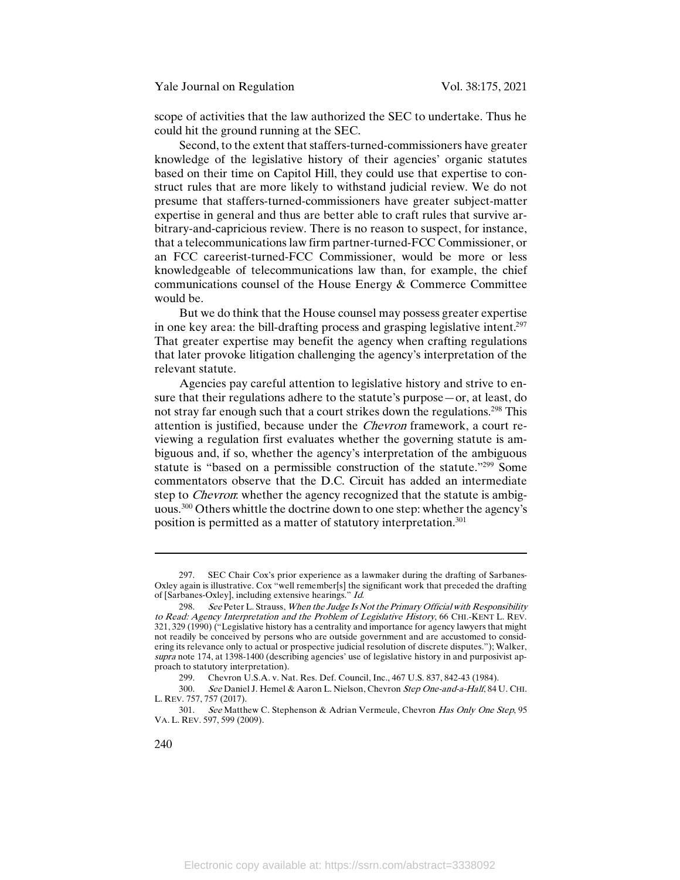scope of activities that the law authorized the SEC to undertake. Thus he could hit the ground running at the SEC.

Second, to the extent that staffers-turned-commissioners have greater knowledge of the legislative history of their agencies' organic statutes based on their time on Capitol Hill, they could use that expertise to construct rules that are more likely to withstand judicial review. We do not presume that staffers-turned-commissioners have greater subject-matter expertise in general and thus are better able to craft rules that survive arbitrary-and-capricious review. There is no reason to suspect, for instance, that a telecommunications law firm partner-turned-FCC Commissioner, or an FCC careerist-turned-FCC Commissioner, would be more or less knowledgeable of telecommunications law than, for example, the chief communications counsel of the House Energy & Commerce Committee would be.

But we do think that the House counsel may possess greater expertise in one key area: the bill-drafting process and grasping legislative intent.[297] That greater expertise may benefit the agency when crafting regulations that later provoke litigation challenging the agency's interpretation of the relevant statute.

Agencies pay careful attention to legislative history and strive to ensure that their regulations adhere to the statute's purpose—or, at least, do not stray far enough such that a court strikes down the regulations.[298] This attention is justified, because under the *Chevron* framework, a court reviewing a regulation first evaluates whether the governing statute is ambiguous and, if so, whether the agency's interpretation of the ambiguous statute is "based on a permissible construction of the statute."[299] Some commentators observe that the D.C. Circuit has added an intermediate step to *Chevron*: whether the agency recognized that the statute is ambiguous.[300] Others whittle the doctrine down to one step: whether the agency's position is permitted as a matter of statutory interpretation.[301]

---

297. SEC Chair Cox's prior experience as a lawmaker during the drafting of Sarbanes-Oxley again is illustrative. Cox "well remember[s] the significant work that preceded the drafting of [Sarbanes-Oxley], including extensive hearings." *Id.*

298. *See* Peter L. Strauss, *When the Judge Is Not the Primary Official with Responsibility to Read: Agency Interpretation and the Problem of Legislative History*, 66 CHI.-KENT L. REV. 321, 329 (1990) ("Legislative history has a centrality and importance for agency lawyers that might not readily be conceived by persons who are outside government and are accustomed to considering its relevance only to actual or prospective judicial resolution of discrete disputes."); Walker, *supra* note 174, at 1398-1400 (describing agencies' use of legislative history in and purposivist approach to statutory interpretation).

299. Chevron U.S.A. v. Nat. Res. Def. Council, Inc., 467 U.S. 837, 842-43 (1984).

300. *See* Daniel J. Hemel & Aaron L. Nielson, Chevron *Step One-and-a-Half*, 84 U. CHI. L. REV. 757, 757 (2017).

301. *See* Matthew C. Stephenson & Adrian Vermeule, Chevron *Has Only One Step*, 95 VA. L. REV. 597, 599 (2009).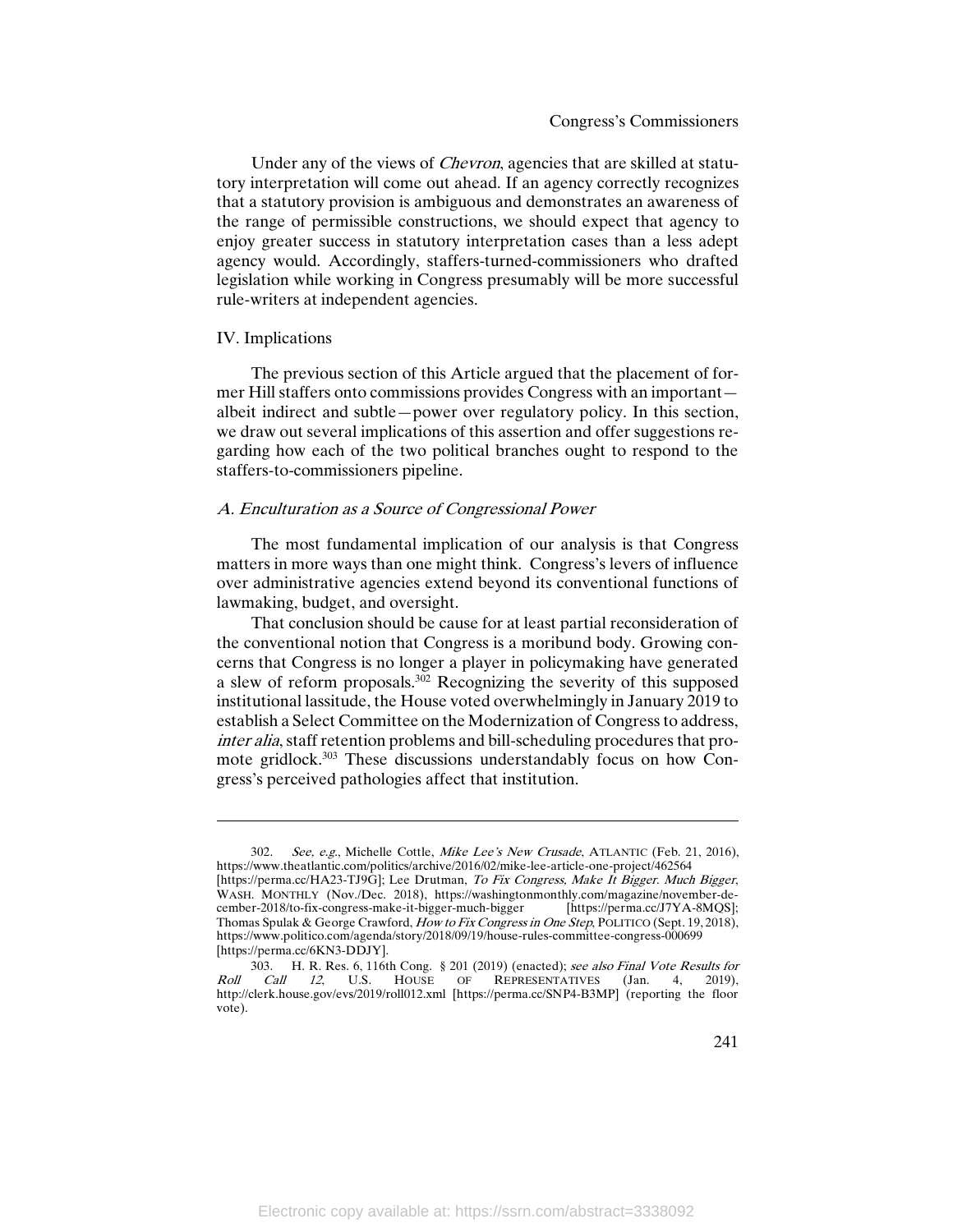Under any of the views of *Chevron*, agencies that are skilled at statutory interpretation will come out ahead. If an agency correctly recognizes that a statutory provision is ambiguous and demonstrates an awareness of the range of permissible constructions, we should expect that agency to enjoy greater success in statutory interpretation cases than a less adept agency would. Accordingly, staffers-turned-commissioners who drafted legislation while working in Congress presumably will be more successful rule-writers at independent agencies.

## IV. Implications

The previous section of this Article argued that the placement of former Hill staffers onto commissions provides Congress with an important—albeit indirect and subtle—power over regulatory policy. In this section, we draw out several implications of this assertion and offer suggestions regarding how each of the two political branches ought to respond to the staffers-to-commissioners pipeline.

### *A. Enculturation as a Source of Congressional Power*

The most fundamental implication of our analysis is that Congress matters in more ways than one might think. Congress's levers of influence over administrative agencies extend beyond its conventional functions of lawmaking, budget, and oversight.

That conclusion should be cause for at least partial reconsideration of the conventional notion that Congress is a moribund body. Growing concerns that Congress is no longer a player in policymaking have generated a slew of reform proposals.[302] Recognizing the severity of this supposed institutional lassitude, the House voted overwhelmingly in January 2019 to establish a Select Committee on the Modernization of Congress to address, *inter alia*, staff retention problems and bill-scheduling procedures that promote gridlock.[303] These discussions understandably focus on how Congress's perceived pathologies affect that institution.

---

302. *See, e.g.*, Michelle Cottle, *Mike Lee's New Crusade*, ATLANTIC (Feb. 21, 2016), https://www.theatlantic.com/politics/archive/2016/02/mike-lee-article-one-project/462564 [https://perma.cc/HA23-TJ9G]; Lee Drutman, *To Fix Congress, Make It Bigger. Much Bigger*, WASH. MONTHLY (Nov./Dec. 2018), https://washingtonmonthly.com/magazine/november-december-2018/to-fix-congress-make-it-bigger-much-bigger [https://perma.cc/J7YA-8MQS]; Thomas Spulak & George Crawford, *How to Fix Congress in One Step*, POLITICO (Sept. 19, 2018), https://www.politico.com/agenda/story/2018/09/19/house-rules-committee-congress-000699 [https://perma.cc/6KN3-DDJY].

303. H. R. Res. 6, 116th Cong. § 201 (2019) (enacted); *see also Final Vote Results for Roll Call 12*, U.S. HOUSE OF REPRESENTATIVES (Jan. 4, 2019), http://clerk.house.gov/evs/2019/roll012.xml [https://perma.cc/SNP4-B3MP] (reporting the floor vote).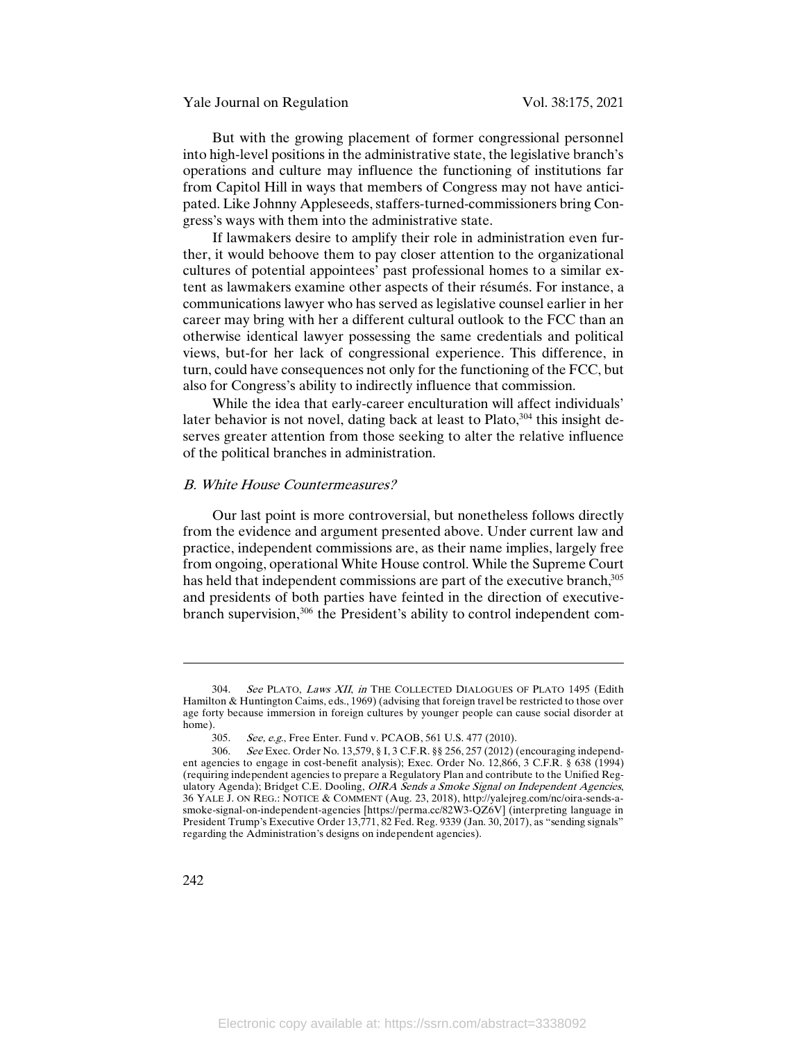But with the growing placement of former congressional personnel into high-level positions in the administrative state, the legislative branch's operations and culture may influence the functioning of institutions far from Capitol Hill in ways that members of Congress may not have anticipated. Like Johnny Appleseeds, staffers-turned-commissioners bring Congress's ways with them into the administrative state.

If lawmakers desire to amplify their role in administration even further, it would behoove them to pay closer attention to the organizational cultures of potential appointees' past professional homes to a similar extent as lawmakers examine other aspects of their résumés. For instance, a communications lawyer who has served as legislative counsel earlier in her career may bring with her a different cultural outlook to the FCC than an otherwise identical lawyer possessing the same credentials and political views, but-for her lack of congressional experience. This difference, in turn, could have consequences not only for the functioning of the FCC, but also for Congress's ability to indirectly influence that commission.

While the idea that early-career enculturation will affect individuals' later behavior is not novel, dating back at least to Plato,[304] this insight deserves greater attention from those seeking to alter the relative influence of the political branches in administration.

### *B. White House Countermeasures?*

Our last point is more controversial, but nonetheless follows directly from the evidence and argument presented above. Under current law and practice, independent commissions are, as their name implies, largely free from ongoing, operational White House control. While the Supreme Court has held that independent commissions are part of the executive branch,[305] and presidents of both parties have feinted in the direction of executive-branch supervision,[306] the President's ability to control independent com-

---

304. *See* PLATO, *Laws XII*, *in* THE COLLECTED DIALOGUES OF PLATO 1495 (Edith Hamilton & Huntington Caims, eds., 1969) (advising that foreign travel be restricted to those over age forty because immersion in foreign cultures by younger people can cause social disorder at home).

305. *See, e.g.*, Free Enter. Fund v. PCAOB, 561 U.S. 477 (2010).

306. *See* Exec. Order No. 13,579, § I, 3 C.F.R. §§ 256, 257 (2012) (encouraging independent agencies to engage in cost-benefit analysis); Exec. Order No. 12,866, 3 C.F.R. § 638 (1994) (requiring independent agencies to prepare a Regulatory Plan and contribute to the Unified Regulatory Agenda); Bridget C.E. Dooling, *OIRA Sends a Smoke Signal on Independent Agencies*, 36 YALE J. ON REG.: NOTICE & COMMENT (Aug. 23, 2018), http://yalejreg.com/nc/oira-sends-a-smoke-signal-on-independent-agencies [https://perma.cc/82W3-QZ6V] (interpreting language in President Trump's Executive Order 13,771, 82 Fed. Reg. 9339 (Jan. 30, 2017), as "sending signals" regarding the Administration's designs on independent agencies).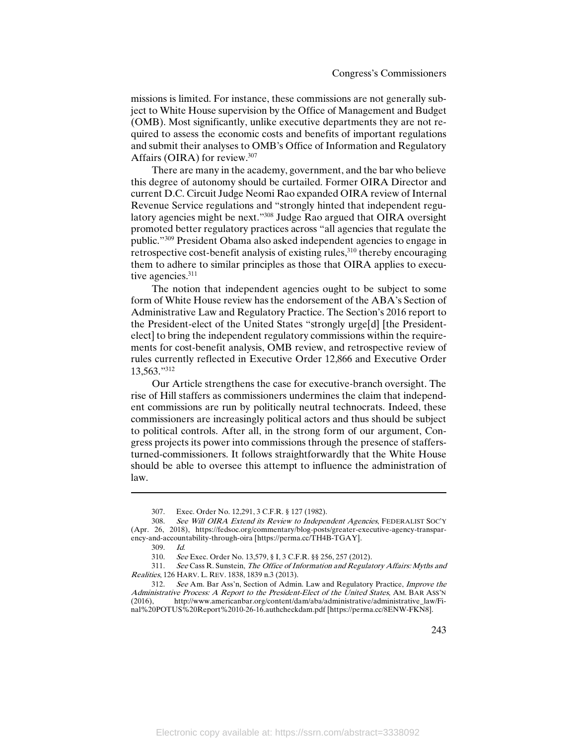missions is limited. For instance, these commissions are not generally subject to White House supervision by the Office of Management and Budget (OMB). Most significantly, unlike executive departments they are not required to assess the economic costs and benefits of important regulations and submit their analyses to OMB's Office of Information and Regulatory Affairs (OIRA) for review.[307]

There are many in the academy, government, and the bar who believe this degree of autonomy should be curtailed. Former OIRA Director and current D.C. Circuit Judge Neomi Rao expanded OIRA review of Internal Revenue Service regulations and "strongly hinted that independent regulatory agencies might be next."[308] Judge Rao argued that OIRA oversight promoted better regulatory practices across "all agencies that regulate the public."[309] President Obama also asked independent agencies to engage in retrospective cost-benefit analysis of existing rules,[310] thereby encouraging them to adhere to similar principles as those that OIRA applies to executive agencies.[311]

The notion that independent agencies ought to be subject to some form of White House review has the endorsement of the ABA's Section of Administrative Law and Regulatory Practice. The Section's 2016 report to the President-elect of the United States "strongly urge[d] [the President-elect] to bring the independent regulatory commissions within the requirements for cost-benefit analysis, OMB review, and retrospective review of rules currently reflected in Executive Order 12,866 and Executive Order 13,563."[312]

Our Article strengthens the case for executive-branch oversight. The rise of Hill staffers as commissioners undermines the claim that independent commissions are run by politically neutral technocrats. Indeed, these commissioners are increasingly political actors and thus should be subject to political controls. After all, in the strong form of our argument, Congress projects its power into commissions through the presence of staffers-turned-commissioners. It follows straightforwardly that the White House should be able to oversee this attempt to influence the administration of law.

---

307. Exec. Order No. 12,291, 3 C.F.R. § 127 (1982).

308. *See Will OIRA Extend its Review to Independent Agencies*, FEDERALIST SOC'Y (Apr. 26, 2018), https://fedsoc.org/commentary/blog-posts/greater-executive-agency-transparency-and-accountability-through-oira [https://perma.cc/TH4B-TGAY].

309. *Id.*

310. *See* Exec. Order No. 13,579, § I, 3 C.F.R. §§ 256, 257 (2012).

311. *See* Cass R. Sunstein, *The Office of Information and Regulatory Affairs: Myths and Realities*, 126 HARV. L. REV. 1838, 1839 n.3 (2013).

312. *See* Am. Bar Ass'n, Section of Admin. Law and Regulatory Practice, *Improve the Administrative Process: A Report to the President-Elect of the United States*, AM. BAR ASS'N (2016), http://www.americanbar.org/content/dam/aba/administrative/administrative_law/Final%20POTUS%20Report%2010-26-16.authcheckdam.pdf [https://perma.cc/8ENW-FKN8].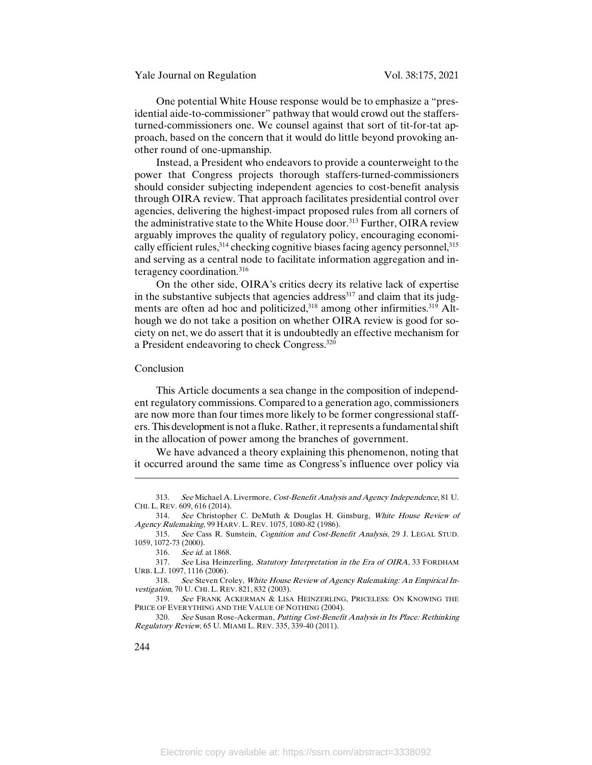One potential White House response would be to emphasize a "presidential aide-to-commissioner" pathway that would crowd out the staffers-turned-commissioners one. We counsel against that sort of tit-for-tat approach, based on the concern that it would do little beyond provoking another round of one-upmanship.

Instead, a President who endeavors to provide a counterweight to the power that Congress projects thorough staffers-turned-commissioners should consider subjecting independent agencies to cost-benefit analysis through OIRA review. That approach facilitates presidential control over agencies, delivering the highest-impact proposed rules from all corners of the administrative state to the White House door.[313] Further, OIRA review arguably improves the quality of regulatory policy, encouraging economically efficient rules,[314] checking cognitive biases facing agency personnel,[315] and serving as a central node to facilitate information aggregation and interagency coordination.[316]

On the other side, OIRA's critics decry its relative lack of expertise in the substantive subjects that agencies address[317] and claim that its judgments are often ad hoc and politicized,[318] among other infirmities.[319] Although we do not take a position on whether OIRA review is good for society on net, we do assert that it is undoubtedly an effective mechanism for a President endeavoring to check Congress.[320]

## Conclusion

This Article documents a sea change in the composition of independent regulatory commissions. Compared to a generation ago, commissioners are now more than four times more likely to be former congressional staffers. This development is not a fluke. Rather, it represents a fundamental shift in the allocation of power among the branches of government.

We have advanced a theory explaining this phenomenon, noting that it occurred around the same time as Congress's influence over policy via

---

313. *See* Michael A. Livermore, *Cost-Benefit Analysis and Agency Independence*, 81 U. CHI. L. REV. 609, 616 (2014).

314. *See* Christopher C. DeMuth & Douglas H. Ginsburg, *White House Review of Agency Rulemaking*, 99 HARV. L. REV. 1075, 1080-82 (1986).

315. *See* Cass R. Sunstein, *Cognition and Cost-Benefit Analysis*, 29 J. LEGAL STUD. 1059, 1072-73 (2000).

316. *See id.* at 1868.

317. *See* Lisa Heinzerling, *Statutory Interpretation in the Era of OIRA*, 33 FORDHAM URB. L.J. 1097, 1116 (2006).

318. *See* Steven Croley, *White House Review of Agency Rulemaking: An Empirical Investigation*, 70 U. CHI. L. REV. 821, 832 (2003).

319. *See* FRANK ACKERMAN & LISA HEINZERLING, PRICELESS: ON KNOWING THE PRICE OF EVERYTHING AND THE VALUE OF NOTHING (2004).

320. *See* Susan Rose-Ackerman, *Putting Cost-Benefit Analysis in Its Place: Rethinking Regulatory Review*, 65 U. MIAMI L. REV. 335, 339-40 (2011).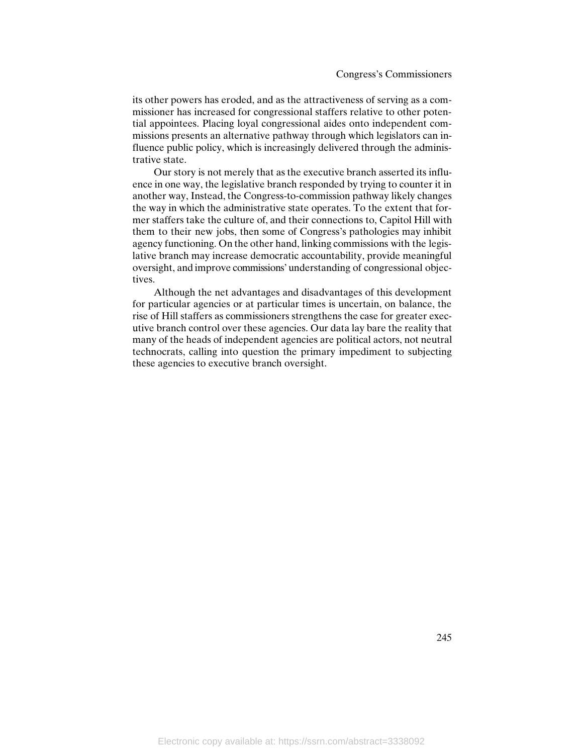its other powers has eroded, and as the attractiveness of serving as a commissioner has increased for congressional staffers relative to other potential appointees. Placing loyal congressional aides onto independent commissions presents an alternative pathway through which legislators can influence public policy, which is increasingly delivered through the administrative state.

Our story is not merely that as the executive branch asserted its influence in one way, the legislative branch responded by trying to counter it in another way, Instead, the Congress-to-commission pathway likely changes the way in which the administrative state operates. To the extent that former staffers take the culture of, and their connections to, Capitol Hill with them to their new jobs, then some of Congress's pathologies may inhibit agency functioning. On the other hand, linking commissions with the legislative branch may increase democratic accountability, provide meaningful oversight, and improve commissions' understanding of congressional objectives.

Although the net advantages and disadvantages of this development for particular agencies or at particular times is uncertain, on balance, the rise of Hill staffers as commissioners strengthens the case for greater executive branch control over these agencies. Our data lay bare the reality that many of the heads of independent agencies are political actors, not neutral technocrats, calling into question the primary impediment to subjecting these agencies to executive branch oversight.